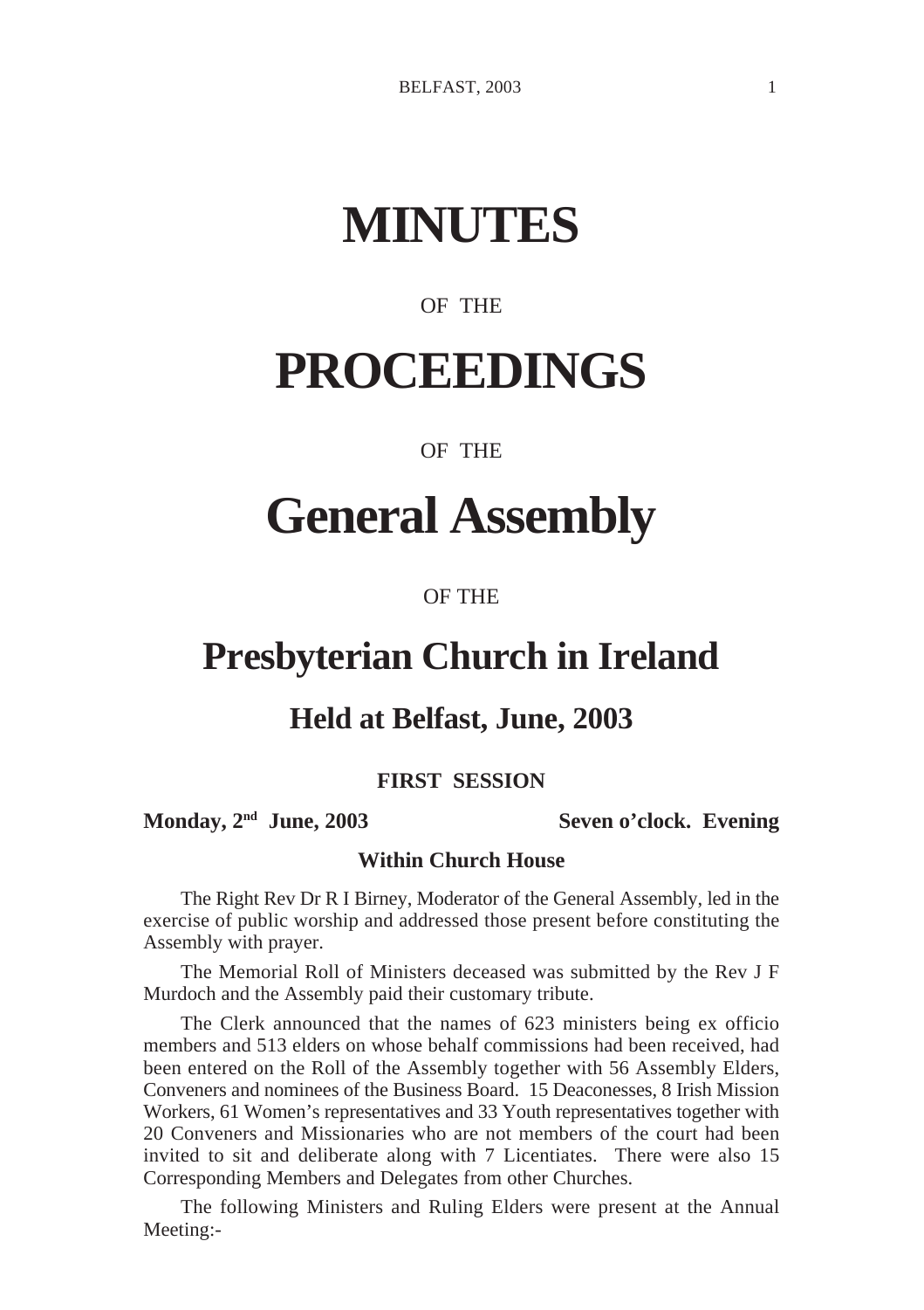# MINUTES

OF THE

# PROCEEDINGS

OF THE

# General Assembly

OF THE

# Presbyterian Church in Ireland

## Held at Belfast, June, 2003

### FIRST SESSION

**Monday, 2nd June, 2003** **Seven o'clock. Evening**

**Within Church House**

The Right Rev Dr R I Birney, Moderator of the General Assembly, led in the exercise of public worship and addressed those present before constituting the Assembly with prayer.

The Memorial Roll of Ministers deceased was submitted by the Rev J F Murdoch and the Assembly paid their customary tribute.

The Clerk announced that the names of 623 ministers being ex officio members and 513 elders on whose behalf commissions had been received, had been entered on the Roll of the Assembly together with 56 Assembly Elders, Conveners and nominees of the Business Board. 15 Deaconesses, 8 Irish Mission Workers, 61 Women's representatives and 33 Youth representatives together with 20 Conveners and Missionaries who are not members of the court had been invited to sit and deliberate along with 7 Licentiates. There were also 15 Corresponding Members and Delegates from other Churches.

The following Ministers and Ruling Elders were present at the Annual Meeting:-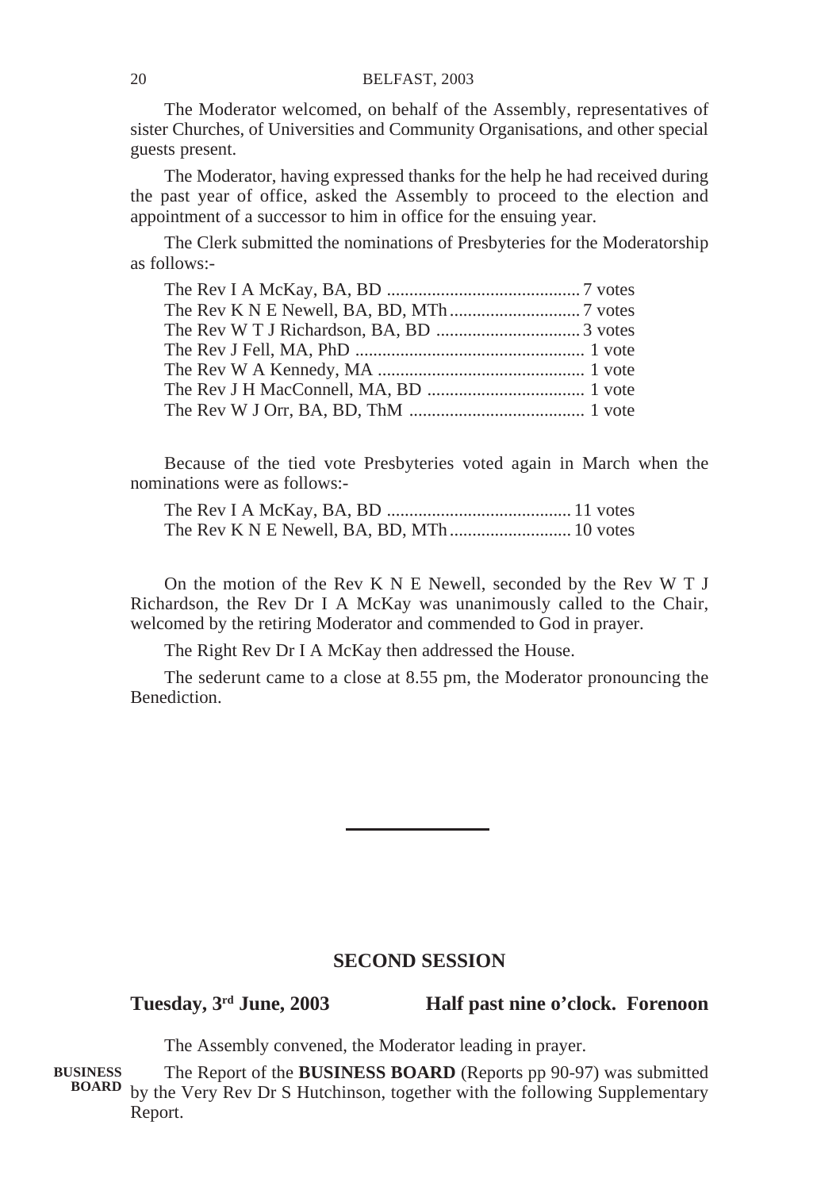The Moderator welcomed, on behalf of the Assembly, representatives of sister Churches, of Universities and Community Organisations, and other special guests present.

The Moderator, having expressed thanks for the help he had received during the past year of office, asked the Assembly to proceed to the election and appointment of a successor to him in office for the ensuing year.

The Clerk submitted the nominations of Presbyteries for the Moderatorship as follows:-

The Rev I A McKay, BA, BD ........................................... 7 votes
The Rev K N E Newell, BA, BD, MTh ............................. 7 votes
The Rev W T J Richardson, BA, BD ................................ 3 votes
The Rev J Fell, MA, PhD ................................................... 1 vote
The Rev W A Kennedy, MA .............................................. 1 vote
The Rev J H MacConnell, MA, BD ................................... 1 vote
The Rev W J Orr, BA, BD, ThM ....................................... 1 vote

Because of the tied vote Presbyteries voted again in March when the nominations were as follows:-

The Rev I A McKay, BA, BD ......................................... 11 votes
The Rev K N E Newell, BA, BD, MTh ........................... 10 votes

On the motion of the Rev K N E Newell, seconded by the Rev W T J Richardson, the Rev Dr I A McKay was unanimously called to the Chair, welcomed by the retiring Moderator and commended to God in prayer.

The Right Rev Dr I A McKay then addressed the House.

The sederunt came to a close at 8.55 pm, the Moderator pronouncing the Benediction.

---

## SECOND SESSION

**Tuesday, 3rd June, 2003** **Half past nine o'clock. Forenoon**

The Assembly convened, the Moderator leading in prayer.

**BUSINESS BOARD**

The Report of the **BUSINESS BOARD** (Reports pp 90-97) was submitted by the Very Rev Dr S Hutchinson, together with the following Supplementary Report.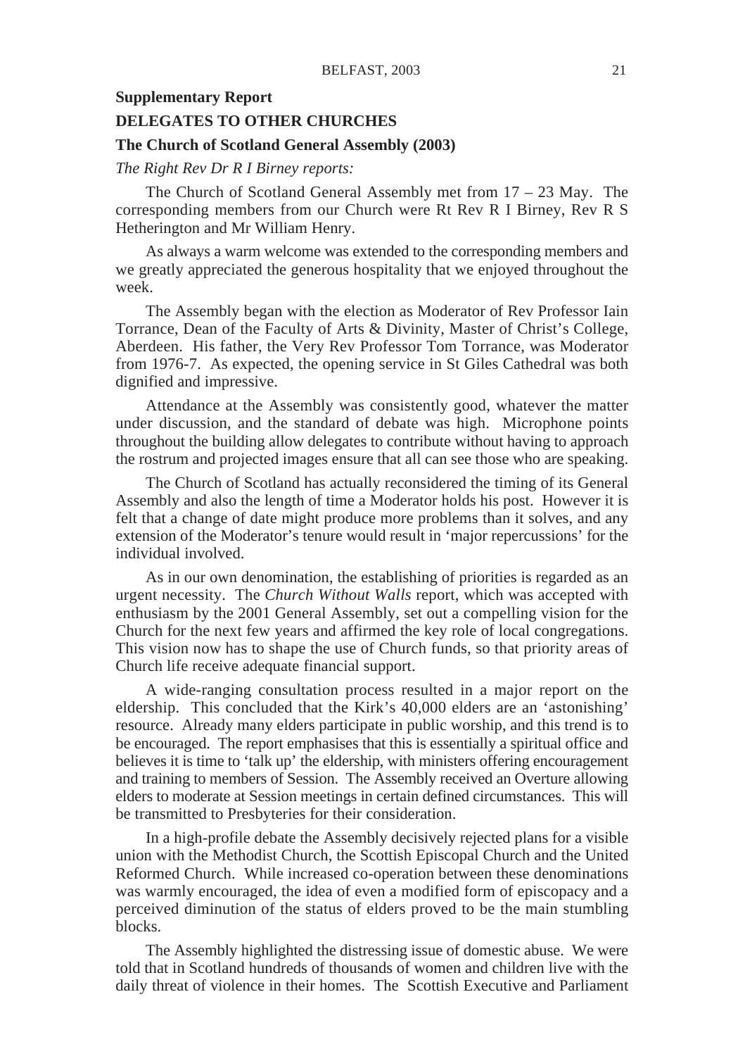**Supplementary Report**

**DELEGATES TO OTHER CHURCHES**

**The Church of Scotland General Assembly (2003)**

*The Right Rev Dr R I Birney reports:*

The Church of Scotland General Assembly met from 17 – 23 May. The corresponding members from our Church were Rt Rev R I Birney, Rev R S Hetherington and Mr William Henry.

As always a warm welcome was extended to the corresponding members and we greatly appreciated the generous hospitality that we enjoyed throughout the week.

The Assembly began with the election as Moderator of Rev Professor Iain Torrance, Dean of the Faculty of Arts & Divinity, Master of Christ's College, Aberdeen. His father, the Very Rev Professor Tom Torrance, was Moderator from 1976-7. As expected, the opening service in St Giles Cathedral was both dignified and impressive.

Attendance at the Assembly was consistently good, whatever the matter under discussion, and the standard of debate was high. Microphone points throughout the building allow delegates to contribute without having to approach the rostrum and projected images ensure that all can see those who are speaking.

The Church of Scotland has actually reconsidered the timing of its General Assembly and also the length of time a Moderator holds his post. However it is felt that a change of date might produce more problems than it solves, and any extension of the Moderator's tenure would result in 'major repercussions' for the individual involved.

As in our own denomination, the establishing of priorities is regarded as an urgent necessity. The *Church Without Walls* report, which was accepted with enthusiasm by the 2001 General Assembly, set out a compelling vision for the Church for the next few years and affirmed the key role of local congregations. This vision now has to shape the use of Church funds, so that priority areas of Church life receive adequate financial support.

A wide-ranging consultation process resulted in a major report on the eldership. This concluded that the Kirk's 40,000 elders are an 'astonishing' resource. Already many elders participate in public worship, and this trend is to be encouraged. The report emphasises that this is essentially a spiritual office and believes it is time to 'talk up' the eldership, with ministers offering encouragement and training to members of Session. The Assembly received an Overture allowing elders to moderate at Session meetings in certain defined circumstances. This will be transmitted to Presbyteries for their consideration.

In a high-profile debate the Assembly decisively rejected plans for a visible union with the Methodist Church, the Scottish Episcopal Church and the United Reformed Church. While increased co-operation between these denominations was warmly encouraged, the idea of even a modified form of episcopacy and a perceived diminution of the status of elders proved to be the main stumbling blocks.

The Assembly highlighted the distressing issue of domestic abuse. We were told that in Scotland hundreds of thousands of women and children live with the daily threat of violence in their homes. The Scottish Executive and Parliament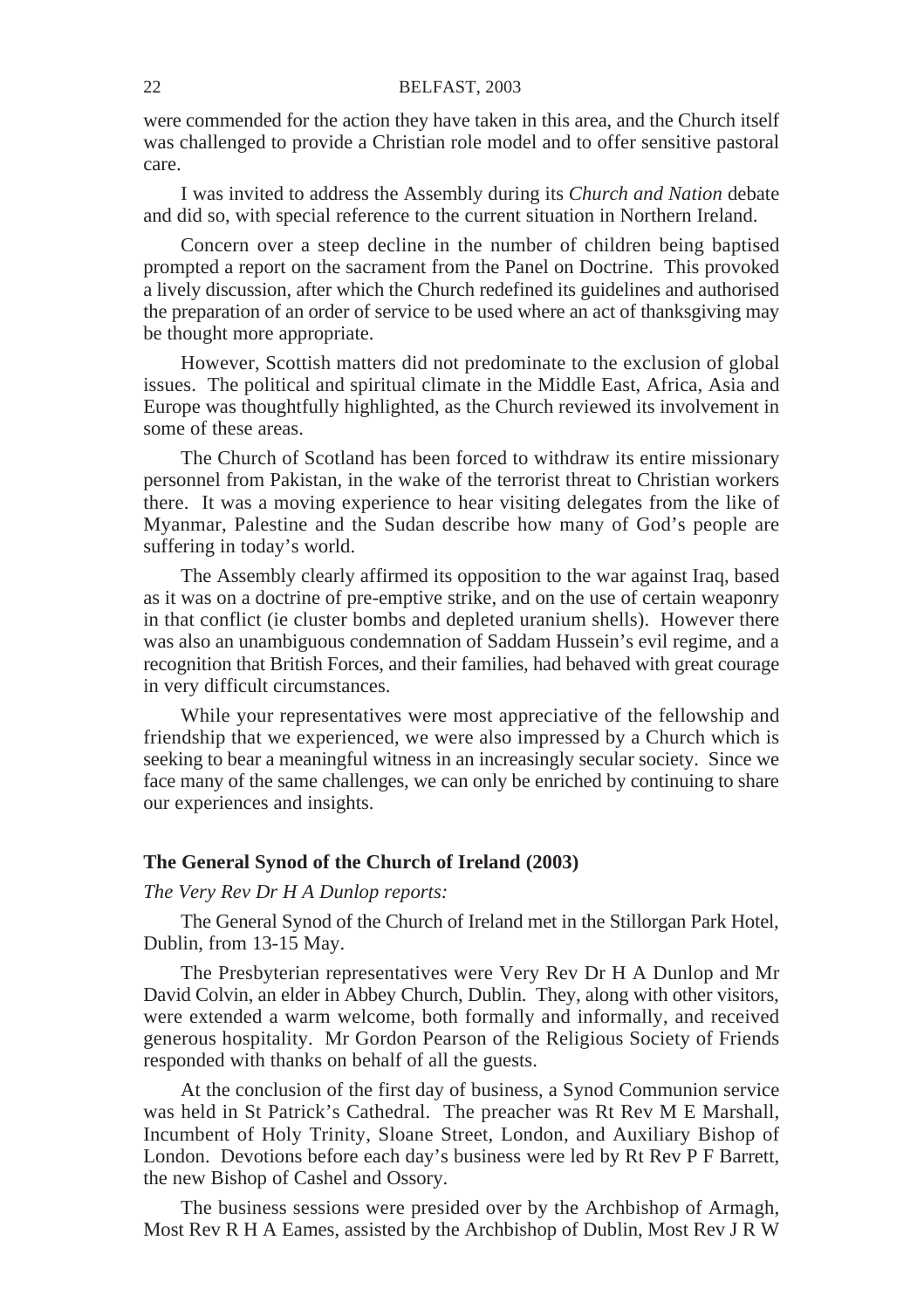were commended for the action they have taken in this area, and the Church itself was challenged to provide a Christian role model and to offer sensitive pastoral care.

I was invited to address the Assembly during its *Church and Nation* debate and did so, with special reference to the current situation in Northern Ireland.

Concern over a steep decline in the number of children being baptised prompted a report on the sacrament from the Panel on Doctrine. This provoked a lively discussion, after which the Church redefined its guidelines and authorised the preparation of an order of service to be used where an act of thanksgiving may be thought more appropriate.

However, Scottish matters did not predominate to the exclusion of global issues. The political and spiritual climate in the Middle East, Africa, Asia and Europe was thoughtfully highlighted, as the Church reviewed its involvement in some of these areas.

The Church of Scotland has been forced to withdraw its entire missionary personnel from Pakistan, in the wake of the terrorist threat to Christian workers there. It was a moving experience to hear visiting delegates from the like of Myanmar, Palestine and the Sudan describe how many of God's people are suffering in today's world.

The Assembly clearly affirmed its opposition to the war against Iraq, based as it was on a doctrine of pre-emptive strike, and on the use of certain weaponry in that conflict (ie cluster bombs and depleted uranium shells). However there was also an unambiguous condemnation of Saddam Hussein's evil regime, and a recognition that British Forces, and their families, had behaved with great courage in very difficult circumstances.

While your representatives were most appreciative of the fellowship and friendship that we experienced, we were also impressed by a Church which is seeking to bear a meaningful witness in an increasingly secular society. Since we face many of the same challenges, we can only be enriched by continuing to share our experiences and insights.

### The General Synod of the Church of Ireland (2003)

*The Very Rev Dr H A Dunlop reports:*

The General Synod of the Church of Ireland met in the Stillorgan Park Hotel, Dublin, from 13-15 May.

The Presbyterian representatives were Very Rev Dr H A Dunlop and Mr David Colvin, an elder in Abbey Church, Dublin. They, along with other visitors, were extended a warm welcome, both formally and informally, and received generous hospitality. Mr Gordon Pearson of the Religious Society of Friends responded with thanks on behalf of all the guests.

At the conclusion of the first day of business, a Synod Communion service was held in St Patrick's Cathedral. The preacher was Rt Rev M E Marshall, Incumbent of Holy Trinity, Sloane Street, London, and Auxiliary Bishop of London. Devotions before each day's business were led by Rt Rev P F Barrett, the new Bishop of Cashel and Ossory.

The business sessions were presided over by the Archbishop of Armagh, Most Rev R H A Eames, assisted by the Archbishop of Dublin, Most Rev J R W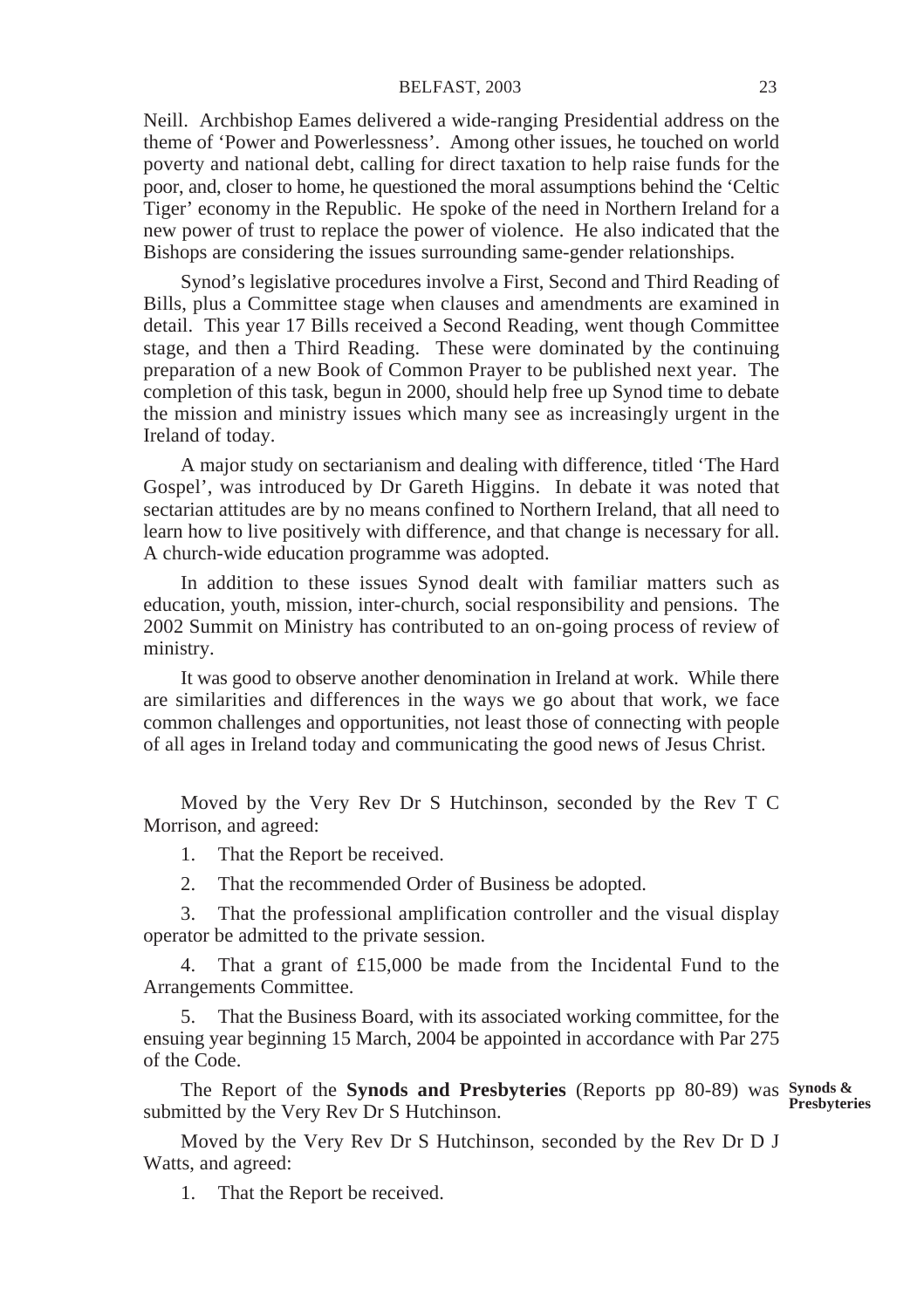Neill. Archbishop Eames delivered a wide-ranging Presidential address on the theme of 'Power and Powerlessness'. Among other issues, he touched on world poverty and national debt, calling for direct taxation to help raise funds for the poor, and, closer to home, he questioned the moral assumptions behind the 'Celtic Tiger' economy in the Republic. He spoke of the need in Northern Ireland for a new power of trust to replace the power of violence. He also indicated that the Bishops are considering the issues surrounding same-gender relationships.

Synod's legislative procedures involve a First, Second and Third Reading of Bills, plus a Committee stage when clauses and amendments are examined in detail. This year 17 Bills received a Second Reading, went though Committee stage, and then a Third Reading. These were dominated by the continuing preparation of a new Book of Common Prayer to be published next year. The completion of this task, begun in 2000, should help free up Synod time to debate the mission and ministry issues which many see as increasingly urgent in the Ireland of today.

A major study on sectarianism and dealing with difference, titled 'The Hard Gospel', was introduced by Dr Gareth Higgins. In debate it was noted that sectarian attitudes are by no means confined to Northern Ireland, that all need to learn how to live positively with difference, and that change is necessary for all. A church-wide education programme was adopted.

In addition to these issues Synod dealt with familiar matters such as education, youth, mission, inter-church, social responsibility and pensions. The 2002 Summit on Ministry has contributed to an on-going process of review of ministry.

It was good to observe another denomination in Ireland at work. While there are similarities and differences in the ways we go about that work, we face common challenges and opportunities, not least those of connecting with people of all ages in Ireland today and communicating the good news of Jesus Christ.

Moved by the Very Rev Dr S Hutchinson, seconded by the Rev T C Morrison, and agreed:

1. That the Report be received.

2. That the recommended Order of Business be adopted.

3. That the professional amplification controller and the visual display operator be admitted to the private session.

4. That a grant of £15,000 be made from the Incidental Fund to the Arrangements Committee.

5. That the Business Board, with its associated working committee, for the ensuing year beginning 15 March, 2004 be appointed in accordance with Par 275 of the Code.

**Synods & Presbyteries**

The Report of the **Synods and Presbyteries** (Reports pp 80-89) was submitted by the Very Rev Dr S Hutchinson.

Moved by the Very Rev Dr S Hutchinson, seconded by the Rev Dr D J Watts, and agreed:

1. That the Report be received.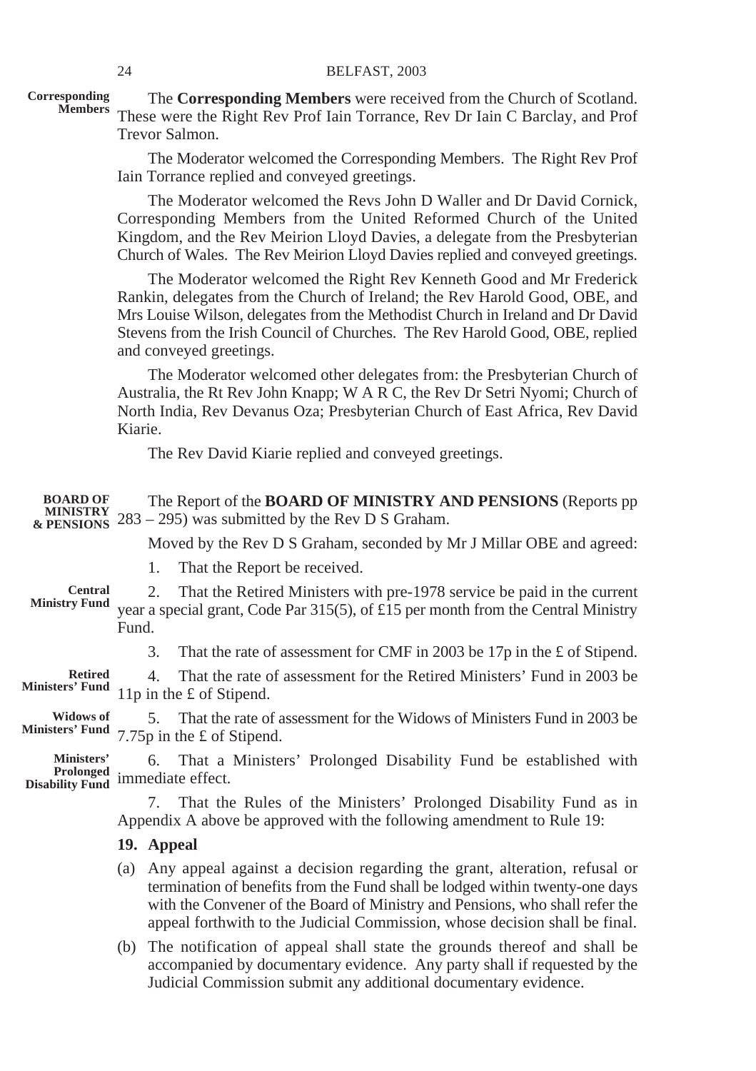**Corresponding Members**

The **Corresponding Members** were received from the Church of Scotland. These were the Right Rev Prof Iain Torrance, Rev Dr Iain C Barclay, and Prof Trevor Salmon.

The Moderator welcomed the Corresponding Members. The Right Rev Prof Iain Torrance replied and conveyed greetings.

The Moderator welcomed the Revs John D Waller and Dr David Cornick, Corresponding Members from the United Reformed Church of the United Kingdom, and the Rev Meirion Lloyd Davies, a delegate from the Presbyterian Church of Wales. The Rev Meirion Lloyd Davies replied and conveyed greetings.

The Moderator welcomed the Right Rev Kenneth Good and Mr Frederick Rankin, delegates from the Church of Ireland; the Rev Harold Good, OBE, and Mrs Louise Wilson, delegates from the Methodist Church in Ireland and Dr David Stevens from the Irish Council of Churches. The Rev Harold Good, OBE, replied and conveyed greetings.

The Moderator welcomed other delegates from: the Presbyterian Church of Australia, the Rt Rev John Knapp; W A R C, the Rev Dr Setri Nyomi; Church of North India, Rev Devanus Oza; Presbyterian Church of East Africa, Rev David Kiarie.

The Rev David Kiarie replied and conveyed greetings.

**BOARD OF MINISTRY & PENSIONS**

The Report of the **BOARD OF MINISTRY AND PENSIONS** (Reports pp 283 – 295) was submitted by the Rev D S Graham.

Moved by the Rev D S Graham, seconded by Mr J Millar OBE and agreed:

1. That the Report be received.

**Central Ministry Fund**

2. That the Retired Ministers with pre-1978 service be paid in the current year a special grant, Code Par 315(5), of £15 per month from the Central Ministry Fund.

3. That the rate of assessment for CMF in 2003 be 17p in the £ of Stipend.

**Retired Ministers' Fund**

4. That the rate of assessment for the Retired Ministers' Fund in 2003 be 11p in the £ of Stipend.

**Widows of Ministers' Fund**

5. That the rate of assessment for the Widows of Ministers Fund in 2003 be 7.75p in the £ of Stipend.

**Ministers' Prolonged Disability Fund**

6. That a Ministers' Prolonged Disability Fund be established with immediate effect.

7. That the Rules of the Ministers' Prolonged Disability Fund as in Appendix A above be approved with the following amendment to Rule 19:

**19. Appeal**

(a) Any appeal against a decision regarding the grant, alteration, refusal or termination of benefits from the Fund shall be lodged within twenty-one days with the Convener of the Board of Ministry and Pensions, who shall refer the appeal forthwith to the Judicial Commission, whose decision shall be final.

(b) The notification of appeal shall state the grounds thereof and shall be accompanied by documentary evidence. Any party shall if requested by the Judicial Commission submit any additional documentary evidence.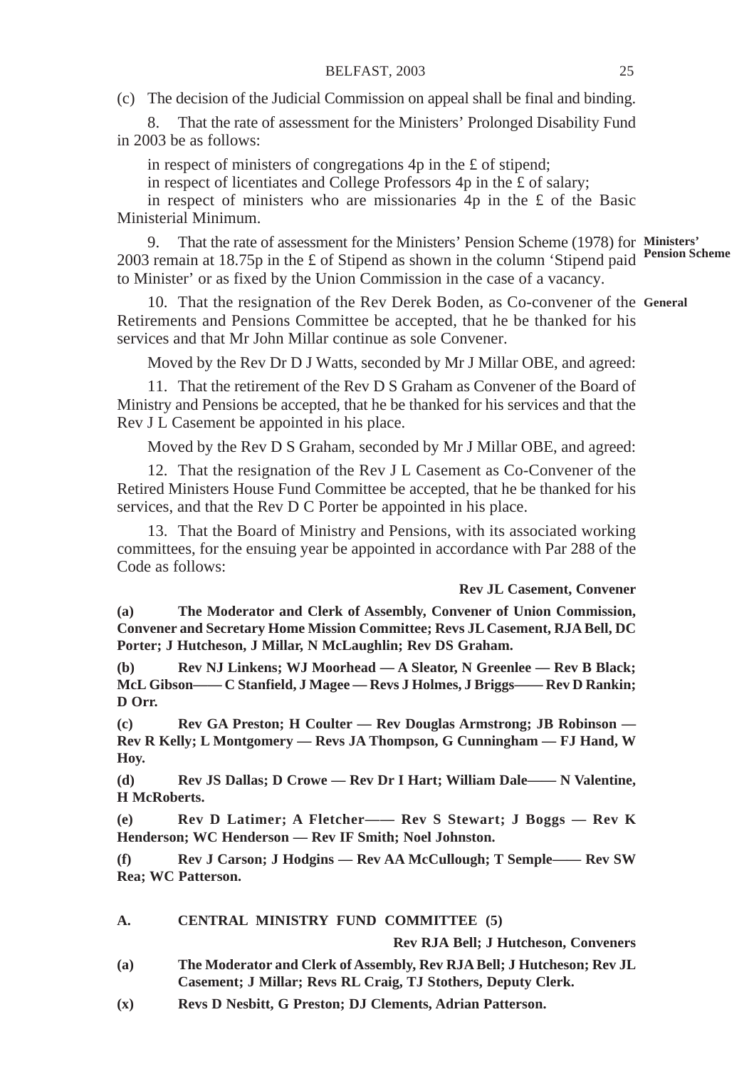(c) The decision of the Judicial Commission on appeal shall be final and binding.

8. That the rate of assessment for the Ministers' Prolonged Disability Fund in 2003 be as follows:

in respect of ministers of congregations 4p in the £ of stipend;

in respect of licentiates and College Professors 4p in the £ of salary;

in respect of ministers who are missionaries 4p in the £ of the Basic Ministerial Minimum.

**Ministers' Pension Scheme**

9. That the rate of assessment for the Ministers' Pension Scheme (1978) for 2003 remain at 18.75p in the £ of Stipend as shown in the column 'Stipend paid to Minister' or as fixed by the Union Commission in the case of a vacancy.

**General**

10. That the resignation of the Rev Derek Boden, as Co-convener of the Retirements and Pensions Committee be accepted, that he be thanked for his services and that Mr John Millar continue as sole Convener.

Moved by the Rev Dr D J Watts, seconded by Mr J Millar OBE, and agreed:

11. That the retirement of the Rev D S Graham as Convener of the Board of Ministry and Pensions be accepted, that he be thanked for his services and that the Rev J L Casement be appointed in his place.

Moved by the Rev D S Graham, seconded by Mr J Millar OBE, and agreed:

12. That the resignation of the Rev J L Casement as Co-Convener of the Retired Ministers House Fund Committee be accepted, that he be thanked for his services, and that the Rev D C Porter be appointed in his place.

13. That the Board of Ministry and Pensions, with its associated working committees, for the ensuing year be appointed in accordance with Par 288 of the Code as follows:

**Rev JL Casement, Convener**

**(a) The Moderator and Clerk of Assembly, Convener of Union Commission, Convener and Secretary Home Mission Committee; Revs JL Casement, RJA Bell, DC Porter; J Hutcheson, J Millar, N McLaughlin; Rev DS Graham.**

**(b) Rev NJ Linkens; WJ Moorhead — A Sleator, N Greenlee — Rev B Black; McL Gibson—— C Stanfield, J Magee — Revs J Holmes, J Briggs—— Rev D Rankin; D Orr.**

**(c) Rev GA Preston; H Coulter — Rev Douglas Armstrong; JB Robinson — Rev R Kelly; L Montgomery — Revs JA Thompson, G Cunningham — FJ Hand, W Hoy.**

**(d) Rev JS Dallas; D Crowe — Rev Dr I Hart; William Dale—— N Valentine, H McRoberts.**

**(e) Rev D Latimer; A Fletcher—— Rev S Stewart; J Boggs — Rev K Henderson; WC Henderson — Rev IF Smith; Noel Johnston.**

**(f) Rev J Carson; J Hodgins — Rev AA McCullough; T Semple—— Rev SW Rea; WC Patterson.**

**A. CENTRAL MINISTRY FUND COMMITTEE (5)**

**Rev RJA Bell; J Hutcheson, Conveners**

**(a) The Moderator and Clerk of Assembly, Rev RJA Bell; J Hutcheson; Rev JL Casement; J Millar; Revs RL Craig, TJ Stothers, Deputy Clerk.**

**(x) Revs D Nesbitt, G Preston; DJ Clements, Adrian Patterson.**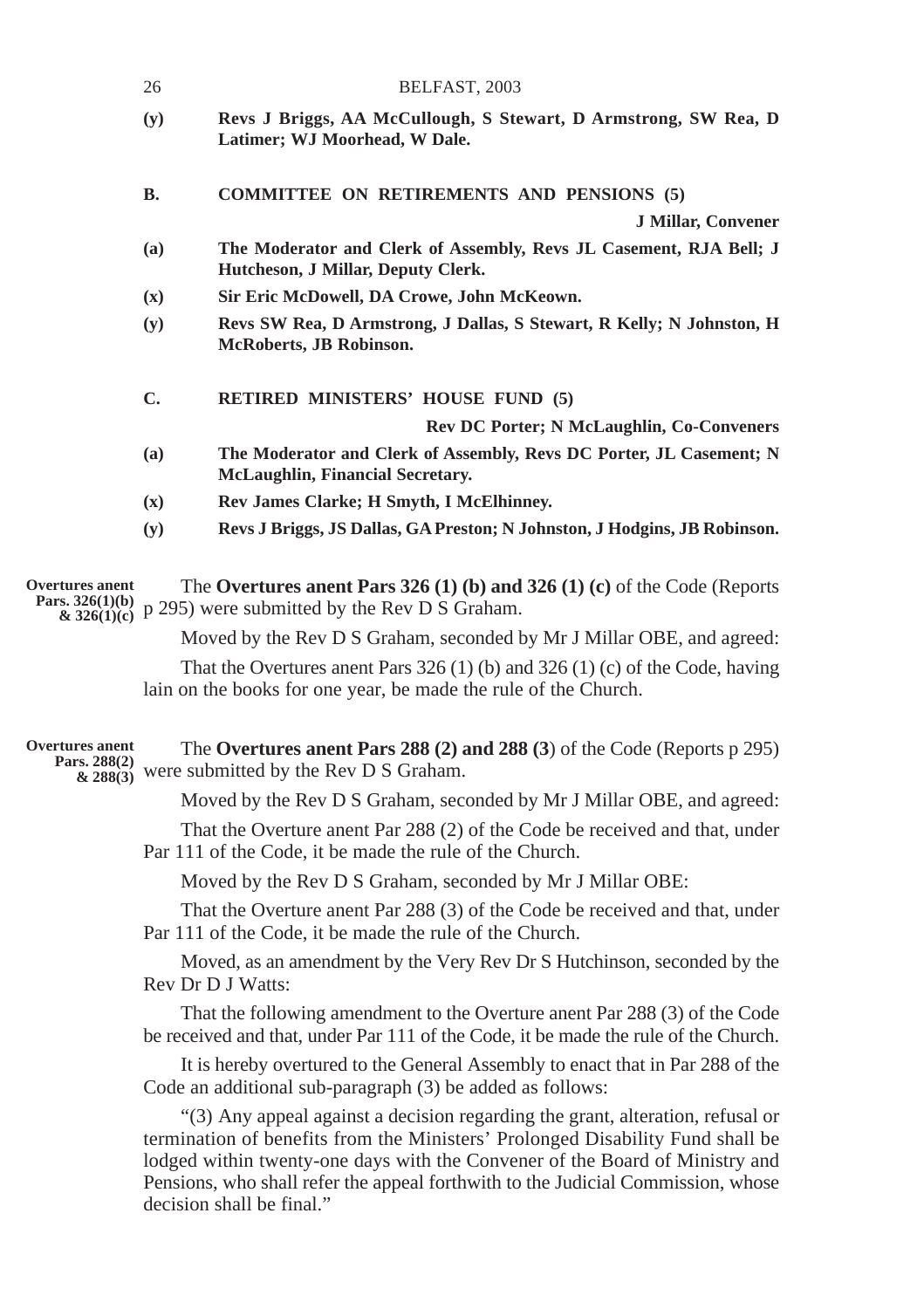**(y)** **Revs J Briggs, AA McCullough, S Stewart, D Armstrong, SW Rea, D Latimer; WJ Moorhead, W Dale.**

**B. COMMITTEE ON RETIREMENTS AND PENSIONS (5)**

**J Millar, Convener**

**(a)** **The Moderator and Clerk of Assembly, Revs JL Casement, RJA Bell; J Hutcheson, J Millar, Deputy Clerk.**

**(x)** **Sir Eric McDowell, DA Crowe, John McKeown.**

**(y)** **Revs SW Rea, D Armstrong, J Dallas, S Stewart, R Kelly; N Johnston, H McRoberts, JB Robinson.**

**C. RETIRED MINISTERS' HOUSE FUND (5)**

**Rev DC Porter; N McLaughlin, Co-Conveners**

**(a)** **The Moderator and Clerk of Assembly, Revs DC Porter, JL Casement; N McLaughlin, Financial Secretary.**

**(x)** **Rev James Clarke; H Smyth, I McElhinney.**

**(y)** **Revs J Briggs, JS Dallas, GA Preston; N Johnston, J Hodgins, JB Robinson.**

**Overtures anent Pars. 326(1)(b) & 326(1)(c)**

The **Overtures anent Pars 326 (1) (b) and 326 (1) (c)** of the Code (Reports p 295) were submitted by the Rev D S Graham.

Moved by the Rev D S Graham, seconded by Mr J Millar OBE, and agreed:

That the Overtures anent Pars 326 (1) (b) and 326 (1) (c) of the Code, having lain on the books for one year, be made the rule of the Church.

**Overtures anent Pars. 288(2) & 288(3)**

The **Overtures anent Pars 288 (2) and 288 (3**) of the Code (Reports p 295) were submitted by the Rev D S Graham.

Moved by the Rev D S Graham, seconded by Mr J Millar OBE, and agreed:

That the Overture anent Par 288 (2) of the Code be received and that, under Par 111 of the Code, it be made the rule of the Church.

Moved by the Rev D S Graham, seconded by Mr J Millar OBE:

That the Overture anent Par 288 (3) of the Code be received and that, under Par 111 of the Code, it be made the rule of the Church.

Moved, as an amendment by the Very Rev Dr S Hutchinson, seconded by the Rev Dr D J Watts:

That the following amendment to the Overture anent Par 288 (3) of the Code be received and that, under Par 111 of the Code, it be made the rule of the Church.

It is hereby overtured to the General Assembly to enact that in Par 288 of the Code an additional sub-paragraph (3) be added as follows:

"(3) Any appeal against a decision regarding the grant, alteration, refusal or termination of benefits from the Ministers' Prolonged Disability Fund shall be lodged within twenty-one days with the Convener of the Board of Ministry and Pensions, who shall refer the appeal forthwith to the Judicial Commission, whose decision shall be final."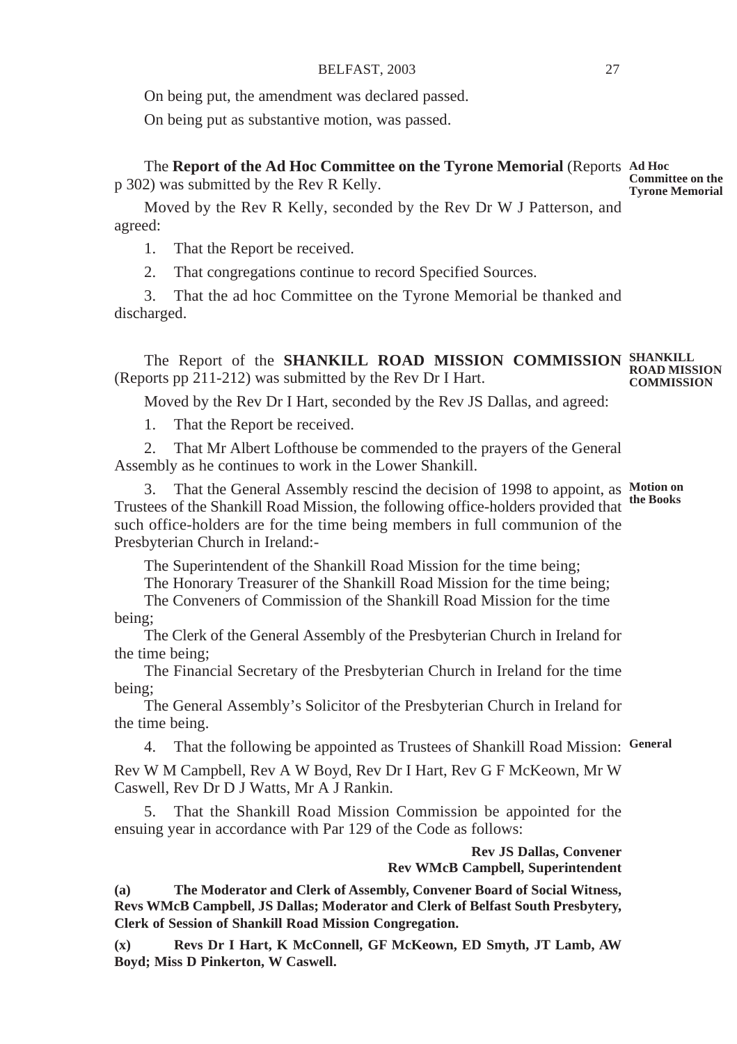On being put, the amendment was declared passed.

On being put as substantive motion, was passed.

**Ad Hoc Committee on the Tyrone Memorial**

The **Report of the Ad Hoc Committee on the Tyrone Memorial** (Reports p 302) was submitted by the Rev R Kelly.

Moved by the Rev R Kelly, seconded by the Rev Dr W J Patterson, and agreed:

1. That the Report be received.

2. That congregations continue to record Specified Sources.

3. That the ad hoc Committee on the Tyrone Memorial be thanked and discharged.

**SHANKILL ROAD MISSION COMMISSION**

The Report of the **SHANKILL ROAD MISSION COMMISSION** (Reports pp 211-212) was submitted by the Rev Dr I Hart.

Moved by the Rev Dr I Hart, seconded by the Rev JS Dallas, and agreed:

1. That the Report be received.

2. That Mr Albert Lofthouse be commended to the prayers of the General Assembly as he continues to work in the Lower Shankill.

**Motion on the Books**

3. That the General Assembly rescind the decision of 1998 to appoint, as Trustees of the Shankill Road Mission, the following office-holders provided that such office-holders are for the time being members in full communion of the Presbyterian Church in Ireland:-

The Superintendent of the Shankill Road Mission for the time being;
The Honorary Treasurer of the Shankill Road Mission for the time being;
The Conveners of Commission of the Shankill Road Mission for the time being;
The Clerk of the General Assembly of the Presbyterian Church in Ireland for the time being;
The Financial Secretary of the Presbyterian Church in Ireland for the time being;
The General Assembly's Solicitor of the Presbyterian Church in Ireland for the time being.

**General**

4. That the following be appointed as Trustees of Shankill Road Mission:

Rev W M Campbell, Rev A W Boyd, Rev Dr I Hart, Rev G F McKeown, Mr W Caswell, Rev Dr D J Watts, Mr A J Rankin.

5. That the Shankill Road Mission Commission be appointed for the ensuing year in accordance with Par 129 of the Code as follows:

**Rev JS Dallas, Convener**
**Rev WMcB Campbell, Superintendent**

**(a) The Moderator and Clerk of Assembly, Convener Board of Social Witness, Revs WMcB Campbell, JS Dallas; Moderator and Clerk of Belfast South Presbytery, Clerk of Session of Shankill Road Mission Congregation.**

**(x) Revs Dr I Hart, K McConnell, GF McKeown, ED Smyth, JT Lamb, AW Boyd; Miss D Pinkerton, W Caswell.**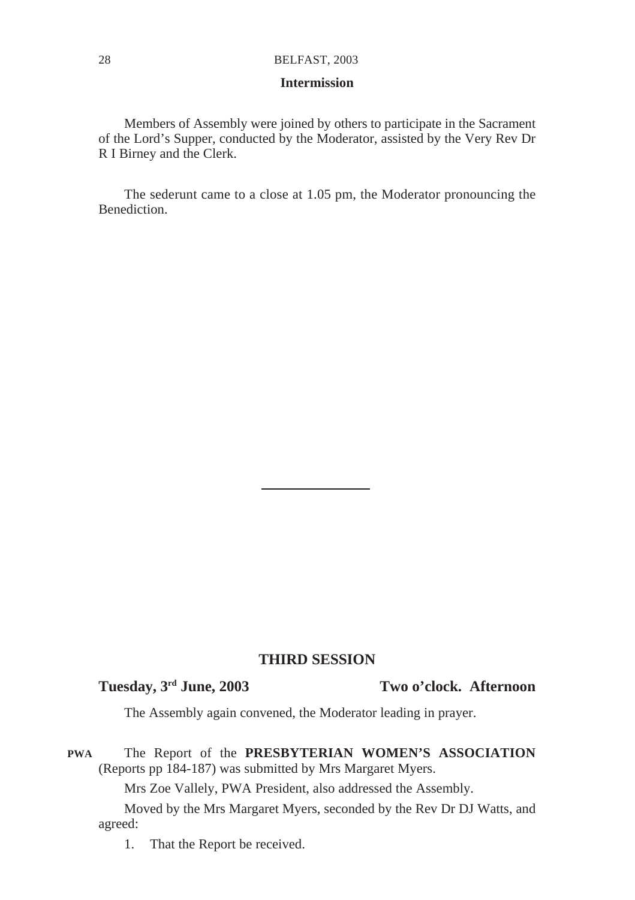**Intermission**

Members of Assembly were joined by others to participate in the Sacrament of the Lord's Supper, conducted by the Moderator, assisted by the Very Rev Dr R I Birney and the Clerk.

The sederunt came to a close at 1.05 pm, the Moderator pronouncing the Benediction.

---

## THIRD SESSION

**Tuesday, 3rd June, 2003** **Two o'clock. Afternoon**

The Assembly again convened, the Moderator leading in prayer.

**PWA** The Report of the **PRESBYTERIAN WOMEN'S ASSOCIATION** (Reports pp 184-187) was submitted by Mrs Margaret Myers.

Mrs Zoe Vallely, PWA President, also addressed the Assembly.

Moved by the Mrs Margaret Myers, seconded by the Rev Dr DJ Watts, and agreed:

1. That the Report be received.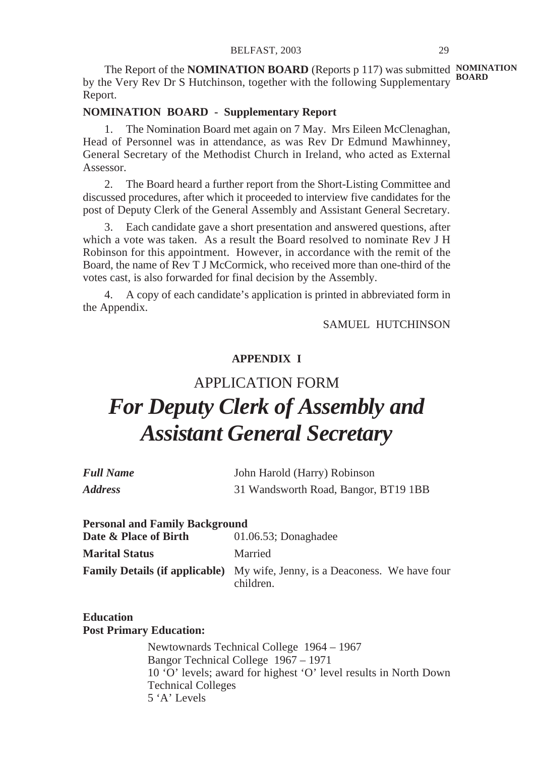The Report of the **NOMINATION BOARD** (Reports p 117) was submitted by the Very Rev Dr S Hutchinson, together with the following Supplementary Report.

**NOMINATION BOARD**

**NOMINATION BOARD - Supplementary Report**

1. The Nomination Board met again on 7 May. Mrs Eileen McClenaghan, Head of Personnel was in attendance, as was Rev Dr Edmund Mawhinney, General Secretary of the Methodist Church in Ireland, who acted as External Assessor.

2. The Board heard a further report from the Short-Listing Committee and discussed procedures, after which it proceeded to interview five candidates for the post of Deputy Clerk of the General Assembly and Assistant General Secretary.

3. Each candidate gave a short presentation and answered questions, after which a vote was taken. As a result the Board resolved to nominate Rev J H Robinson for this appointment. However, in accordance with the remit of the Board, the name of Rev T J McCormick, who received more than one-third of the votes cast, is also forwarded for final decision by the Assembly.

4. A copy of each candidate's application is printed in abbreviated form in the Appendix.

SAMUEL HUTCHINSON

**APPENDIX I**

APPLICATION FORM

# *For Deputy Clerk of Assembly and Assistant General Secretary*

***Full Name*** John Harold (Harry) Robinson

***Address*** 31 Wandsworth Road, Bangor, BT19 1BB

**Personal and Family Background**

**Date & Place of Birth** 01.06.53; Donaghadee

**Marital Status** Married

**Family Details (if applicable)** My wife, Jenny, is a Deaconess. We have four children.

**Education**

**Post Primary Education:**

Newtownards Technical College 1964 – 1967
Bangor Technical College 1967 – 1971
10 'O' levels; award for highest 'O' level results in North Down Technical Colleges
5 'A' Levels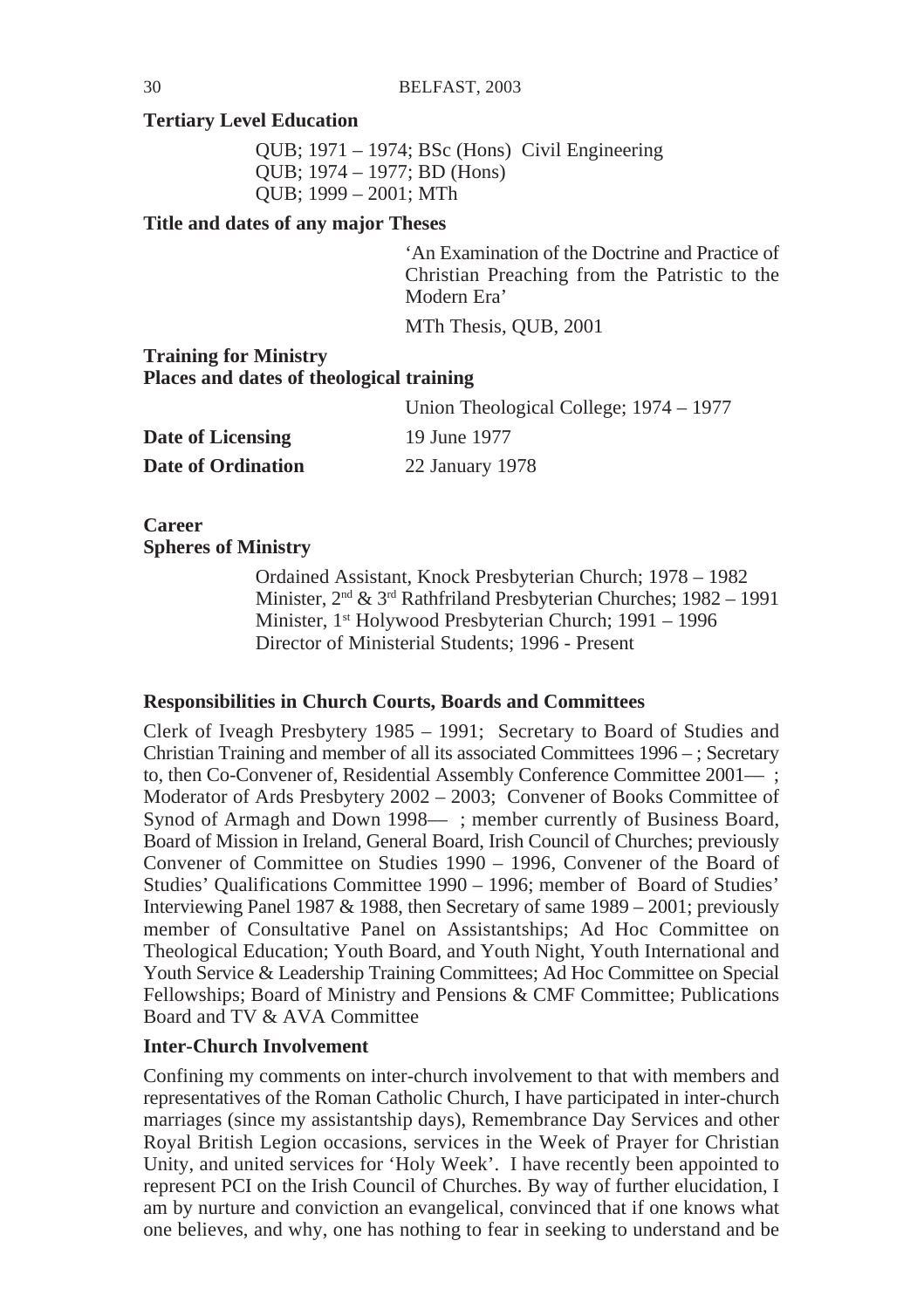**Tertiary Level Education**

QUB; 1971 – 1974; BSc (Hons) Civil Engineering
QUB; 1974 – 1977; BD (Hons)
QUB; 1999 – 2001; MTh

**Title and dates of any major Theses**

'An Examination of the Doctrine and Practice of Christian Preaching from the Patristic to the Modern Era'

MTh Thesis, QUB, 2001

**Training for Ministry**
**Places and dates of theological training**

Union Theological College; 1974 – 1977

**Date of Licensing** 19 June 1977

**Date of Ordination** 22 January 1978

**Career**
**Spheres of Ministry**

Ordained Assistant, Knock Presbyterian Church; 1978 – 1982
Minister, 2nd & 3rd Rathfriland Presbyterian Churches; 1982 – 1991
Minister, 1st Holywood Presbyterian Church; 1991 – 1996
Director of Ministerial Students; 1996 - Present

**Responsibilities in Church Courts, Boards and Committees**

Clerk of Iveagh Presbytery 1985 – 1991; Secretary to Board of Studies and Christian Training and member of all its associated Committees 1996 – ; Secretary to, then Co-Convener of, Residential Assembly Conference Committee 2001— ; Moderator of Ards Presbytery 2002 – 2003; Convener of Books Committee of Synod of Armagh and Down 1998— ; member currently of Business Board, Board of Mission in Ireland, General Board, Irish Council of Churches; previously Convener of Committee on Studies 1990 – 1996, Convener of the Board of Studies' Qualifications Committee 1990 – 1996; member of Board of Studies' Interviewing Panel 1987 & 1988, then Secretary of same 1989 – 2001; previously member of Consultative Panel on Assistantships; Ad Hoc Committee on Theological Education; Youth Board, and Youth Night, Youth International and Youth Service & Leadership Training Committees; Ad Hoc Committee on Special Fellowships; Board of Ministry and Pensions & CMF Committee; Publications Board and TV & AVA Committee

**Inter-Church Involvement**

Confining my comments on inter-church involvement to that with members and representatives of the Roman Catholic Church, I have participated in inter-church marriages (since my assistantship days), Remembrance Day Services and other Royal British Legion occasions, services in the Week of Prayer for Christian Unity, and united services for 'Holy Week'. I have recently been appointed to represent PCI on the Irish Council of Churches. By way of further elucidation, I am by nurture and conviction an evangelical, convinced that if one knows what one believes, and why, one has nothing to fear in seeking to understand and be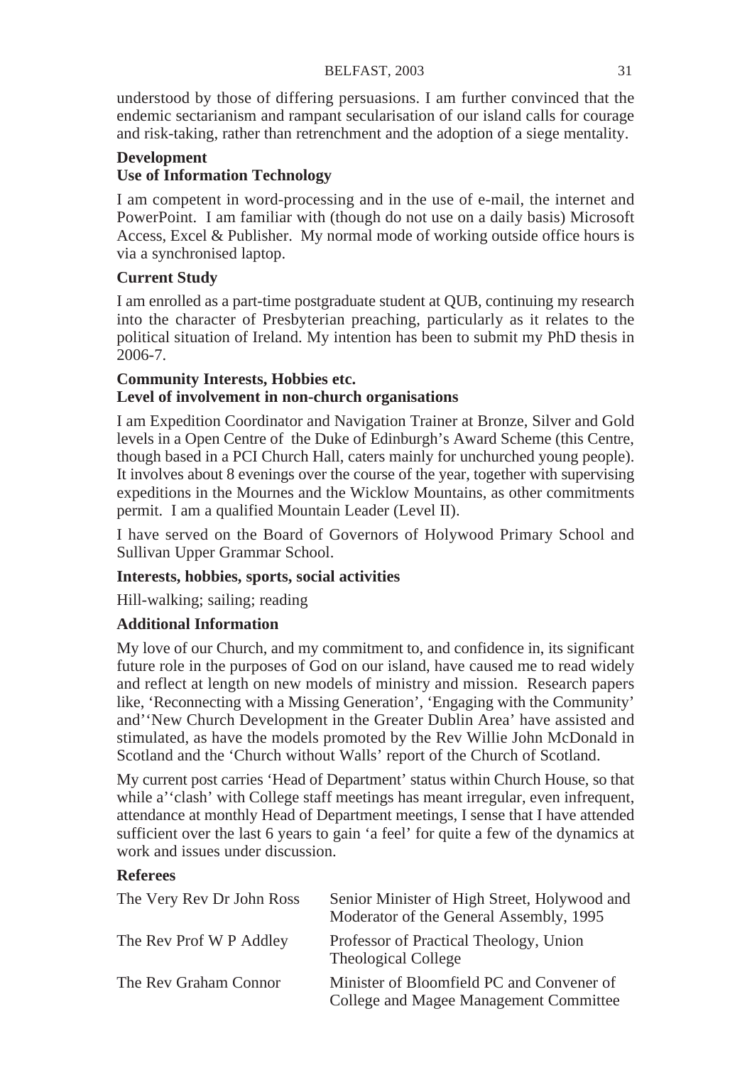understood by those of differing persuasions. I am further convinced that the endemic sectarianism and rampant secularisation of our island calls for courage and risk-taking, rather than retrenchment and the adoption of a siege mentality.

**Development**

**Use of Information Technology**

I am competent in word-processing and in the use of e-mail, the internet and PowerPoint. I am familiar with (though do not use on a daily basis) Microsoft Access, Excel & Publisher. My normal mode of working outside office hours is via a synchronised laptop.

**Current Study**

I am enrolled as a part-time postgraduate student at QUB, continuing my research into the character of Presbyterian preaching, particularly as it relates to the political situation of Ireland. My intention has been to submit my PhD thesis in 2006-7.

**Community Interests, Hobbies etc.**

**Level of involvement in non-church organisations**

I am Expedition Coordinator and Navigation Trainer at Bronze, Silver and Gold levels in a Open Centre of the Duke of Edinburgh's Award Scheme (this Centre, though based in a PCI Church Hall, caters mainly for unchurched young people). It involves about 8 evenings over the course of the year, together with supervising expeditions in the Mournes and the Wicklow Mountains, as other commitments permit. I am a qualified Mountain Leader (Level II).

I have served on the Board of Governors of Holywood Primary School and Sullivan Upper Grammar School.

**Interests, hobbies, sports, social activities**

Hill-walking; sailing; reading

**Additional Information**

My love of our Church, and my commitment to, and confidence in, its significant future role in the purposes of God on our island, have caused me to read widely and reflect at length on new models of ministry and mission. Research papers like, 'Reconnecting with a Missing Generation', 'Engaging with the Community' and''New Church Development in the Greater Dublin Area' have assisted and stimulated, as have the models promoted by the Rev Willie John McDonald in Scotland and the 'Church without Walls' report of the Church of Scotland.

My current post carries 'Head of Department' status within Church House, so that while a''clash' with College staff meetings has meant irregular, even infrequent, attendance at monthly Head of Department meetings, I sense that I have attended sufficient over the last 6 years to gain 'a feel' for quite a few of the dynamics at work and issues under discussion.

**Referees**

| | |
|---|---|
| The Very Rev Dr John Ross | Senior Minister of High Street, Holywood and Moderator of the General Assembly, 1995 |
| The Rev Prof W P Addley | Professor of Practical Theology, Union Theological College |
| The Rev Graham Connor | Minister of Bloomfield PC and Convener of College and Magee Management Committee |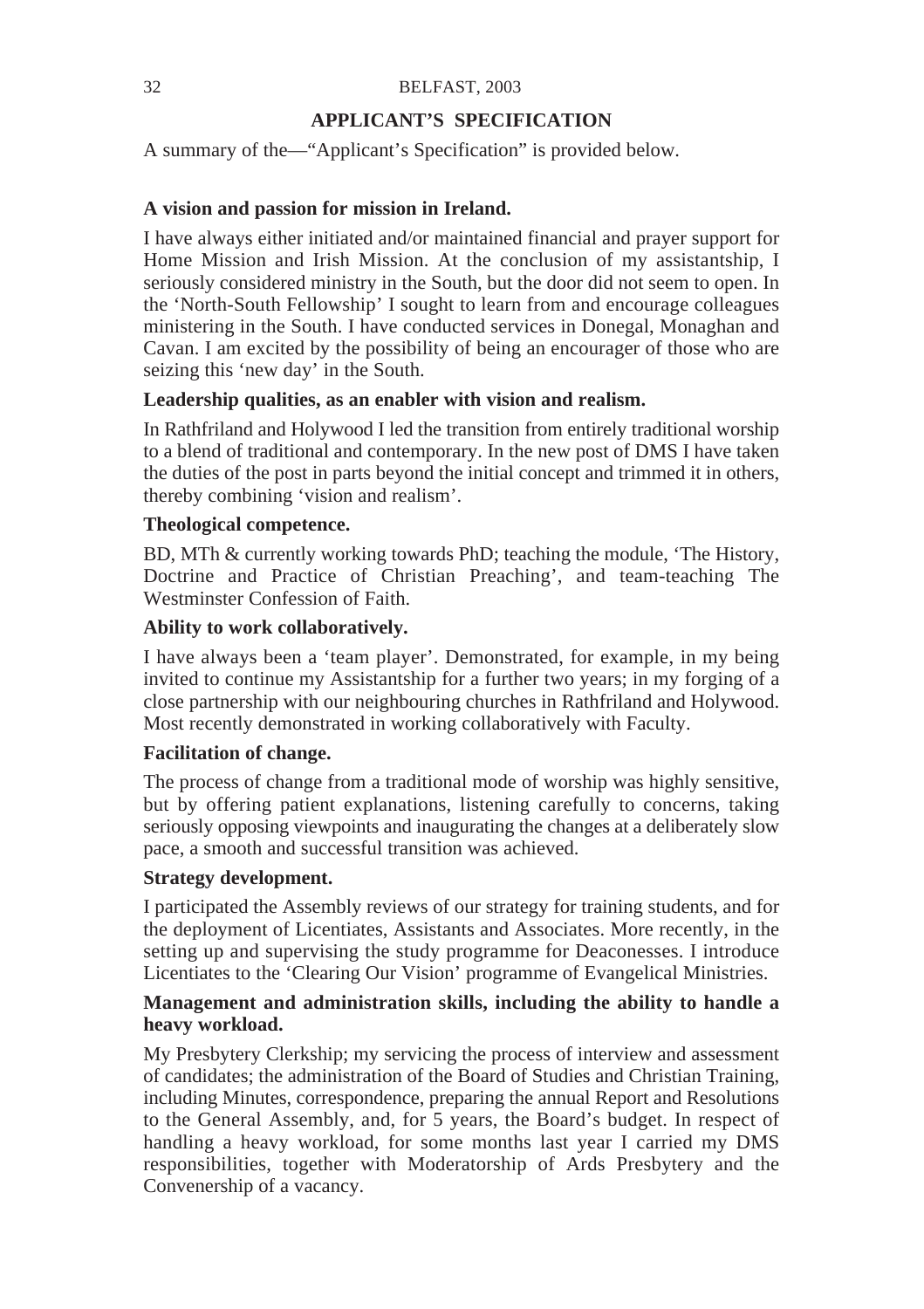## APPLICANT'S SPECIFICATION

A summary of the—"Applicant's Specification" is provided below.

**A vision and passion for mission in Ireland.**

I have always either initiated and/or maintained financial and prayer support for Home Mission and Irish Mission. At the conclusion of my assistantship, I seriously considered ministry in the South, but the door did not seem to open. In the 'North-South Fellowship' I sought to learn from and encourage colleagues ministering in the South. I have conducted services in Donegal, Monaghan and Cavan. I am excited by the possibility of being an encourager of those who are seizing this 'new day' in the South.

**Leadership qualities, as an enabler with vision and realism.**

In Rathfriland and Holywood I led the transition from entirely traditional worship to a blend of traditional and contemporary. In the new post of DMS I have taken the duties of the post in parts beyond the initial concept and trimmed it in others, thereby combining 'vision and realism'.

**Theological competence.**

BD, MTh & currently working towards PhD; teaching the module, 'The History, Doctrine and Practice of Christian Preaching', and team-teaching The Westminster Confession of Faith.

**Ability to work collaboratively.**

I have always been a 'team player'. Demonstrated, for example, in my being invited to continue my Assistantship for a further two years; in my forging of a close partnership with our neighbouring churches in Rathfriland and Holywood. Most recently demonstrated in working collaboratively with Faculty.

**Facilitation of change.**

The process of change from a traditional mode of worship was highly sensitive, but by offering patient explanations, listening carefully to concerns, taking seriously opposing viewpoints and inaugurating the changes at a deliberately slow pace, a smooth and successful transition was achieved.

**Strategy development.**

I participated the Assembly reviews of our strategy for training students, and for the deployment of Licentiates, Assistants and Associates. More recently, in the setting up and supervising the study programme for Deaconesses. I introduce Licentiates to the 'Clearing Our Vision' programme of Evangelical Ministries.

**Management and administration skills, including the ability to handle a heavy workload.**

My Presbytery Clerkship; my servicing the process of interview and assessment of candidates; the administration of the Board of Studies and Christian Training, including Minutes, correspondence, preparing the annual Report and Resolutions to the General Assembly, and, for 5 years, the Board's budget. In respect of handling a heavy workload, for some months last year I carried my DMS responsibilities, together with Moderatorship of Ards Presbytery and the Convenership of a vacancy.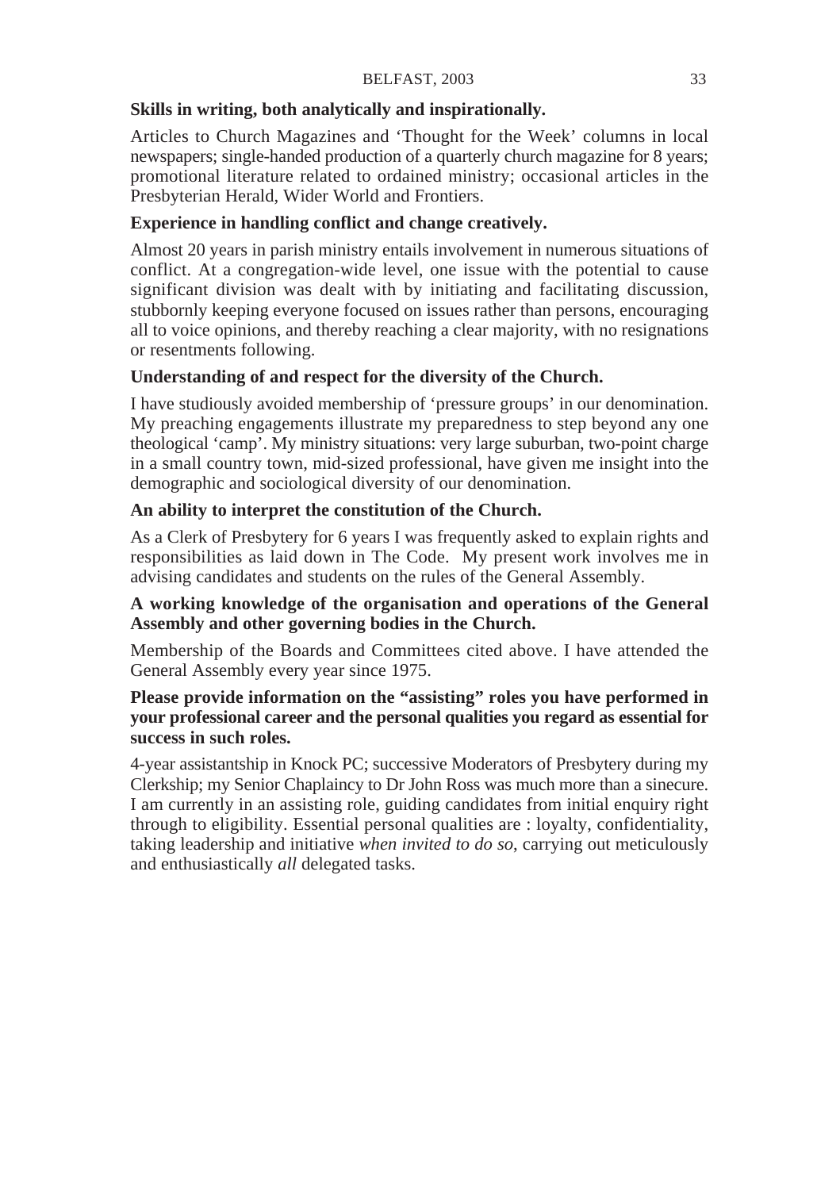**Skills in writing, both analytically and inspirationally.**

Articles to Church Magazines and 'Thought for the Week' columns in local newspapers; single-handed production of a quarterly church magazine for 8 years; promotional literature related to ordained ministry; occasional articles in the Presbyterian Herald, Wider World and Frontiers.

**Experience in handling conflict and change creatively.**

Almost 20 years in parish ministry entails involvement in numerous situations of conflict. At a congregation-wide level, one issue with the potential to cause significant division was dealt with by initiating and facilitating discussion, stubbornly keeping everyone focused on issues rather than persons, encouraging all to voice opinions, and thereby reaching a clear majority, with no resignations or resentments following.

**Understanding of and respect for the diversity of the Church.**

I have studiously avoided membership of 'pressure groups' in our denomination. My preaching engagements illustrate my preparedness to step beyond any one theological 'camp'. My ministry situations: very large suburban, two-point charge in a small country town, mid-sized professional, have given me insight into the demographic and sociological diversity of our denomination.

**An ability to interpret the constitution of the Church.**

As a Clerk of Presbytery for 6 years I was frequently asked to explain rights and responsibilities as laid down in The Code. My present work involves me in advising candidates and students on the rules of the General Assembly.

**A working knowledge of the organisation and operations of the General Assembly and other governing bodies in the Church.**

Membership of the Boards and Committees cited above. I have attended the General Assembly every year since 1975.

**Please provide information on the "assisting" roles you have performed in your professional career and the personal qualities you regard as essential for success in such roles.**

4-year assistantship in Knock PC; successive Moderators of Presbytery during my Clerkship; my Senior Chaplaincy to Dr John Ross was much more than a sinecure. I am currently in an assisting role, guiding candidates from initial enquiry right through to eligibility. Essential personal qualities are : loyalty, confidentiality, taking leadership and initiative *when invited to do so*, carrying out meticulously and enthusiastically *all* delegated tasks.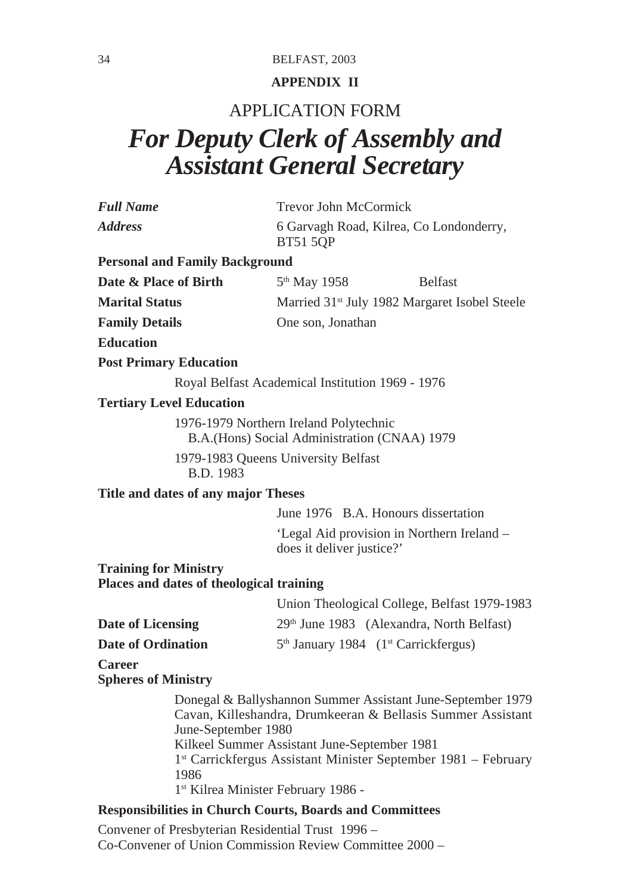**APPENDIX II**

## APPLICATION FORM

# *For Deputy Clerk of Assembly and Assistant General Secretary*

***Full Name*** Trevor John McCormick

***Address*** 6 Garvagh Road, Kilrea, Co Londonderry, BT51 5QP

**Personal and Family Background**

**Date & Place of Birth** 5th May 1958 Belfast

**Marital Status** Married 31st July 1982 Margaret Isobel Steele

**Family Details** One son, Jonathan

**Education**

**Post Primary Education**

Royal Belfast Academical Institution 1969 - 1976

**Tertiary Level Education**

1976-1979 Northern Ireland Polytechnic
B.A.(Hons) Social Administration (CNAA) 1979

1979-1983 Queens University Belfast
B.D. 1983

**Title and dates of any major Theses**

June 1976 B.A. Honours dissertation

'Legal Aid provision in Northern Ireland – does it deliver justice?'

**Training for Ministry**
**Places and dates of theological training**

Union Theological College, Belfast 1979-1983

**Date of Licensing** 29th June 1983 (Alexandra, North Belfast)

**Date of Ordination** 5th January 1984 (1st Carrickfergus)

**Career**
**Spheres of Ministry**

Donegal & Ballyshannon Summer Assistant June-September 1979
Cavan, Killeshandra, Drumkeeran & Bellasis Summer Assistant June-September 1980
Kilkeel Summer Assistant June-September 1981
1st Carrickfergus Assistant Minister September 1981 – February 1986
1st Kilrea Minister February 1986 -

**Responsibilities in Church Courts, Boards and Committees**

Convener of Presbyterian Residential Trust 1996 –
Co-Convener of Union Commission Review Committee 2000 –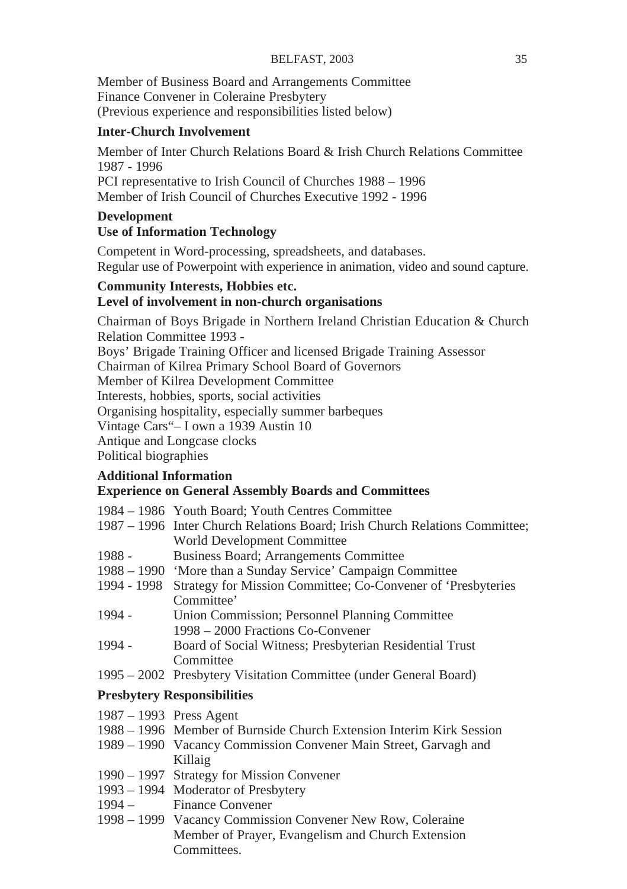Member of Business Board and Arrangements Committee
Finance Convener in Coleraine Presbytery
(Previous experience and responsibilities listed below)

**Inter-Church Involvement**

Member of Inter Church Relations Board & Irish Church Relations Committee 1987 - 1996
PCI representative to Irish Council of Churches 1988 – 1996
Member of Irish Council of Churches Executive 1992 - 1996

**Development**
**Use of Information Technology**

Competent in Word-processing, spreadsheets, and databases.
Regular use of Powerpoint with experience in animation, video and sound capture.

**Community Interests, Hobbies etc.**
**Level of involvement in non-church organisations**

Chairman of Boys Brigade in Northern Ireland Christian Education & Church Relation Committee 1993 -
Boys' Brigade Training Officer and licensed Brigade Training Assessor
Chairman of Kilrea Primary School Board of Governors
Member of Kilrea Development Committee
Interests, hobbies, sports, social activities
Organising hospitality, especially summer barbeques
Vintage Cars"– I own a 1939 Austin 10
Antique and Longcase clocks
Political biographies

**Additional Information**
**Experience on General Assembly Boards and Committees**

| | |
|---|---|
| 1984 – 1986 | Youth Board; Youth Centres Committee |
| 1987 – 1996 | Inter Church Relations Board; Irish Church Relations Committee; World Development Committee |
| 1988 - | Business Board; Arrangements Committee |
| 1988 – 1990 | 'More than a Sunday Service' Campaign Committee |
| 1994 - 1998 | Strategy for Mission Committee; Co-Convener of 'Presbyteries Committee' |
| 1994 - | Union Commission; Personnel Planning Committee<br>1998 – 2000 Fractions Co-Convener |
| 1994 - | Board of Social Witness; Presbyterian Residential Trust Committee |
| 1995 – 2002 | Presbytery Visitation Committee (under General Board) |

**Presbytery Responsibilities**

| | |
|---|---|
| 1987 – 1993 | Press Agent |
| 1988 – 1996 | Member of Burnside Church Extension Interim Kirk Session |
| 1989 – 1990 | Vacancy Commission Convener Main Street, Garvagh and Killaig |
| 1990 – 1997 | Strategy for Mission Convener |
| 1993 – 1994 | Moderator of Presbytery |
| 1994 – | Finance Convener |
| 1998 – 1999 | Vacancy Commission Convener New Row, Coleraine<br>Member of Prayer, Evangelism and Church Extension Committees. |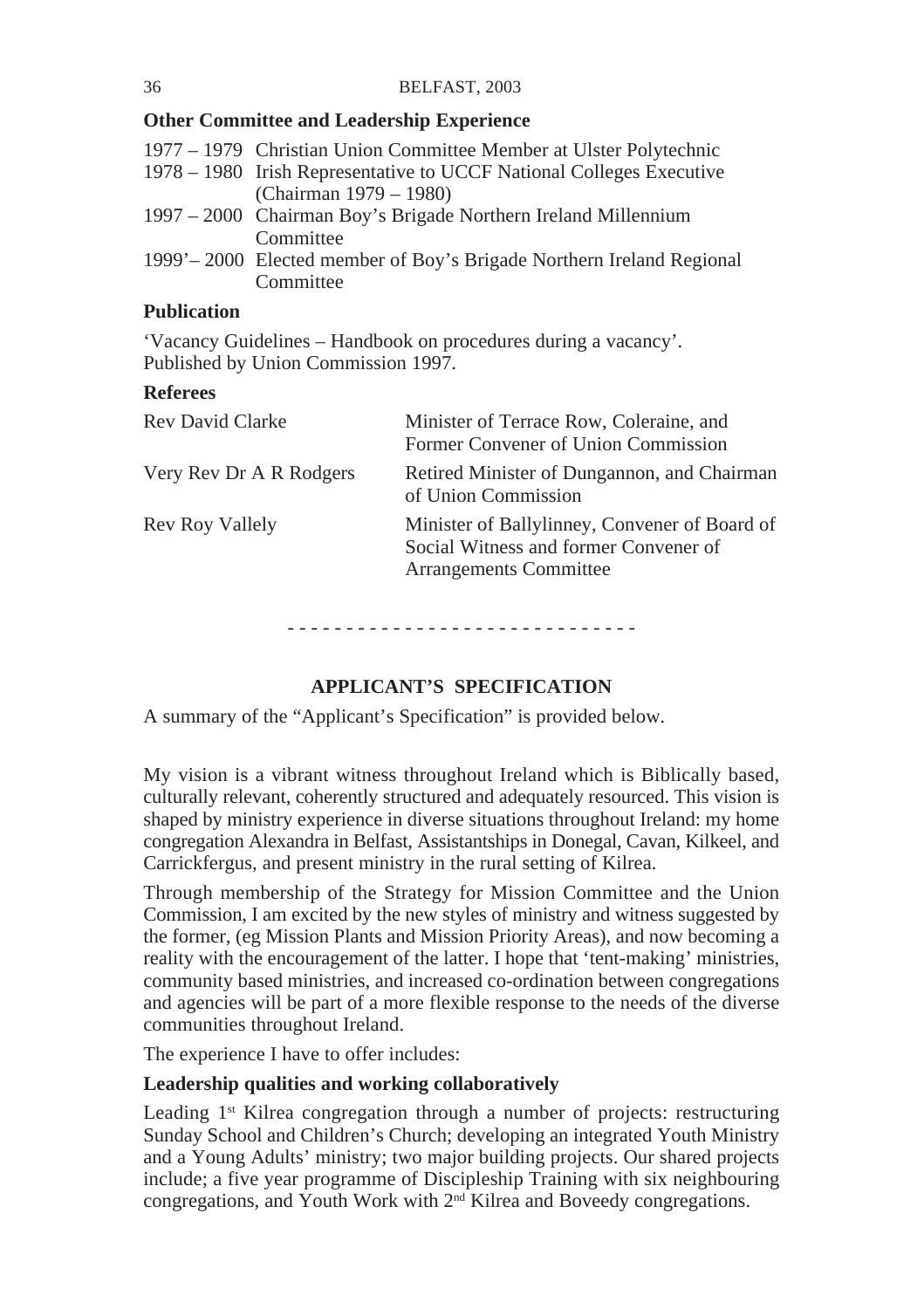### Other Committee and Leadership Experience

1977 – 1979 Christian Union Committee Member at Ulster Polytechnic
1978 – 1980 Irish Representative to UCCF National Colleges Executive (Chairman 1979 – 1980)
1997 – 2000 Chairman Boy's Brigade Northern Ireland Millennium Committee
1999'– 2000 Elected member of Boy's Brigade Northern Ireland Regional Committee

### Publication

'Vacancy Guidelines – Handbook on procedures during a vacancy'. Published by Union Commission 1997.

### Referees

| | |
|---|---|
| Rev David Clarke | Minister of Terrace Row, Coleraine, and Former Convener of Union Commission |
| Very Rev Dr A R Rodgers | Retired Minister of Dungannon, and Chairman of Union Commission |
| Rev Roy Vallely | Minister of Ballylinney, Convener of Board of Social Witness and former Convener of Arrangements Committee |

- - - - - - - - - - - - - - - - - - - - - - - - - - - - -

## APPLICANT'S SPECIFICATION

A summary of the "Applicant's Specification" is provided below.

My vision is a vibrant witness throughout Ireland which is Biblically based, culturally relevant, coherently structured and adequately resourced. This vision is shaped by ministry experience in diverse situations throughout Ireland: my home congregation Alexandra in Belfast, Assistantships in Donegal, Cavan, Kilkeel, and Carrickfergus, and present ministry in the rural setting of Kilrea.

Through membership of the Strategy for Mission Committee and the Union Commission, I am excited by the new styles of ministry and witness suggested by the former, (eg Mission Plants and Mission Priority Areas), and now becoming a reality with the encouragement of the latter. I hope that 'tent-making' ministries, community based ministries, and increased co-ordination between congregations and agencies will be part of a more flexible response to the needs of the diverse communities throughout Ireland.

The experience I have to offer includes:

### Leadership qualities and working collaboratively

Leading 1st Kilrea congregation through a number of projects: restructuring Sunday School and Children's Church; developing an integrated Youth Ministry and a Young Adults' ministry; two major building projects. Our shared projects include; a five year programme of Discipleship Training with six neighbouring congregations, and Youth Work with 2nd Kilrea and Boveedy congregations.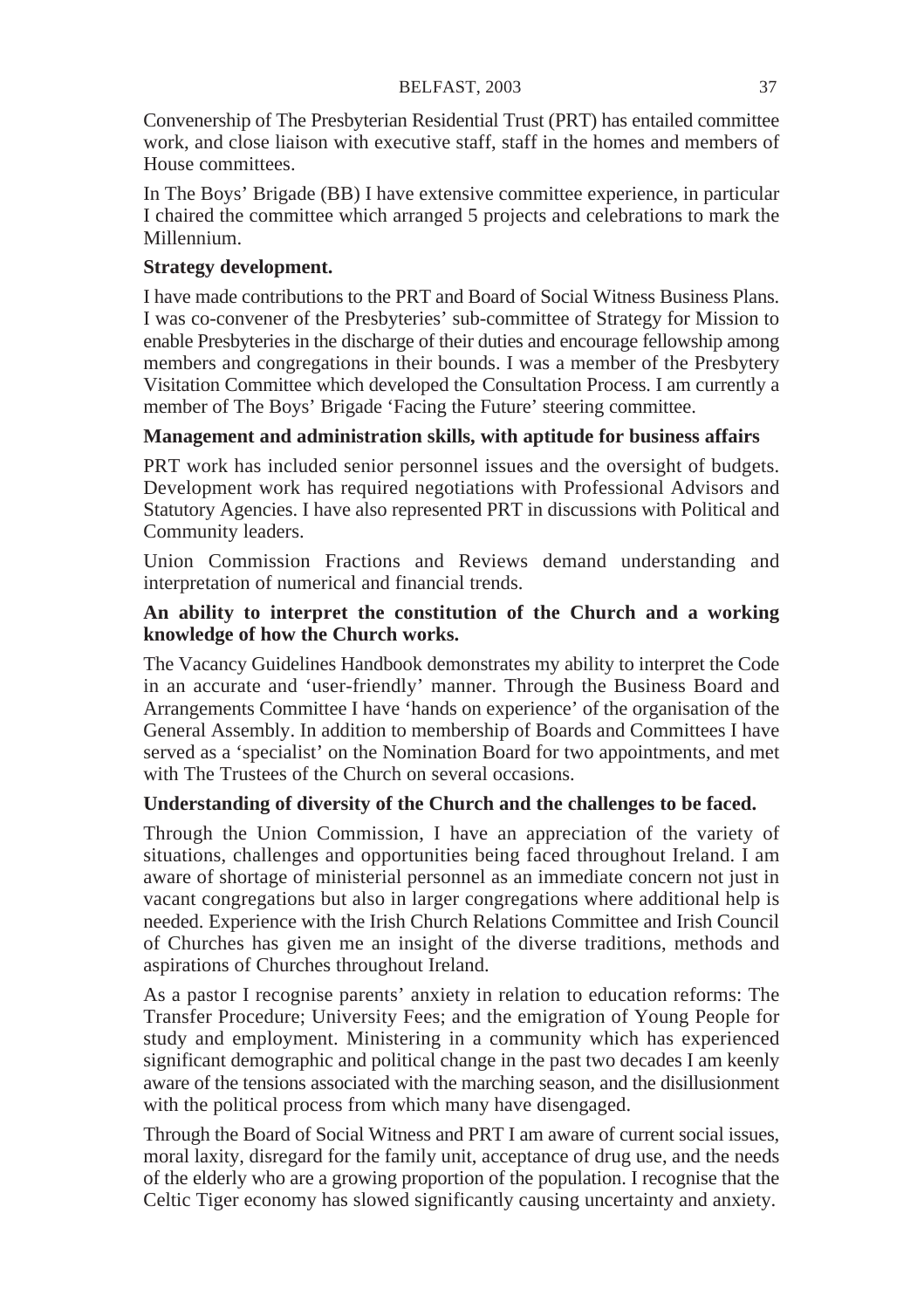Convenership of The Presbyterian Residential Trust (PRT) has entailed committee work, and close liaison with executive staff, staff in the homes and members of House committees.

In The Boys' Brigade (BB) I have extensive committee experience, in particular I chaired the committee which arranged 5 projects and celebrations to mark the Millennium.

**Strategy development.**

I have made contributions to the PRT and Board of Social Witness Business Plans. I was co-convener of the Presbyteries' sub-committee of Strategy for Mission to enable Presbyteries in the discharge of their duties and encourage fellowship among members and congregations in their bounds. I was a member of the Presbytery Visitation Committee which developed the Consultation Process. I am currently a member of The Boys' Brigade 'Facing the Future' steering committee.

**Management and administration skills, with aptitude for business affairs**

PRT work has included senior personnel issues and the oversight of budgets. Development work has required negotiations with Professional Advisors and Statutory Agencies. I have also represented PRT in discussions with Political and Community leaders.

Union Commission Fractions and Reviews demand understanding and interpretation of numerical and financial trends.

**An ability to interpret the constitution of the Church and a working knowledge of how the Church works.**

The Vacancy Guidelines Handbook demonstrates my ability to interpret the Code in an accurate and 'user-friendly' manner. Through the Business Board and Arrangements Committee I have 'hands on experience' of the organisation of the General Assembly. In addition to membership of Boards and Committees I have served as a 'specialist' on the Nomination Board for two appointments, and met with The Trustees of the Church on several occasions.

**Understanding of diversity of the Church and the challenges to be faced.**

Through the Union Commission, I have an appreciation of the variety of situations, challenges and opportunities being faced throughout Ireland. I am aware of shortage of ministerial personnel as an immediate concern not just in vacant congregations but also in larger congregations where additional help is needed. Experience with the Irish Church Relations Committee and Irish Council of Churches has given me an insight of the diverse traditions, methods and aspirations of Churches throughout Ireland.

As a pastor I recognise parents' anxiety in relation to education reforms: The Transfer Procedure; University Fees; and the emigration of Young People for study and employment. Ministering in a community which has experienced significant demographic and political change in the past two decades I am keenly aware of the tensions associated with the marching season, and the disillusionment with the political process from which many have disengaged.

Through the Board of Social Witness and PRT I am aware of current social issues, moral laxity, disregard for the family unit, acceptance of drug use, and the needs of the elderly who are a growing proportion of the population. I recognise that the Celtic Tiger economy has slowed significantly causing uncertainty and anxiety.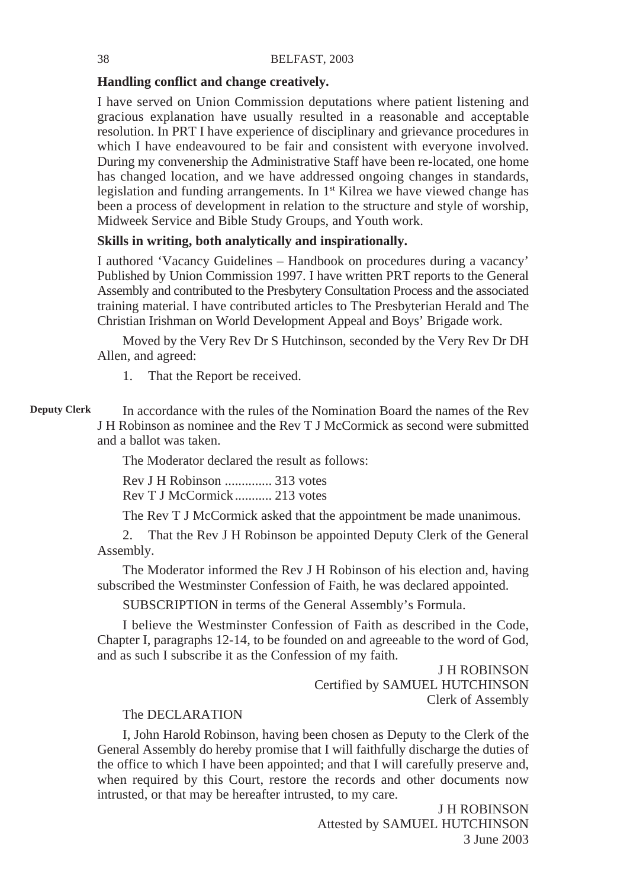**Handling conflict and change creatively.**

I have served on Union Commission deputations where patient listening and gracious explanation have usually resulted in a reasonable and acceptable resolution. In PRT I have experience of disciplinary and grievance procedures in which I have endeavoured to be fair and consistent with everyone involved. During my convenership the Administrative Staff have been re-located, one home has changed location, and we have addressed ongoing changes in standards, legislation and funding arrangements. In 1st Kilrea we have viewed change has been a process of development in relation to the structure and style of worship, Midweek Service and Bible Study Groups, and Youth work.

**Skills in writing, both analytically and inspirationally.**

I authored 'Vacancy Guidelines – Handbook on procedures during a vacancy' Published by Union Commission 1997. I have written PRT reports to the General Assembly and contributed to the Presbytery Consultation Process and the associated training material. I have contributed articles to The Presbyterian Herald and The Christian Irishman on World Development Appeal and Boys' Brigade work.

Moved by the Very Rev Dr S Hutchinson, seconded by the Very Rev Dr DH Allen, and agreed:

1. That the Report be received.

**Deputy Clerk**

In accordance with the rules of the Nomination Board the names of the Rev J H Robinson as nominee and the Rev T J McCormick as second were submitted and a ballot was taken.

The Moderator declared the result as follows:

Rev J H Robinson .............. 313 votes
Rev T J McCormick........... 213 votes

The Rev T J McCormick asked that the appointment be made unanimous.

2. That the Rev J H Robinson be appointed Deputy Clerk of the General Assembly.

The Moderator informed the Rev J H Robinson of his election and, having subscribed the Westminster Confession of Faith, he was declared appointed.

SUBSCRIPTION in terms of the General Assembly's Formula.

I believe the Westminster Confession of Faith as described in the Code, Chapter I, paragraphs 12-14, to be founded on and agreeable to the word of God, and as such I subscribe it as the Confession of my faith.

J H ROBINSON
Certified by SAMUEL HUTCHINSON
Clerk of Assembly

The DECLARATION

I, John Harold Robinson, having been chosen as Deputy to the Clerk of the General Assembly do hereby promise that I will faithfully discharge the duties of the office to which I have been appointed; and that I will carefully preserve and, when required by this Court, restore the records and other documents now intrusted, or that may be hereafter intrusted, to my care.

J H ROBINSON
Attested by SAMUEL HUTCHINSON
3 June 2003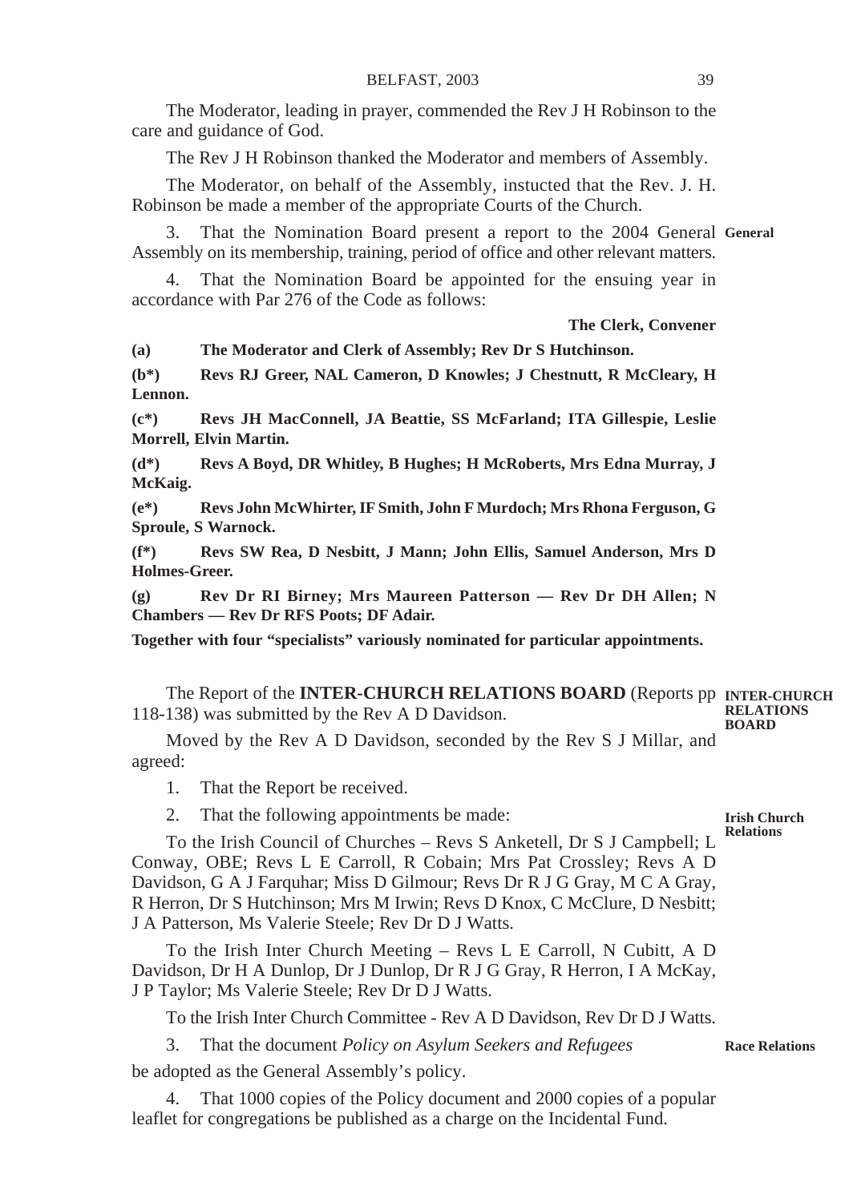The Moderator, leading in prayer, commended the Rev J H Robinson to the care and guidance of God.

The Rev J H Robinson thanked the Moderator and members of Assembly.

The Moderator, on behalf of the Assembly, instucted that the Rev. J. H. Robinson be made a member of the appropriate Courts of the Church.

**General**

3. That the Nomination Board present a report to the 2004 General Assembly on its membership, training, period of office and other relevant matters.

4. That the Nomination Board be appointed for the ensuing year in accordance with Par 276 of the Code as follows:

**The Clerk, Convener**

**(a) The Moderator and Clerk of Assembly; Rev Dr S Hutchinson.**

**(b*) Revs RJ Greer, NAL Cameron, D Knowles; J Chestnutt, R McCleary, H Lennon.**

**(c*) Revs JH MacConnell, JA Beattie, SS McFarland; ITA Gillespie, Leslie Morrell, Elvin Martin.**

**(d*) Revs A Boyd, DR Whitley, B Hughes; H McRoberts, Mrs Edna Murray, J McKaig.**

**(e*) Revs John McWhirter, IF Smith, John F Murdoch; Mrs Rhona Ferguson, G Sproule, S Warnock.**

**(f*) Revs SW Rea, D Nesbitt, J Mann; John Ellis, Samuel Anderson, Mrs D Holmes-Greer.**

**(g) Rev Dr RI Birney; Mrs Maureen Patterson — Rev Dr DH Allen; N Chambers — Rev Dr RFS Poots; DF Adair.**

**Together with four "specialists" variously nominated for particular appointments.**

**INTER-CHURCH RELATIONS BOARD**

The Report of the **INTER-CHURCH RELATIONS BOARD** (Reports pp 118-138) was submitted by the Rev A D Davidson.

Moved by the Rev A D Davidson, seconded by the Rev S J Millar, and agreed:

1. That the Report be received.

**Irish Church Relations**

2. That the following appointments be made:

To the Irish Council of Churches – Revs S Anketell, Dr S J Campbell; L Conway, OBE; Revs L E Carroll, R Cobain; Mrs Pat Crossley; Revs A D Davidson, G A J Farquhar; Miss D Gilmour; Revs Dr R J G Gray, M C A Gray, R Herron, Dr S Hutchinson; Mrs M Irwin; Revs D Knox, C McClure, D Nesbitt; J A Patterson, Ms Valerie Steele; Rev Dr D J Watts.

To the Irish Inter Church Meeting – Revs L E Carroll, N Cubitt, A D Davidson, Dr H A Dunlop, Dr J Dunlop, Dr R J G Gray, R Herron, I A McKay, J P Taylor; Ms Valerie Steele; Rev Dr D J Watts.

To the Irish Inter Church Committee - Rev A D Davidson, Rev Dr D J Watts.

**Race Relations**

3. That the document *Policy on Asylum Seekers and Refugees* be adopted as the General Assembly's policy.

4. That 1000 copies of the Policy document and 2000 copies of a popular leaflet for congregations be published as a charge on the Incidental Fund.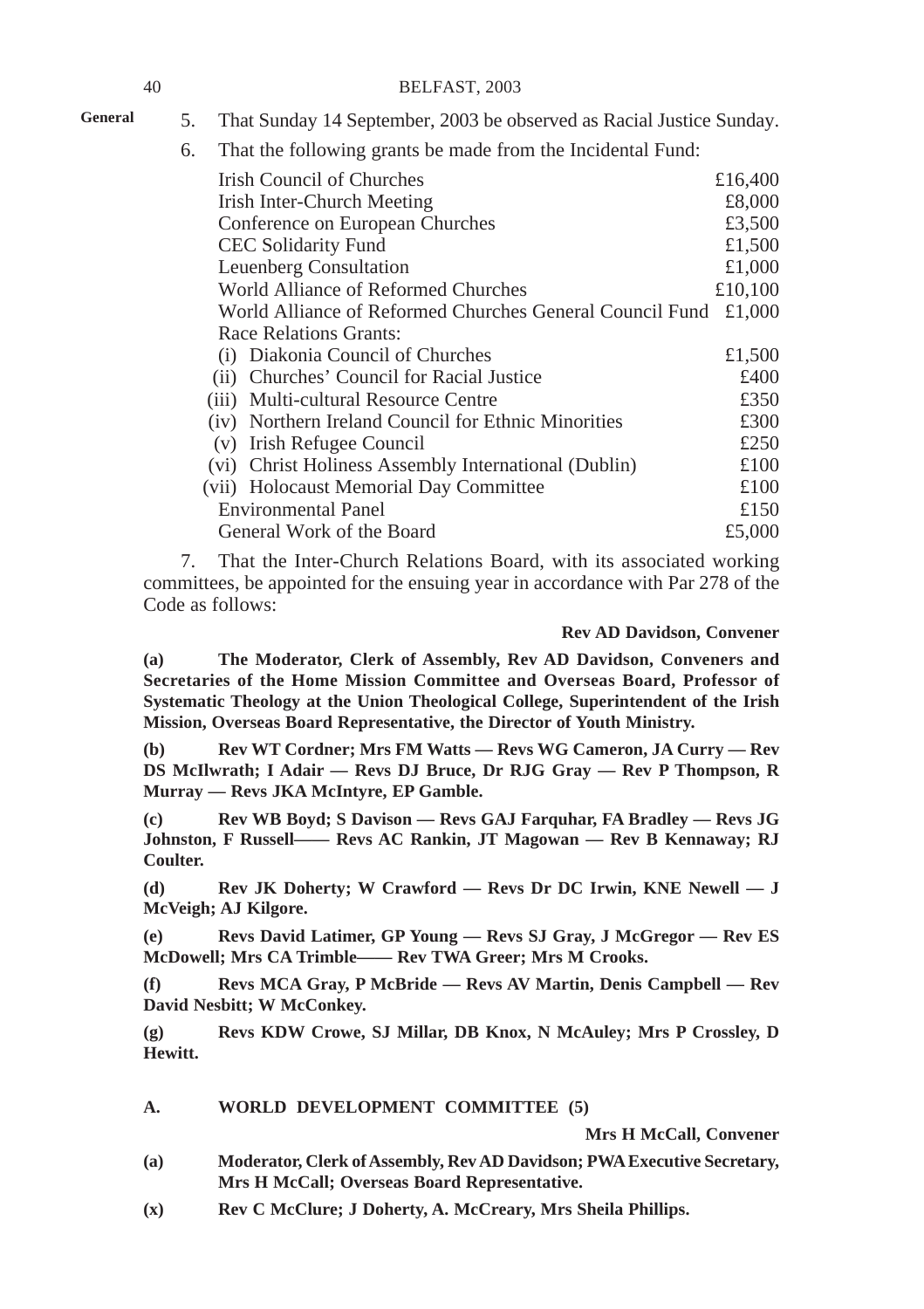General

5. That Sunday 14 September, 2003 be observed as Racial Justice Sunday.

6. That the following grants be made from the Incidental Fund:

| | |
|---|---|
| Irish Council of Churches | £16,400 |
| Irish Inter-Church Meeting | £8,000 |
| Conference on European Churches | £3,500 |
| CEC Solidarity Fund | £1,500 |
| Leuenberg Consultation | £1,000 |
| World Alliance of Reformed Churches | £10,100 |
| World Alliance of Reformed Churches General Council Fund | £1,000 |
| Race Relations Grants: | |
| (i) Diakonia Council of Churches | £1,500 |
| (ii) Churches' Council for Racial Justice | £400 |
| (iii) Multi-cultural Resource Centre | £350 |
| (iv) Northern Ireland Council for Ethnic Minorities | £300 |
| (v) Irish Refugee Council | £250 |
| (vi) Christ Holiness Assembly International (Dublin) | £100 |
| (vii) Holocaust Memorial Day Committee | £100 |
| Environmental Panel | £150 |
| General Work of the Board | £5,000 |

7. That the Inter-Church Relations Board, with its associated working committees, be appointed for the ensuing year in accordance with Par 278 of the Code as follows:

**Rev AD Davidson, Convener**

**(a) The Moderator, Clerk of Assembly, Rev AD Davidson, Conveners and Secretaries of the Home Mission Committee and Overseas Board, Professor of Systematic Theology at the Union Theological College, Superintendent of the Irish Mission, Overseas Board Representative, the Director of Youth Ministry.**

**(b) Rev WT Cordner; Mrs FM Watts — Revs WG Cameron, JA Curry — Rev DS McIlwrath; I Adair — Revs DJ Bruce, Dr RJG Gray — Rev P Thompson, R Murray — Revs JKA McIntyre, EP Gamble.**

**(c) Rev WB Boyd; S Davison — Revs GAJ Farquhar, FA Bradley — Revs JG Johnston, F Russell—— Revs AC Rankin, JT Magowan — Rev B Kennaway; RJ Coulter.**

**(d) Rev JK Doherty; W Crawford — Revs Dr DC Irwin, KNE Newell — J McVeigh; AJ Kilgore.**

**(e) Revs David Latimer, GP Young — Revs SJ Gray, J McGregor — Rev ES McDowell; Mrs CA Trimble—— Rev TWA Greer; Mrs M Crooks.**

**(f) Revs MCA Gray, P McBride — Revs AV Martin, Denis Campbell — Rev David Nesbitt; W McConkey.**

**(g) Revs KDW Crowe, SJ Millar, DB Knox, N McAuley; Mrs P Crossley, D Hewitt.**

**A. WORLD DEVELOPMENT COMMITTEE (5)**

**Mrs H McCall, Convener**

**(a) Moderator, Clerk of Assembly, Rev AD Davidson; PWA Executive Secretary, Mrs H McCall; Overseas Board Representative.**

**(x) Rev C McClure; J Doherty, A. McCreary, Mrs Sheila Phillips.**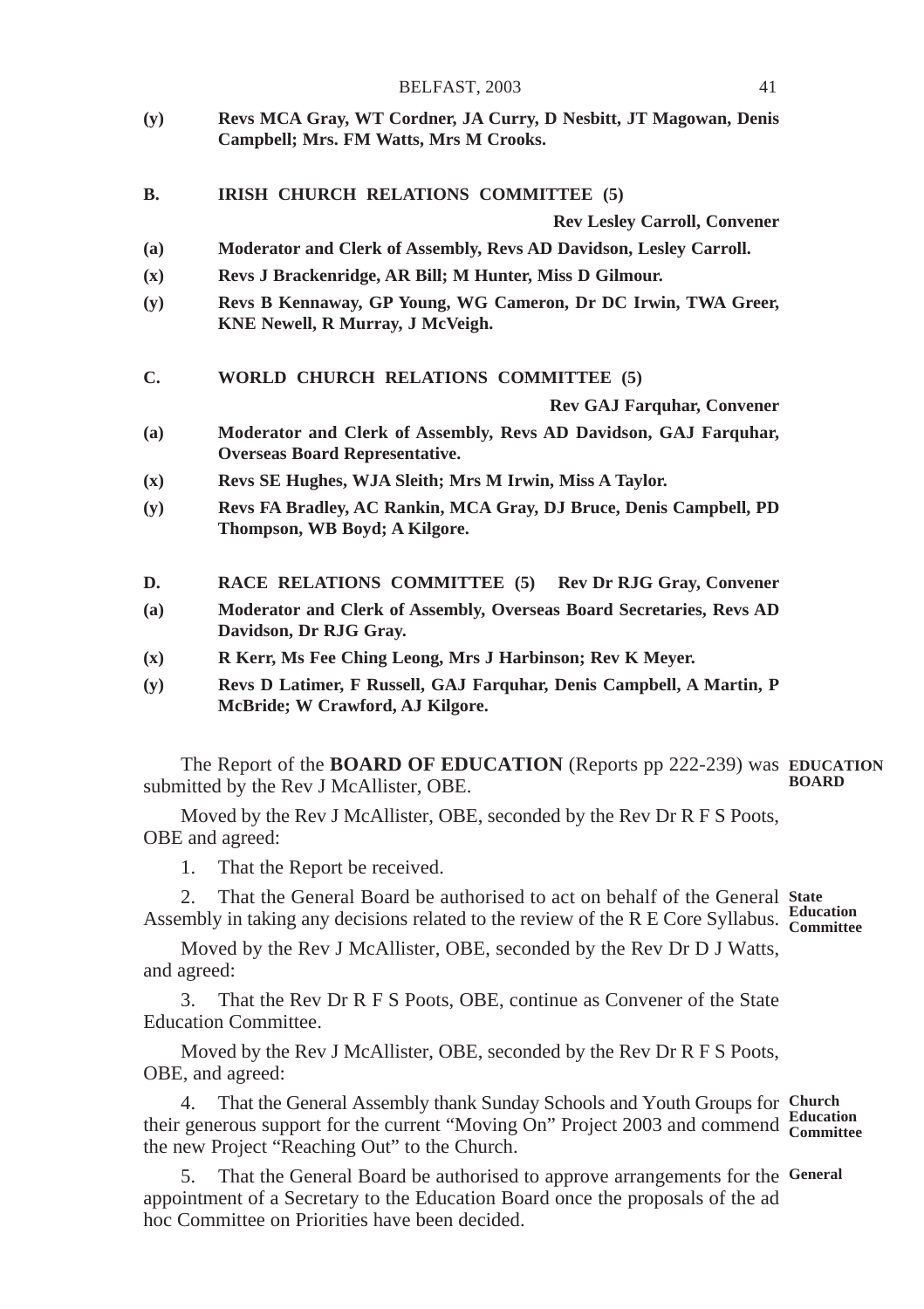**(y)** **Revs MCA Gray, WT Cordner, JA Curry, D Nesbitt, JT Magowan, Denis Campbell; Mrs. FM Watts, Mrs M Crooks.**

**B. IRISH CHURCH RELATIONS COMMITTEE (5)**

**Rev Lesley Carroll, Convener**

**(a)** **Moderator and Clerk of Assembly, Revs AD Davidson, Lesley Carroll.**

**(x)** **Revs J Brackenridge, AR Bill; M Hunter, Miss D Gilmour.**

**(y)** **Revs B Kennaway, GP Young, WG Cameron, Dr DC Irwin, TWA Greer, KNE Newell, R Murray, J McVeigh.**

**C. WORLD CHURCH RELATIONS COMMITTEE (5)**

**Rev GAJ Farquhar, Convener**

**(a)** **Moderator and Clerk of Assembly, Revs AD Davidson, GAJ Farquhar, Overseas Board Representative.**

**(x)** **Revs SE Hughes, WJA Sleith; Mrs M Irwin, Miss A Taylor.**

**(y)** **Revs FA Bradley, AC Rankin, MCA Gray, DJ Bruce, Denis Campbell, PD Thompson, WB Boyd; A Kilgore.**

**D. RACE RELATIONS COMMITTEE (5) Rev Dr RJG Gray, Convener**

**(a)** **Moderator and Clerk of Assembly, Overseas Board Secretaries, Revs AD Davidson, Dr RJG Gray.**

**(x)** **R Kerr, Ms Fee Ching Leong, Mrs J Harbinson; Rev K Meyer.**

**(y)** **Revs D Latimer, F Russell, GAJ Farquhar, Denis Campbell, A Martin, P McBride; W Crawford, AJ Kilgore.**

**EDUCATION BOARD**

The Report of the **BOARD OF EDUCATION** (Reports pp 222-239) was submitted by the Rev J McAllister, OBE.

Moved by the Rev J McAllister, OBE, seconded by the Rev Dr R F S Poots, OBE and agreed:

1. That the Report be received.

**State Education Committee**

2. That the General Board be authorised to act on behalf of the General Assembly in taking any decisions related to the review of the R E Core Syllabus.

Moved by the Rev J McAllister, OBE, seconded by the Rev Dr D J Watts, and agreed:

3. That the Rev Dr R F S Poots, OBE, continue as Convener of the State Education Committee.

Moved by the Rev J McAllister, OBE, seconded by the Rev Dr R F S Poots, OBE, and agreed:

**Church Education Committee**

4. That the General Assembly thank Sunday Schools and Youth Groups for their generous support for the current "Moving On" Project 2003 and commend the new Project "Reaching Out" to the Church.

**General**

5. That the General Board be authorised to approve arrangements for the appointment of a Secretary to the Education Board once the proposals of the ad hoc Committee on Priorities have been decided.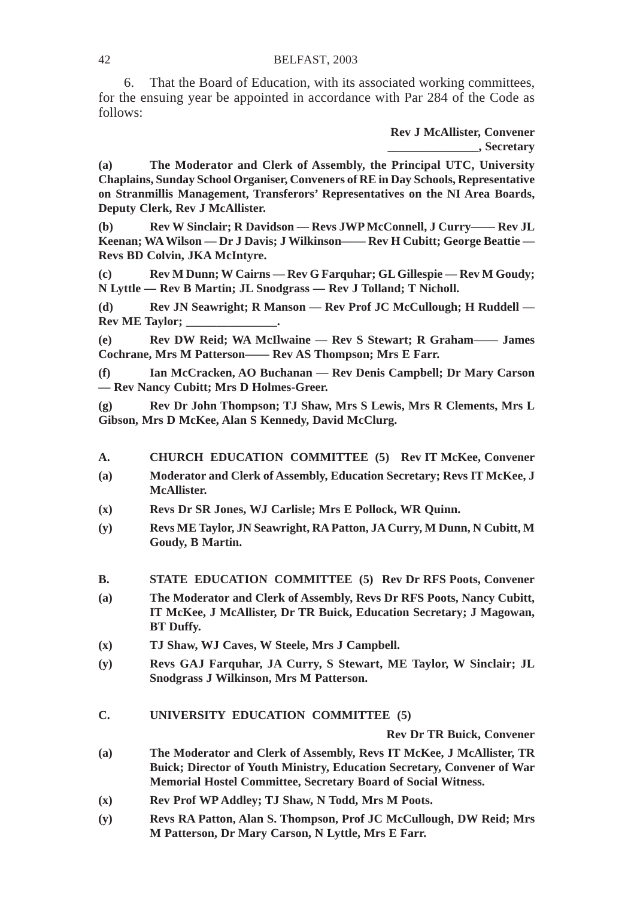6. That the Board of Education, with its associated working committees, for the ensuing year be appointed in accordance with Par 284 of the Code as follows:

**Rev J McAllister, Convener**
**_______________, Secretary**

**(a) The Moderator and Clerk of Assembly, the Principal UTC, University Chaplains, Sunday School Organiser, Conveners of RE in Day Schools, Representative on Stranmillis Management, Transferors' Representatives on the NI Area Boards, Deputy Clerk, Rev J McAllister.**

**(b) Rev W Sinclair; R Davidson — Revs JWP McConnell, J Curry—— Rev JL Keenan; WA Wilson — Dr J Davis; J Wilkinson—— Rev H Cubitt; George Beattie — Revs BD Colvin, JKA McIntyre.**

**(c) Rev M Dunn; W Cairns — Rev G Farquhar; GL Gillespie — Rev M Goudy; N Lyttle — Rev B Martin; JL Snodgrass — Rev J Tolland; T Nicholl.**

**(d) Rev JN Seawright; R Manson — Rev Prof JC McCullough; H Ruddell — Rev ME Taylor; _______________.**

**(e) Rev DW Reid; WA McIlwaine — Rev S Stewart; R Graham—— James Cochrane, Mrs M Patterson—— Rev AS Thompson; Mrs E Farr.**

**(f) Ian McCracken, AO Buchanan — Rev Denis Campbell; Dr Mary Carson — Rev Nancy Cubitt; Mrs D Holmes-Greer.**

**(g) Rev Dr John Thompson; TJ Shaw, Mrs S Lewis, Mrs R Clements, Mrs L Gibson, Mrs D McKee, Alan S Kennedy, David McClurg.**

**A. CHURCH EDUCATION COMMITTEE (5) Rev IT McKee, Convener**

**(a) Moderator and Clerk of Assembly, Education Secretary; Revs IT McKee, J McAllister.**

**(x) Revs Dr SR Jones, WJ Carlisle; Mrs E Pollock, WR Quinn.**

**(y) Revs ME Taylor, JN Seawright, RA Patton, JA Curry, M Dunn, N Cubitt, M Goudy, B Martin.**

**B. STATE EDUCATION COMMITTEE (5) Rev Dr RFS Poots, Convener**

**(a) The Moderator and Clerk of Assembly, Revs Dr RFS Poots, Nancy Cubitt, IT McKee, J McAllister, Dr TR Buick, Education Secretary; J Magowan, BT Duffy.**

**(x) TJ Shaw, WJ Caves, W Steele, Mrs J Campbell.**

**(y) Revs GAJ Farquhar, JA Curry, S Stewart, ME Taylor, W Sinclair; JL Snodgrass J Wilkinson, Mrs M Patterson.**

**C. UNIVERSITY EDUCATION COMMITTEE (5)**

**Rev Dr TR Buick, Convener**

**(a) The Moderator and Clerk of Assembly, Revs IT McKee, J McAllister, TR Buick; Director of Youth Ministry, Education Secretary, Convener of War Memorial Hostel Committee, Secretary Board of Social Witness.**

**(x) Rev Prof WP Addley; TJ Shaw, N Todd, Mrs M Poots.**

**(y) Revs RA Patton, Alan S. Thompson, Prof JC McCullough, DW Reid; Mrs M Patterson, Dr Mary Carson, N Lyttle, Mrs E Farr.**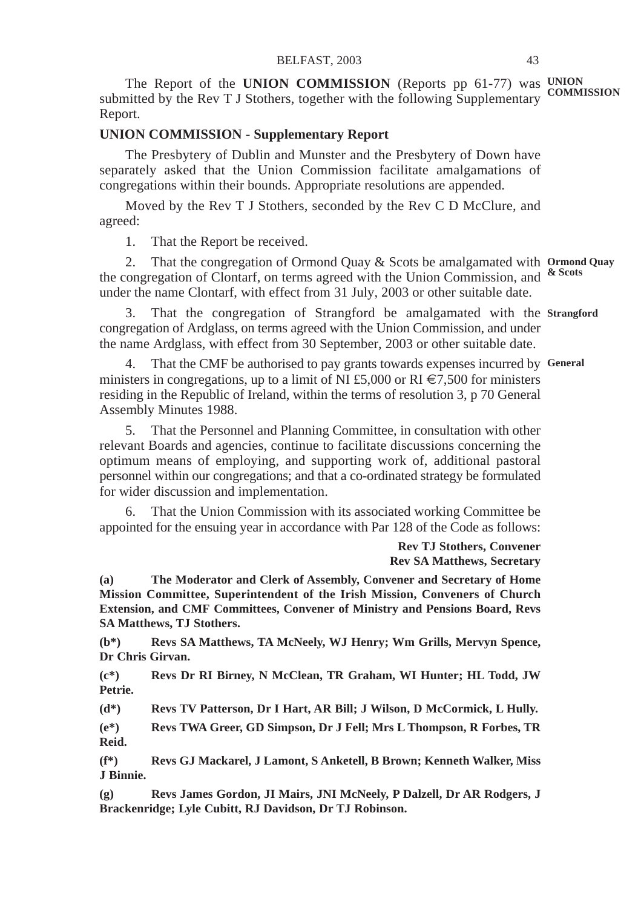The Report of the **UNION COMMISSION** (Reports pp 61-77) was submitted by the Rev T J Stothers, together with the following Supplementary Report.

**UNION COMMISSION**

### UNION COMMISSION - Supplementary Report

The Presbytery of Dublin and Munster and the Presbytery of Down have separately asked that the Union Commission facilitate amalgamations of congregations within their bounds. Appropriate resolutions are appended.

Moved by the Rev T J Stothers, seconded by the Rev C D McClure, and agreed:

1. That the Report be received.

2. That the congregation of Ormond Quay & Scots be amalgamated with the congregation of Clontarf, on terms agreed with the Union Commission, and under the name Clontarf, with effect from 31 July, 2003 or other suitable date.

**Ormond Quay & Scots**

3. That the congregation of Strangford be amalgamated with the congregation of Ardglass, on terms agreed with the Union Commission, and under the name Ardglass, with effect from 30 September, 2003 or other suitable date.

**Strangford**

4. That the CMF be authorised to pay grants towards expenses incurred by ministers in congregations, up to a limit of NI £5,000 or RI €7,500 for ministers residing in the Republic of Ireland, within the terms of resolution 3, p 70 General Assembly Minutes 1988.

**General**

5. That the Personnel and Planning Committee, in consultation with other relevant Boards and agencies, continue to facilitate discussions concerning the optimum means of employing, and supporting work of, additional pastoral personnel within our congregations; and that a co-ordinated strategy be formulated for wider discussion and implementation.

6. That the Union Commission with its associated working Committee be appointed for the ensuing year in accordance with Par 128 of the Code as follows:

**Rev TJ Stothers, Convener**
**Rev SA Matthews, Secretary**

**(a) The Moderator and Clerk of Assembly, Convener and Secretary of Home Mission Committee, Superintendent of the Irish Mission, Conveners of Church Extension, and CMF Committees, Convener of Ministry and Pensions Board, Revs SA Matthews, TJ Stothers.**

**(b*) Revs SA Matthews, TA McNeely, WJ Henry; Wm Grills, Mervyn Spence, Dr Chris Girvan.**

**(c*) Revs Dr RI Birney, N McClean, TR Graham, WI Hunter; HL Todd, JW Petrie.**

**(d*) Revs TV Patterson, Dr I Hart, AR Bill; J Wilson, D McCormick, L Hully.**

**(e*) Revs TWA Greer, GD Simpson, Dr J Fell; Mrs L Thompson, R Forbes, TR Reid.**

**(f*) Revs GJ Mackarel, J Lamont, S Anketell, B Brown; Kenneth Walker, Miss J Binnie.**

**(g) Revs James Gordon, JI Mairs, JNI McNeely, P Dalzell, Dr AR Rodgers, J Brackenridge; Lyle Cubitt, RJ Davidson, Dr TJ Robinson.**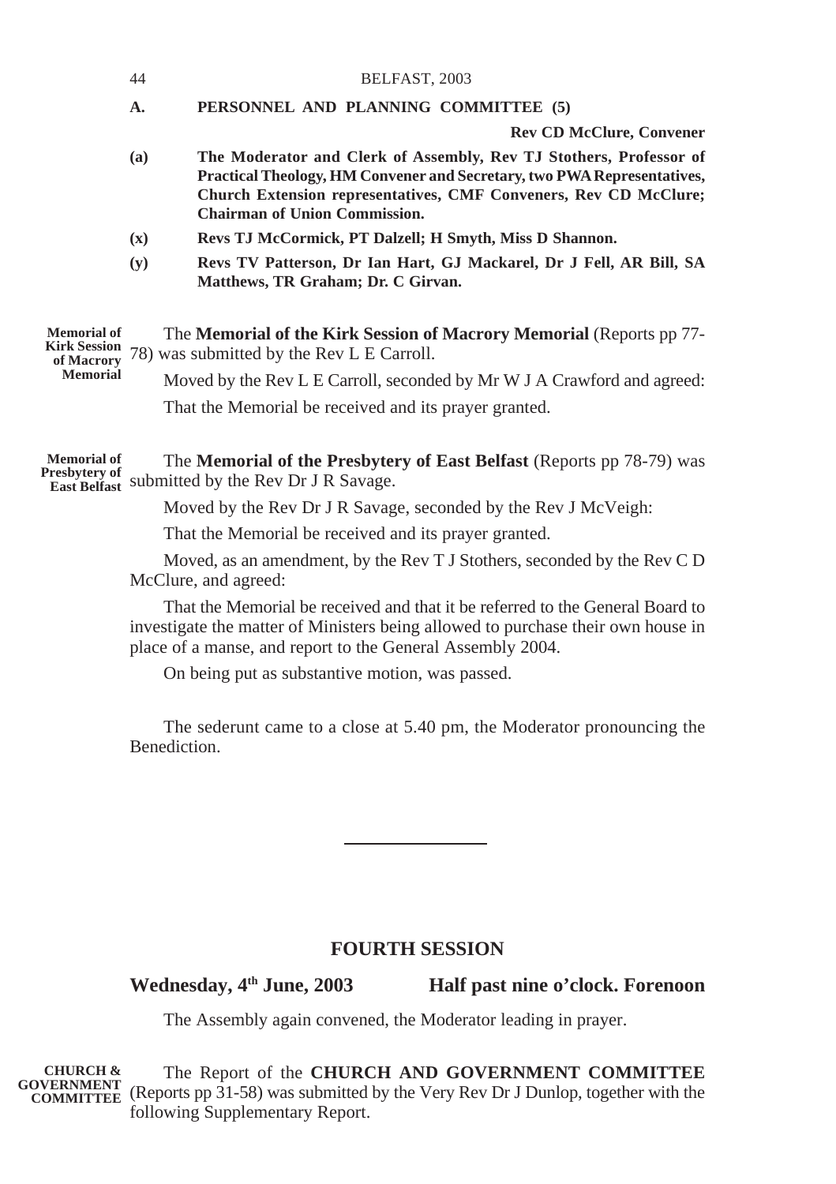**A. PERSONNEL AND PLANNING COMMITTEE (5)**

**Rev CD McClure, Convener**

**(a)** **The Moderator and Clerk of Assembly, Rev TJ Stothers, Professor of Practical Theology, HM Convener and Secretary, two PWA Representatives, Church Extension representatives, CMF Conveners, Rev CD McClure; Chairman of Union Commission.**

**(x)** **Revs TJ McCormick, PT Dalzell; H Smyth, Miss D Shannon.**

**(y)** **Revs TV Patterson, Dr Ian Hart, GJ Mackarel, Dr J Fell, AR Bill, SA Matthews, TR Graham; Dr. C Girvan.**

**Memorial of Kirk Session of Macrory Memorial**

The **Memorial of the Kirk Session of Macrory Memorial** (Reports pp 77-78) was submitted by the Rev L E Carroll.

Moved by the Rev L E Carroll, seconded by Mr W J A Crawford and agreed:

That the Memorial be received and its prayer granted.

**Memorial of Presbytery of East Belfast**

The **Memorial of the Presbytery of East Belfast** (Reports pp 78-79) was submitted by the Rev Dr J R Savage.

Moved by the Rev Dr J R Savage, seconded by the Rev J McVeigh:

That the Memorial be received and its prayer granted.

Moved, as an amendment, by the Rev T J Stothers, seconded by the Rev C D McClure, and agreed:

That the Memorial be received and that it be referred to the General Board to investigate the matter of Ministers being allowed to purchase their own house in place of a manse, and report to the General Assembly 2004.

On being put as substantive motion, was passed.

The sederunt came to a close at 5.40 pm, the Moderator pronouncing the Benediction.

---

## FOURTH SESSION

**Wednesday, 4th June, 2003 — Half past nine o'clock. Forenoon**

The Assembly again convened, the Moderator leading in prayer.

**CHURCH & GOVERNMENT COMMITTEE**

The Report of the **CHURCH AND GOVERNMENT COMMITTEE** (Reports pp 31-58) was submitted by the Very Rev Dr J Dunlop, together with the following Supplementary Report.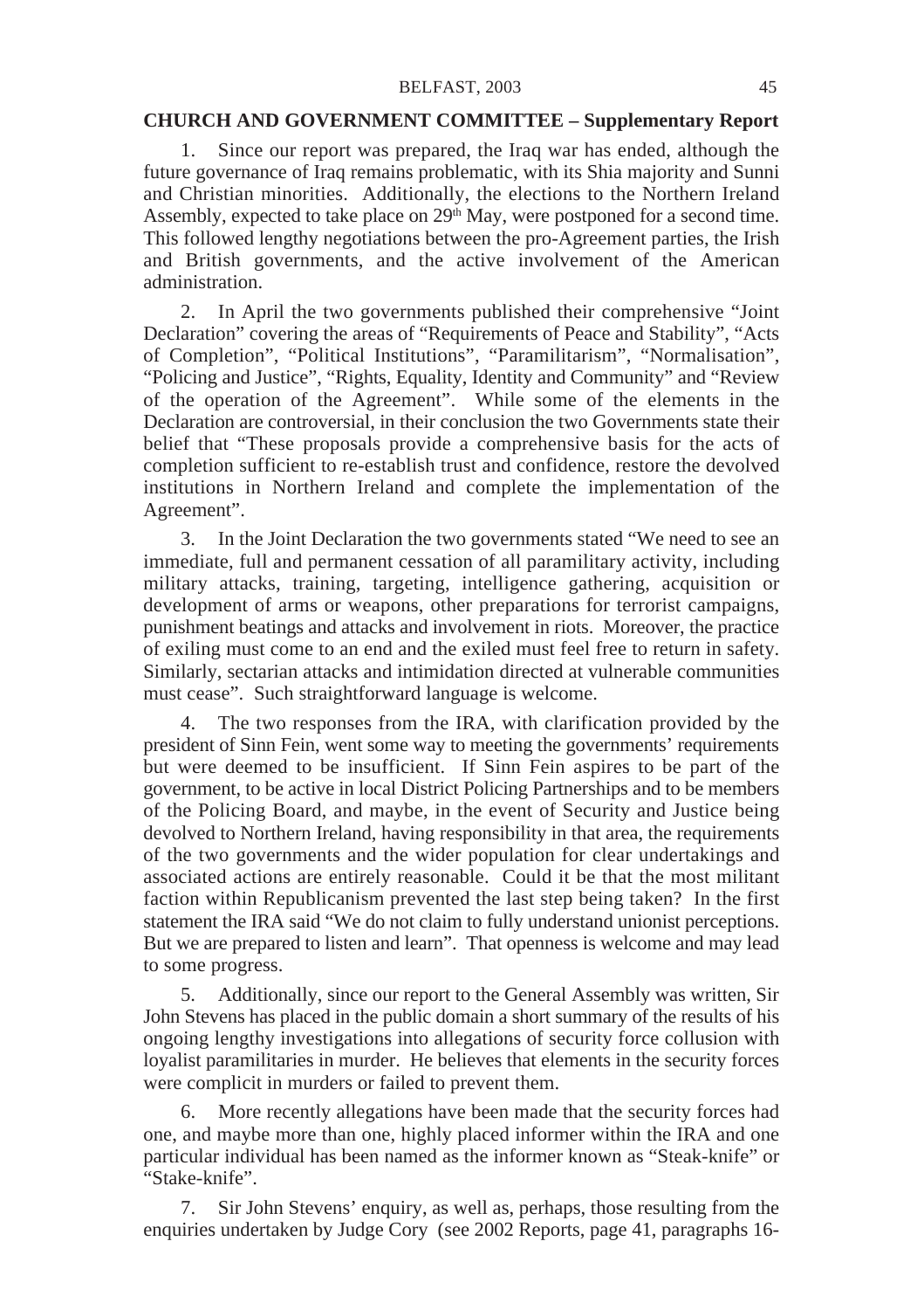## CHURCH AND GOVERNMENT COMMITTEE – Supplementary Report

1. Since our report was prepared, the Iraq war has ended, although the future governance of Iraq remains problematic, with its Shia majority and Sunni and Christian minorities. Additionally, the elections to the Northern Ireland Assembly, expected to take place on 29th May, were postponed for a second time. This followed lengthy negotiations between the pro-Agreement parties, the Irish and British governments, and the active involvement of the American administration.

2. In April the two governments published their comprehensive "Joint Declaration" covering the areas of "Requirements of Peace and Stability", "Acts of Completion", "Political Institutions", "Paramilitarism", "Normalisation", "Policing and Justice", "Rights, Equality, Identity and Community" and "Review of the operation of the Agreement". While some of the elements in the Declaration are controversial, in their conclusion the two Governments state their belief that "These proposals provide a comprehensive basis for the acts of completion sufficient to re-establish trust and confidence, restore the devolved institutions in Northern Ireland and complete the implementation of the Agreement".

3. In the Joint Declaration the two governments stated "We need to see an immediate, full and permanent cessation of all paramilitary activity, including military attacks, training, targeting, intelligence gathering, acquisition or development of arms or weapons, other preparations for terrorist campaigns, punishment beatings and attacks and involvement in riots. Moreover, the practice of exiling must come to an end and the exiled must feel free to return in safety. Similarly, sectarian attacks and intimidation directed at vulnerable communities must cease". Such straightforward language is welcome.

4. The two responses from the IRA, with clarification provided by the president of Sinn Fein, went some way to meeting the governments' requirements but were deemed to be insufficient. If Sinn Fein aspires to be part of the government, to be active in local District Policing Partnerships and to be members of the Policing Board, and maybe, in the event of Security and Justice being devolved to Northern Ireland, having responsibility in that area, the requirements of the two governments and the wider population for clear undertakings and associated actions are entirely reasonable. Could it be that the most militant faction within Republicanism prevented the last step being taken? In the first statement the IRA said "We do not claim to fully understand unionist perceptions. But we are prepared to listen and learn". That openness is welcome and may lead to some progress.

5. Additionally, since our report to the General Assembly was written, Sir John Stevens has placed in the public domain a short summary of the results of his ongoing lengthy investigations into allegations of security force collusion with loyalist paramilitaries in murder. He believes that elements in the security forces were complicit in murders or failed to prevent them.

6. More recently allegations have been made that the security forces had one, and maybe more than one, highly placed informer within the IRA and one particular individual has been named as the informer known as "Steak-knife" or "Stake-knife".

7. Sir John Stevens' enquiry, as well as, perhaps, those resulting from the enquiries undertaken by Judge Cory (see 2002 Reports, page 41, paragraphs 16-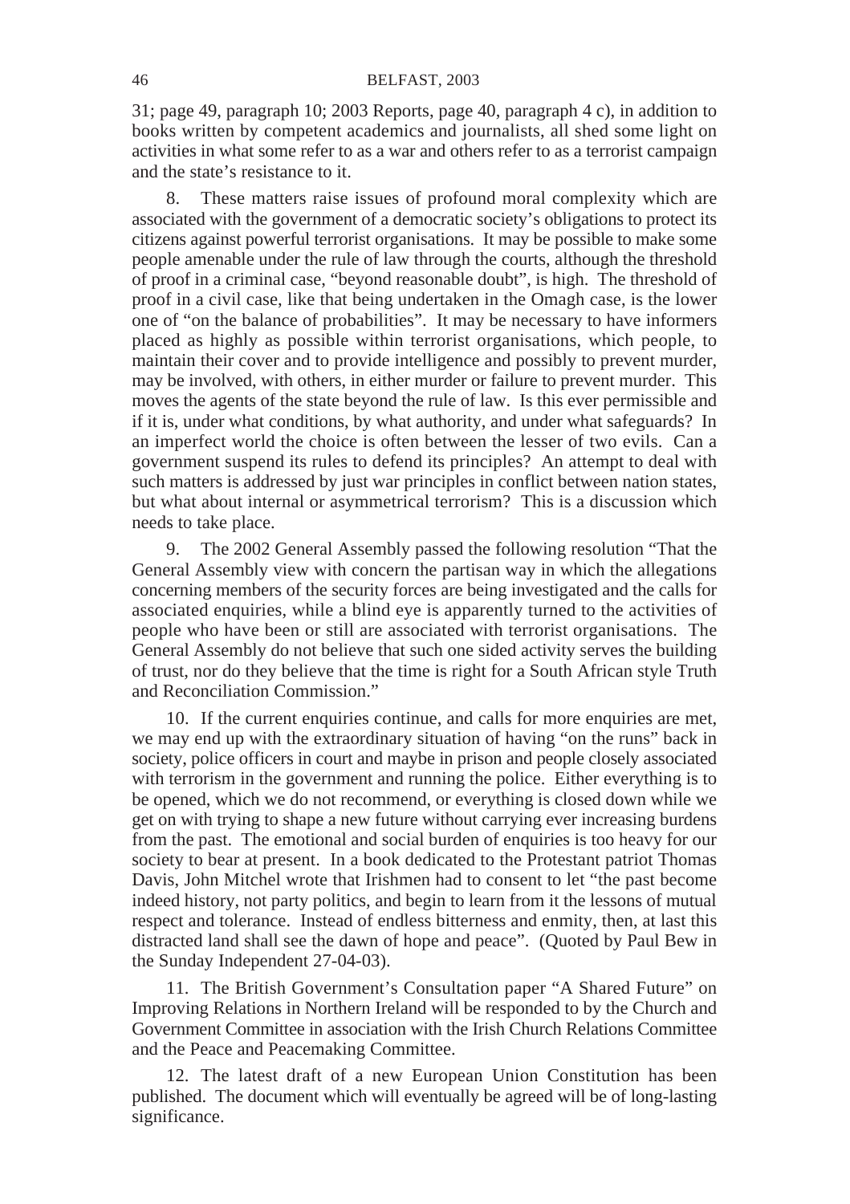31; page 49, paragraph 10; 2003 Reports, page 40, paragraph 4 c), in addition to books written by competent academics and journalists, all shed some light on activities in what some refer to as a war and others refer to as a terrorist campaign and the state's resistance to it.

8. These matters raise issues of profound moral complexity which are associated with the government of a democratic society's obligations to protect its citizens against powerful terrorist organisations. It may be possible to make some people amenable under the rule of law through the courts, although the threshold of proof in a criminal case, "beyond reasonable doubt", is high. The threshold of proof in a civil case, like that being undertaken in the Omagh case, is the lower one of "on the balance of probabilities". It may be necessary to have informers placed as highly as possible within terrorist organisations, which people, to maintain their cover and to provide intelligence and possibly to prevent murder, may be involved, with others, in either murder or failure to prevent murder. This moves the agents of the state beyond the rule of law. Is this ever permissible and if it is, under what conditions, by what authority, and under what safeguards? In an imperfect world the choice is often between the lesser of two evils. Can a government suspend its rules to defend its principles? An attempt to deal with such matters is addressed by just war principles in conflict between nation states, but what about internal or asymmetrical terrorism? This is a discussion which needs to take place.

9. The 2002 General Assembly passed the following resolution "That the General Assembly view with concern the partisan way in which the allegations concerning members of the security forces are being investigated and the calls for associated enquiries, while a blind eye is apparently turned to the activities of people who have been or still are associated with terrorist organisations. The General Assembly do not believe that such one sided activity serves the building of trust, nor do they believe that the time is right for a South African style Truth and Reconciliation Commission."

10. If the current enquiries continue, and calls for more enquiries are met, we may end up with the extraordinary situation of having "on the runs" back in society, police officers in court and maybe in prison and people closely associated with terrorism in the government and running the police. Either everything is to be opened, which we do not recommend, or everything is closed down while we get on with trying to shape a new future without carrying ever increasing burdens from the past. The emotional and social burden of enquiries is too heavy for our society to bear at present. In a book dedicated to the Protestant patriot Thomas Davis, John Mitchel wrote that Irishmen had to consent to let "the past become indeed history, not party politics, and begin to learn from it the lessons of mutual respect and tolerance. Instead of endless bitterness and enmity, then, at last this distracted land shall see the dawn of hope and peace". (Quoted by Paul Bew in the Sunday Independent 27-04-03).

11. The British Government's Consultation paper "A Shared Future" on Improving Relations in Northern Ireland will be responded to by the Church and Government Committee in association with the Irish Church Relations Committee and the Peace and Peacemaking Committee.

12. The latest draft of a new European Union Constitution has been published. The document which will eventually be agreed will be of long-lasting significance.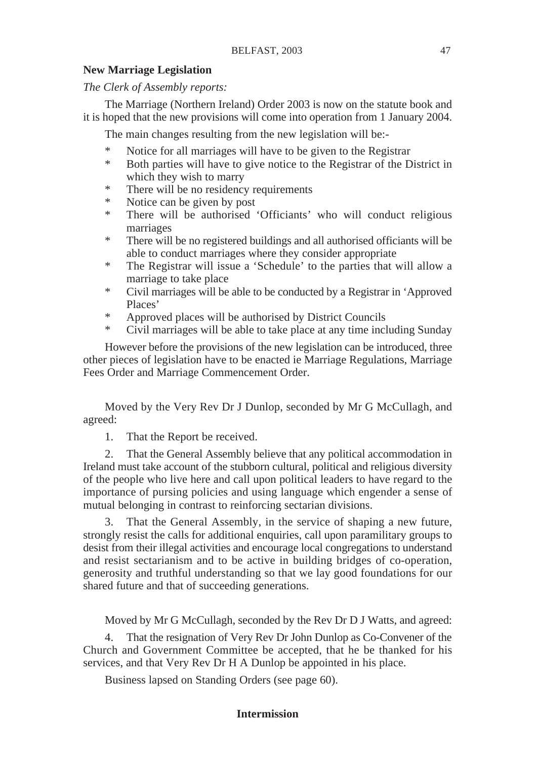**New Marriage Legislation**

*The Clerk of Assembly reports:*

The Marriage (Northern Ireland) Order 2003 is now on the statute book and it is hoped that the new provisions will come into operation from 1 January 2004.

The main changes resulting from the new legislation will be:-

- Notice for all marriages will have to be given to the Registrar
- Both parties will have to give notice to the Registrar of the District in which they wish to marry
- There will be no residency requirements
- Notice can be given by post
- There will be authorised 'Officiants' who will conduct religious marriages
- There will be no registered buildings and all authorised officiants will be able to conduct marriages where they consider appropriate
- The Registrar will issue a 'Schedule' to the parties that will allow a marriage to take place
- Civil marriages will be able to be conducted by a Registrar in 'Approved Places'
- Approved places will be authorised by District Councils
- Civil marriages will be able to take place at any time including Sunday

However before the provisions of the new legislation can be introduced, three other pieces of legislation have to be enacted ie Marriage Regulations, Marriage Fees Order and Marriage Commencement Order.

Moved by the Very Rev Dr J Dunlop, seconded by Mr G McCullagh, and agreed:

1. That the Report be received.

2. That the General Assembly believe that any political accommodation in Ireland must take account of the stubborn cultural, political and religious diversity of the people who live here and call upon political leaders to have regard to the importance of pursing policies and using language which engender a sense of mutual belonging in contrast to reinforcing sectarian divisions.

3. That the General Assembly, in the service of shaping a new future, strongly resist the calls for additional enquiries, call upon paramilitary groups to desist from their illegal activities and encourage local congregations to understand and resist sectarianism and to be active in building bridges of co-operation, generosity and truthful understanding so that we lay good foundations for our shared future and that of succeeding generations.

Moved by Mr G McCullagh, seconded by the Rev Dr D J Watts, and agreed:

4. That the resignation of Very Rev Dr John Dunlop as Co-Convener of the Church and Government Committee be accepted, that he be thanked for his services, and that Very Rev Dr H A Dunlop be appointed in his place.

Business lapsed on Standing Orders (see page 60).

**Intermission**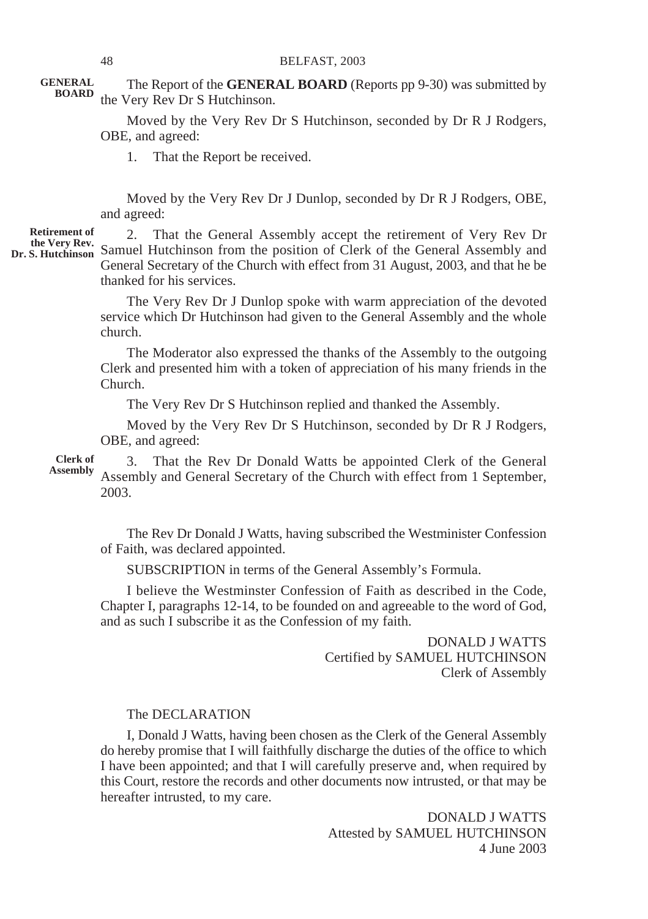**GENERAL BOARD**

The Report of the **GENERAL BOARD** (Reports pp 9-30) was submitted by the Very Rev Dr S Hutchinson.

Moved by the Very Rev Dr S Hutchinson, seconded by Dr R J Rodgers, OBE, and agreed:

1. That the Report be received.

Moved by the Very Rev Dr J Dunlop, seconded by Dr R J Rodgers, OBE, and agreed:

**Retirement of the Very Rev. Dr. S. Hutchinson**

2. That the General Assembly accept the retirement of Very Rev Dr Samuel Hutchinson from the position of Clerk of the General Assembly and General Secretary of the Church with effect from 31 August, 2003, and that he be thanked for his services.

The Very Rev Dr J Dunlop spoke with warm appreciation of the devoted service which Dr Hutchinson had given to the General Assembly and the whole church.

The Moderator also expressed the thanks of the Assembly to the outgoing Clerk and presented him with a token of appreciation of his many friends in the Church.

The Very Rev Dr S Hutchinson replied and thanked the Assembly.

Moved by the Very Rev Dr S Hutchinson, seconded by Dr R J Rodgers, OBE, and agreed:

**Clerk of Assembly**

3. That the Rev Dr Donald Watts be appointed Clerk of the General Assembly and General Secretary of the Church with effect from 1 September, 2003.

The Rev Dr Donald J Watts, having subscribed the Westminister Confession of Faith, was declared appointed.

SUBSCRIPTION in terms of the General Assembly's Formula.

I believe the Westminster Confession of Faith as described in the Code, Chapter I, paragraphs 12-14, to be founded on and agreeable to the word of God, and as such I subscribe it as the Confession of my faith.

DONALD J WATTS
Certified by SAMUEL HUTCHINSON
Clerk of Assembly

The DECLARATION

I, Donald J Watts, having been chosen as the Clerk of the General Assembly do hereby promise that I will faithfully discharge the duties of the office to which I have been appointed; and that I will carefully preserve and, when required by this Court, restore the records and other documents now intrusted, or that may be hereafter intrusted, to my care.

DONALD J WATTS
Attested by SAMUEL HUTCHINSON
4 June 2003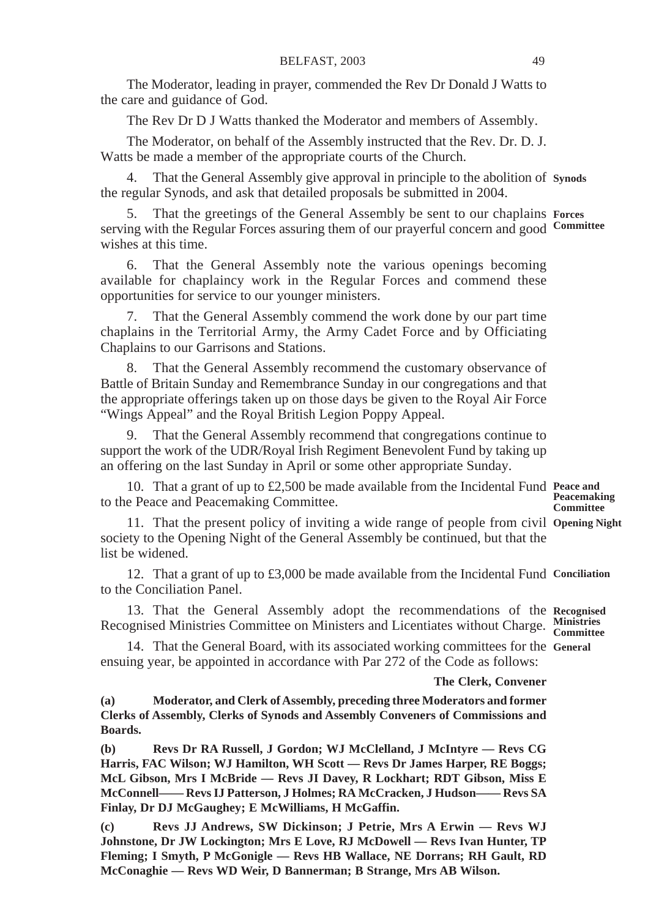The Moderator, leading in prayer, commended the Rev Dr Donald J Watts to the care and guidance of God.

The Rev Dr D J Watts thanked the Moderator and members of Assembly.

The Moderator, on behalf of the Assembly instructed that the Rev. Dr. D. J. Watts be made a member of the appropriate courts of the Church.

**Synods**

4. That the General Assembly give approval in principle to the abolition of the regular Synods, and ask that detailed proposals be submitted in 2004.

**Forces Committee**

5. That the greetings of the General Assembly be sent to our chaplains serving with the Regular Forces assuring them of our prayerful concern and good wishes at this time.

6. That the General Assembly note the various openings becoming available for chaplaincy work in the Regular Forces and commend these opportunities for service to our younger ministers.

7. That the General Assembly commend the work done by our part time chaplains in the Territorial Army, the Army Cadet Force and by Officiating Chaplains to our Garrisons and Stations.

8. That the General Assembly recommend the customary observance of Battle of Britain Sunday and Remembrance Sunday in our congregations and that the appropriate offerings taken up on those days be given to the Royal Air Force "Wings Appeal" and the Royal British Legion Poppy Appeal.

9. That the General Assembly recommend that congregations continue to support the work of the UDR/Royal Irish Regiment Benevolent Fund by taking up an offering on the last Sunday in April or some other appropriate Sunday.

**Peace and Peacemaking Committee**

10. That a grant of up to £2,500 be made available from the Incidental Fund to the Peace and Peacemaking Committee.

**Opening Night**

11. That the present policy of inviting a wide range of people from civil society to the Opening Night of the General Assembly be continued, but that the list be widened.

**Conciliation**

12. That a grant of up to £3,000 be made available from the Incidental Fund to the Conciliation Panel.

**Recognised Ministries Committee**

13. That the General Assembly adopt the recommendations of the Recognised Ministries Committee on Ministers and Licentiates without Charge.

**General**

14. That the General Board, with its associated working committees for the ensuing year, be appointed in accordance with Par 272 of the Code as follows:

**The Clerk, Convener**

**(a) Moderator, and Clerk of Assembly, preceding three Moderators and former Clerks of Assembly, Clerks of Synods and Assembly Conveners of Commissions and Boards.**

**(b) Revs Dr RA Russell, J Gordon; WJ McClelland, J McIntyre — Revs CG Harris, FAC Wilson; WJ Hamilton, WH Scott — Revs Dr James Harper, RE Boggs; McL Gibson, Mrs I McBride — Revs JI Davey, R Lockhart; RDT Gibson, Miss E McConnell—— Revs IJ Patterson, J Holmes; RA McCracken, J Hudson—— Revs SA Finlay, Dr DJ McGaughey; E McWilliams, H McGaffin.**

**(c) Revs JJ Andrews, SW Dickinson; J Petrie, Mrs A Erwin — Revs WJ Johnstone, Dr JW Lockington; Mrs E Love, RJ McDowell — Revs Ivan Hunter, TP Fleming; I Smyth, P McGonigle — Revs HB Wallace, NE Dorrans; RH Gault, RD McConaghie — Revs WD Weir, D Bannerman; B Strange, Mrs AB Wilson.**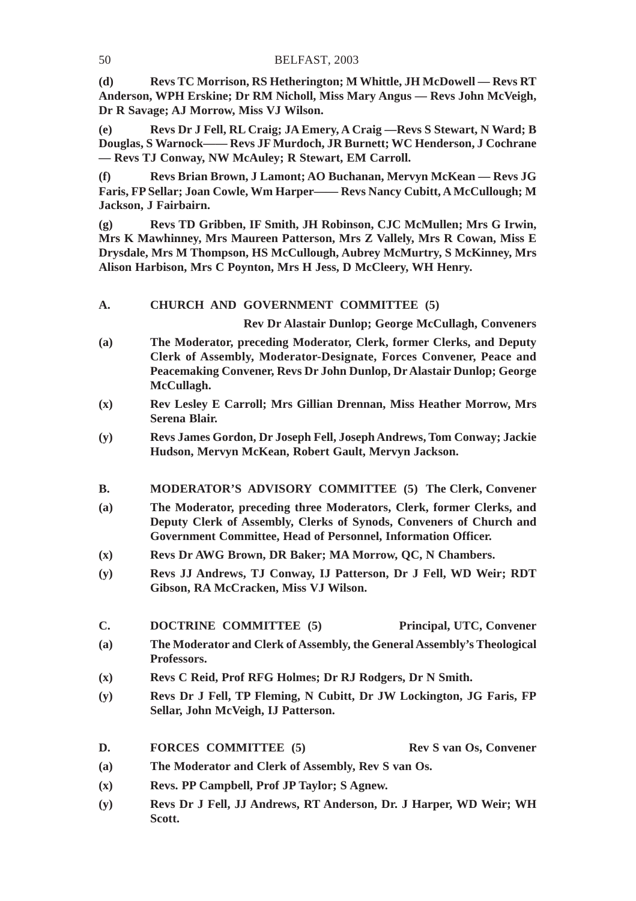**(d)** **Revs TC Morrison, RS Hetherington; M Whittle, JH McDowell — Revs RT Anderson, WPH Erskine; Dr RM Nicholl, Miss Mary Angus — Revs John McVeigh, Dr R Savage; AJ Morrow, Miss VJ Wilson.**

**(e)** **Revs Dr J Fell, RL Craig; JA Emery, A Craig —Revs S Stewart, N Ward; B Douglas, S Warnock—— Revs JF Murdoch, JR Burnett; WC Henderson, J Cochrane — Revs TJ Conway, NW McAuley; R Stewart, EM Carroll.**

**(f)** **Revs Brian Brown, J Lamont; AO Buchanan, Mervyn McKean — Revs JG Faris, FP Sellar; Joan Cowle, Wm Harper—— Revs Nancy Cubitt, A McCullough; M Jackson, J Fairbairn.**

**(g)** **Revs TD Gribben, IF Smith, JH Robinson, CJC McMullen; Mrs G Irwin, Mrs K Mawhinney, Mrs Maureen Patterson, Mrs Z Vallely, Mrs R Cowan, Miss E Drysdale, Mrs M Thompson, HS McCullough, Aubrey McMurtry, S McKinney, Mrs Alison Harbison, Mrs C Poynton, Mrs H Jess, D McCleery, WH Henry.**

## A. CHURCH AND GOVERNMENT COMMITTEE (5)

**Rev Dr Alastair Dunlop; George McCullagh, Conveners**

**(a)** **The Moderator, preceding Moderator, Clerk, former Clerks, and Deputy Clerk of Assembly, Moderator-Designate, Forces Convener, Peace and Peacemaking Convener, Revs Dr John Dunlop, Dr Alastair Dunlop; George McCullagh.**

**(x)** **Rev Lesley E Carroll; Mrs Gillian Drennan, Miss Heather Morrow, Mrs Serena Blair.**

**(y)** **Revs James Gordon, Dr Joseph Fell, Joseph Andrews, Tom Conway; Jackie Hudson, Mervyn McKean, Robert Gault, Mervyn Jackson.**

## B. MODERATOR'S ADVISORY COMMITTEE (5) The Clerk, Convener

**(a)** **The Moderator, preceding three Moderators, Clerk, former Clerks, and Deputy Clerk of Assembly, Clerks of Synods, Conveners of Church and Government Committee, Head of Personnel, Information Officer.**

**(x)** **Revs Dr AWG Brown, DR Baker; MA Morrow, QC, N Chambers.**

**(y)** **Revs JJ Andrews, TJ Conway, IJ Patterson, Dr J Fell, WD Weir; RDT Gibson, RA McCracken, Miss VJ Wilson.**

## C. DOCTRINE COMMITTEE (5) Principal, UTC, Convener

**(a)** **The Moderator and Clerk of Assembly, the General Assembly's Theological Professors.**

**(x)** **Revs C Reid, Prof RFG Holmes; Dr RJ Rodgers, Dr N Smith.**

**(y)** **Revs Dr J Fell, TP Fleming, N Cubitt, Dr JW Lockington, JG Faris, FP Sellar, John McVeigh, IJ Patterson.**

## D. FORCES COMMITTEE (5) Rev S van Os, Convener

**(a)** **The Moderator and Clerk of Assembly, Rev S van Os.**

**(x)** **Revs. PP Campbell, Prof JP Taylor; S Agnew.**

**(y)** **Revs Dr J Fell, JJ Andrews, RT Anderson, Dr. J Harper, WD Weir; WH Scott.**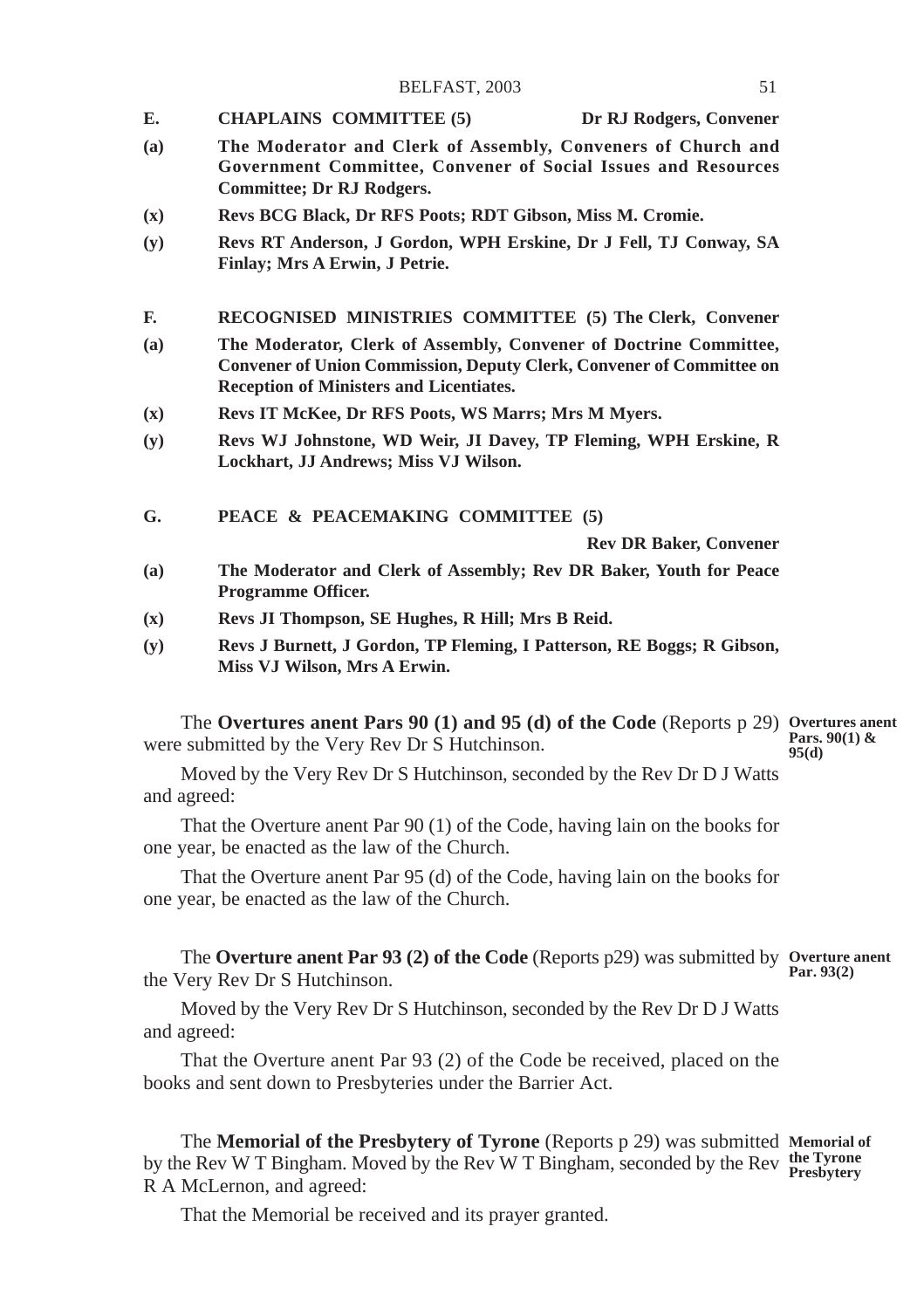**E. CHAPLAINS COMMITTEE (5) Dr RJ Rodgers, Convener**

**(a) The Moderator and Clerk of Assembly, Conveners of Church and Government Committee, Convener of Social Issues and Resources Committee; Dr RJ Rodgers.**

**(x) Revs BCG Black, Dr RFS Poots; RDT Gibson, Miss M. Cromie.**

**(y) Revs RT Anderson, J Gordon, WPH Erskine, Dr J Fell, TJ Conway, SA Finlay; Mrs A Erwin, J Petrie.**

**F. RECOGNISED MINISTRIES COMMITTEE (5) The Clerk, Convener**

**(a) The Moderator, Clerk of Assembly, Convener of Doctrine Committee, Convener of Union Commission, Deputy Clerk, Convener of Committee on Reception of Ministers and Licentiates.**

**(x) Revs IT McKee, Dr RFS Poots, WS Marrs; Mrs M Myers.**

**(y) Revs WJ Johnstone, WD Weir, JI Davey, TP Fleming, WPH Erskine, R Lockhart, JJ Andrews; Miss VJ Wilson.**

**G. PEACE & PEACEMAKING COMMITTEE (5)**

**Rev DR Baker, Convener**

**(a) The Moderator and Clerk of Assembly; Rev DR Baker, Youth for Peace Programme Officer.**

**(x) Revs JI Thompson, SE Hughes, R Hill; Mrs B Reid.**

**(y) Revs J Burnett, J Gordon, TP Fleming, I Patterson, RE Boggs; R Gibson, Miss VJ Wilson, Mrs A Erwin.**

**Overtures anent Pars. 90(1) & 95(d)**

The **Overtures anent Pars 90 (1) and 95 (d) of the Code** (Reports p 29) were submitted by the Very Rev Dr S Hutchinson.

Moved by the Very Rev Dr S Hutchinson, seconded by the Rev Dr D J Watts and agreed:

That the Overture anent Par 90 (1) of the Code, having lain on the books for one year, be enacted as the law of the Church.

That the Overture anent Par 95 (d) of the Code, having lain on the books for one year, be enacted as the law of the Church.

**Overture anent Par. 93(2)**

The **Overture anent Par 93 (2) of the Code** (Reports p29) was submitted by the Very Rev Dr S Hutchinson.

Moved by the Very Rev Dr S Hutchinson, seconded by the Rev Dr D J Watts and agreed:

That the Overture anent Par 93 (2) of the Code be received, placed on the books and sent down to Presbyteries under the Barrier Act.

**Memorial of the Tyrone Presbytery**

The **Memorial of the Presbytery of Tyrone** (Reports p 29) was submitted by the Rev W T Bingham. Moved by the Rev W T Bingham, seconded by the Rev R A McLernon, and agreed:

That the Memorial be received and its prayer granted.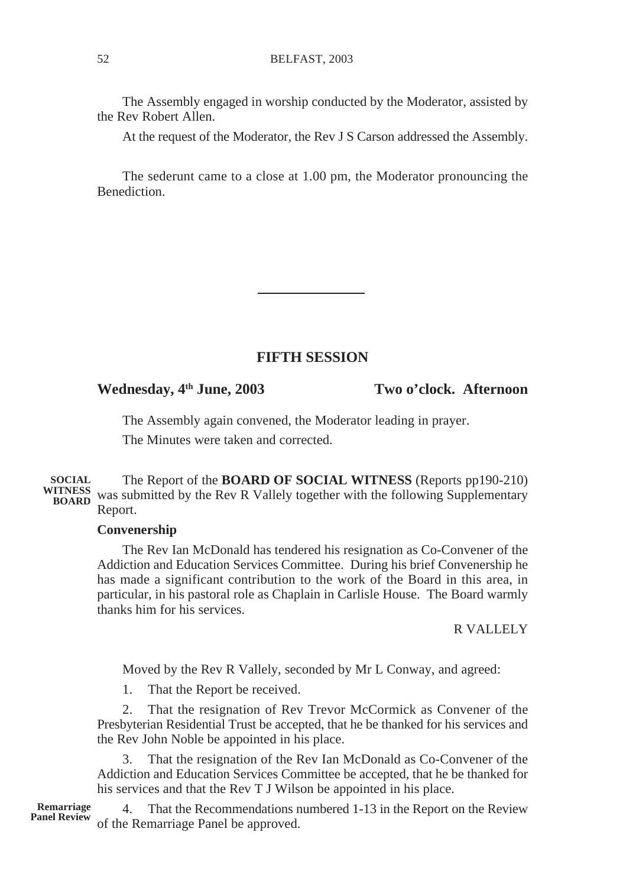The Assembly engaged in worship conducted by the Moderator, assisted by the Rev Robert Allen.

At the request of the Moderator, the Rev J S Carson addressed the Assembly.

The sederunt came to a close at 1.00 pm, the Moderator pronouncing the Benediction.

---

## FIFTH SESSION

**Wednesday, 4th June, 2003** **Two o'clock. Afternoon**

The Assembly again convened, the Moderator leading in prayer.

The Minutes were taken and corrected.

**SOCIAL WITNESS BOARD**

The Report of the **BOARD OF SOCIAL WITNESS** (Reports pp190-210) was submitted by the Rev R Vallely together with the following Supplementary Report.

**Convenership**

The Rev Ian McDonald has tendered his resignation as Co-Convener of the Addiction and Education Services Committee. During his brief Convenership he has made a significant contribution to the work of the Board in this area, in particular, in his pastoral role as Chaplain in Carlisle House. The Board warmly thanks him for his services.

R VALLELY

Moved by the Rev R Vallely, seconded by Mr L Conway, and agreed:

1. That the Report be received.

2. That the resignation of Rev Trevor McCormick as Convener of the Presbyterian Residential Trust be accepted, that he be thanked for his services and the Rev John Noble be appointed in his place.

3. That the resignation of the Rev Ian McDonald as Co-Convener of the Addiction and Education Services Committee be accepted, that he be thanked for his services and that the Rev T J Wilson be appointed in his place.

**Remarriage Panel Review**

4. That the Recommendations numbered 1-13 in the Report on the Review of the Remarriage Panel be approved.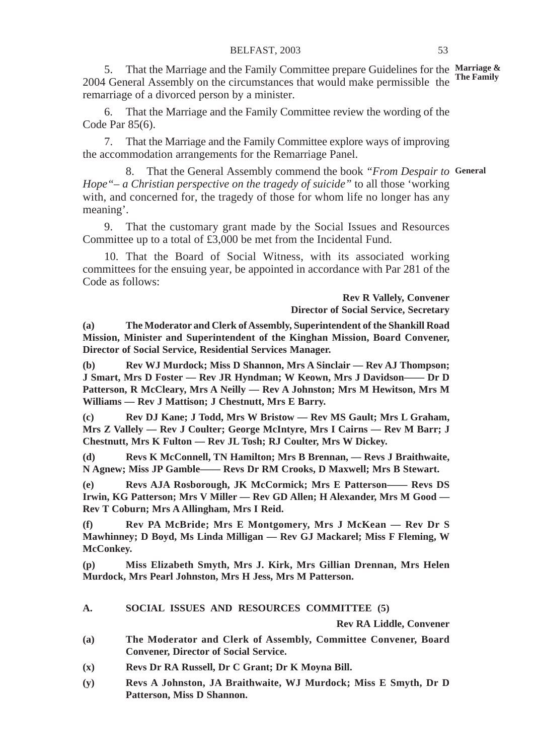5. That the Marriage and the Family Committee prepare Guidelines for the 2004 General Assembly on the circumstances that would make permissible the remarriage of a divorced person by a minister.

**Marriage & The Family**

6. That the Marriage and the Family Committee review the wording of the Code Par 85(6).

7. That the Marriage and the Family Committee explore ways of improving the accommodation arrangements for the Remarriage Panel.

8. That the General Assembly commend the book *"From Despair to Hope"– a Christian perspective on the tragedy of suicide"* to all those 'working with, and concerned for, the tragedy of those for whom life no longer has any meaning'.

**General**

9. That the customary grant made by the Social Issues and Resources Committee up to a total of £3,000 be met from the Incidental Fund.

10. That the Board of Social Witness, with its associated working committees for the ensuing year, be appointed in accordance with Par 281 of the Code as follows:

**Rev R Vallely, Convener**
**Director of Social Service, Secretary**

**(a) The Moderator and Clerk of Assembly, Superintendent of the Shankill Road Mission, Minister and Superintendent of the Kinghan Mission, Board Convener, Director of Social Service, Residential Services Manager.**

**(b) Rev WJ Murdock; Miss D Shannon, Mrs A Sinclair — Rev AJ Thompson; J Smart, Mrs D Foster — Rev JR Hyndman; W Keown, Mrs J Davidson—— Dr D Patterson, R McCleary, Mrs A Neilly — Rev A Johnston; Mrs M Hewitson, Mrs M Williams — Rev J Mattison; J Chestnutt, Mrs E Barry.**

**(c) Rev DJ Kane; J Todd, Mrs W Bristow — Rev MS Gault; Mrs L Graham, Mrs Z Vallely — Rev J Coulter; George McIntyre, Mrs I Cairns — Rev M Barr; J Chestnutt, Mrs K Fulton — Rev JL Tosh; RJ Coulter, Mrs W Dickey.**

**(d) Revs K McConnell, TN Hamilton; Mrs B Brennan, — Revs J Braithwaite, N Agnew; Miss JP Gamble—— Revs Dr RM Crooks, D Maxwell; Mrs B Stewart.**

**(e) Revs AJA Rosborough, JK McCormick; Mrs E Patterson—— Revs DS Irwin, KG Patterson; Mrs V Miller — Rev GD Allen; H Alexander, Mrs M Good — Rev T Coburn; Mrs A Allingham, Mrs I Reid.**

**(f) Rev PA McBride; Mrs E Montgomery, Mrs J McKean — Rev Dr S Mawhinney; D Boyd, Ms Linda Milligan — Rev GJ Mackarel; Miss F Fleming, W McConkey.**

**(p) Miss Elizabeth Smyth, Mrs J. Kirk, Mrs Gillian Drennan, Mrs Helen Murdock, Mrs Pearl Johnston, Mrs H Jess, Mrs M Patterson.**

**A. SOCIAL ISSUES AND RESOURCES COMMITTEE (5)**

**Rev RA Liddle, Convener**

**(a) The Moderator and Clerk of Assembly, Committee Convener, Board Convener, Director of Social Service.**

**(x) Revs Dr RA Russell, Dr C Grant; Dr K Moyna Bill.**

**(y) Revs A Johnston, JA Braithwaite, WJ Murdock; Miss E Smyth, Dr D Patterson, Miss D Shannon.**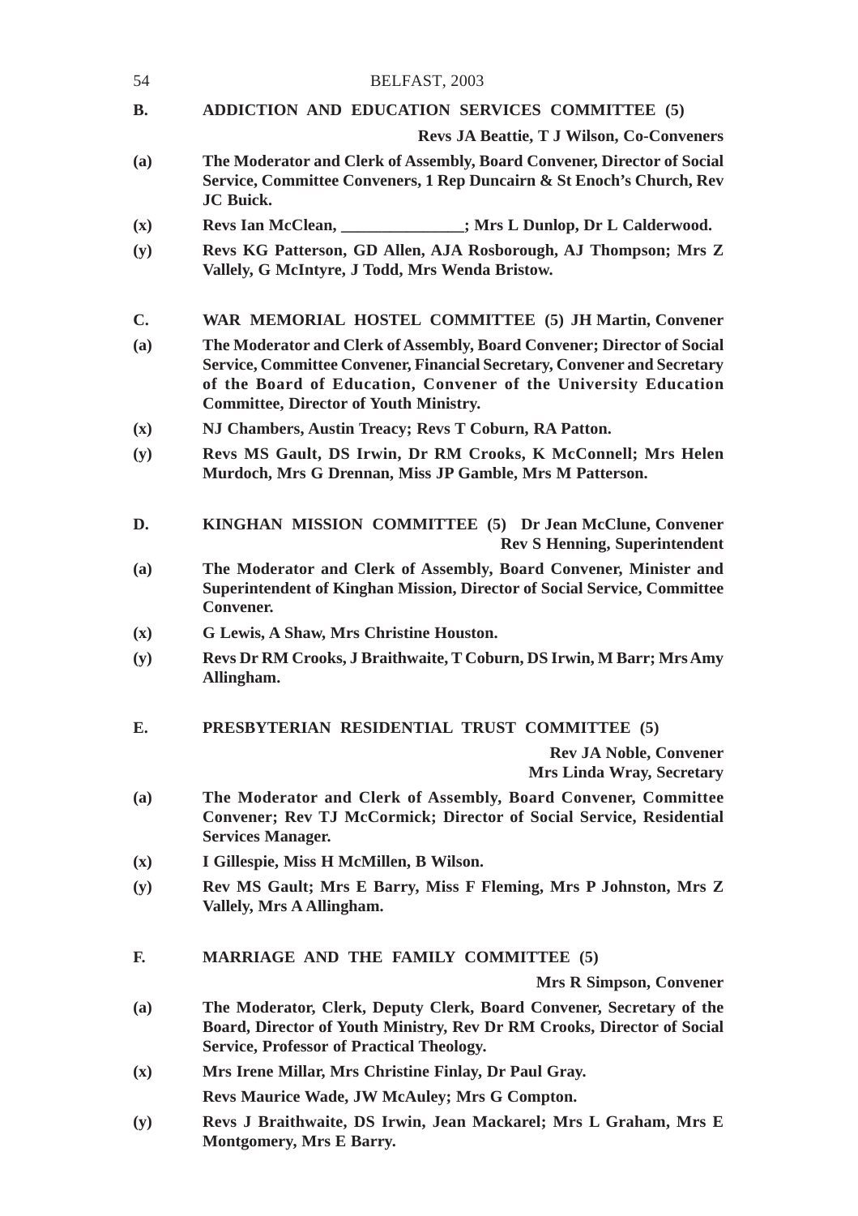**B. ADDICTION AND EDUCATION SERVICES COMMITTEE (5)**

**Revs JA Beattie, T J Wilson, Co-Conveners**

**(a)** The Moderator and Clerk of Assembly, Board Convener, Director of Social Service, Committee Conveners, 1 Rep Duncairn & St Enoch's Church, Rev JC Buick.

**(x)** Revs Ian McClean, _______________; Mrs L Dunlop, Dr L Calderwood.

**(y)** Revs KG Patterson, GD Allen, AJA Rosborough, AJ Thompson; Mrs Z Vallely, G McIntyre, J Todd, Mrs Wenda Bristow.

**C. WAR MEMORIAL HOSTEL COMMITTEE (5) JH Martin, Convener**

**(a)** The Moderator and Clerk of Assembly, Board Convener; Director of Social Service, Committee Convener, Financial Secretary, Convener and Secretary of the Board of Education, Convener of the University Education Committee, Director of Youth Ministry.

**(x)** NJ Chambers, Austin Treacy; Revs T Coburn, RA Patton.

**(y)** Revs MS Gault, DS Irwin, Dr RM Crooks, K McConnell; Mrs Helen Murdoch, Mrs G Drennan, Miss JP Gamble, Mrs M Patterson.

**D. KINGHAN MISSION COMMITTEE (5) Dr Jean McClune, Convener**

**Rev S Henning, Superintendent**

**(a)** The Moderator and Clerk of Assembly, Board Convener, Minister and Superintendent of Kinghan Mission, Director of Social Service, Committee Convener.

**(x)** G Lewis, A Shaw, Mrs Christine Houston.

**(y)** Revs Dr RM Crooks, J Braithwaite, T Coburn, DS Irwin, M Barr; Mrs Amy Allingham.

**E. PRESBYTERIAN RESIDENTIAL TRUST COMMITTEE (5)**

**Rev JA Noble, Convener**
**Mrs Linda Wray, Secretary**

**(a)** The Moderator and Clerk of Assembly, Board Convener, Committee Convener; Rev TJ McCormick; Director of Social Service, Residential Services Manager.

**(x)** I Gillespie, Miss H McMillen, B Wilson.

**(y)** Rev MS Gault; Mrs E Barry, Miss F Fleming, Mrs P Johnston, Mrs Z Vallely, Mrs A Allingham.

**F. MARRIAGE AND THE FAMILY COMMITTEE (5)**

**Mrs R Simpson, Convener**

**(a)** The Moderator, Clerk, Deputy Clerk, Board Convener, Secretary of the Board, Director of Youth Ministry, Rev Dr RM Crooks, Director of Social Service, Professor of Practical Theology.

**(x)** Mrs Irene Millar, Mrs Christine Finlay, Dr Paul Gray.

Revs Maurice Wade, JW McAuley; Mrs G Compton.

**(y)** Revs J Braithwaite, DS Irwin, Jean Mackarel; Mrs L Graham, Mrs E Montgomery, Mrs E Barry.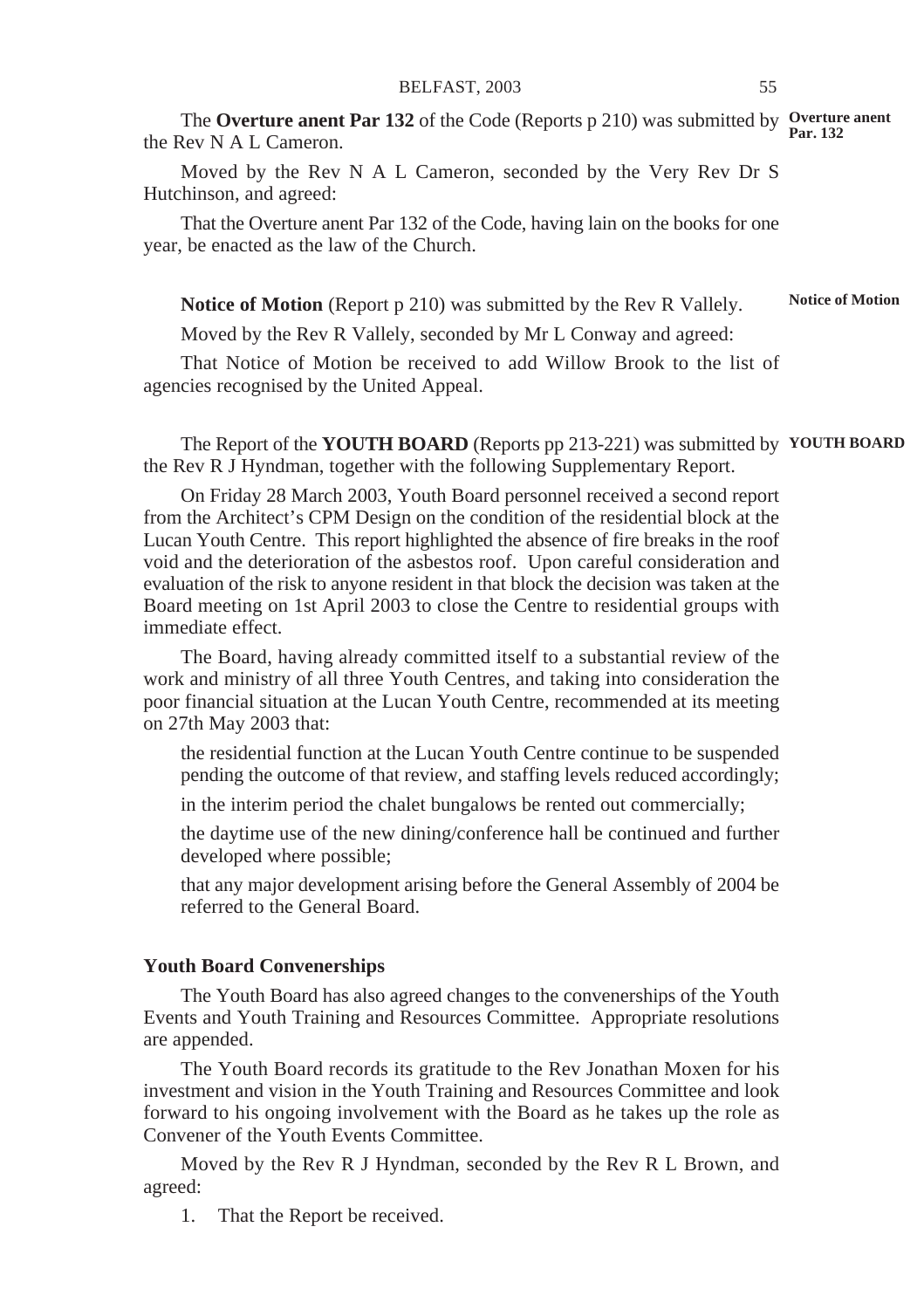The **Overture anent Par 132** of the Code (Reports p 210) was submitted by the Rev N A L Cameron.

**Overture anent Par. 132**

Moved by the Rev N A L Cameron, seconded by the Very Rev Dr S Hutchinson, and agreed:

That the Overture anent Par 132 of the Code, having lain on the books for one year, be enacted as the law of the Church.

**Notice of Motion** (Report p 210) was submitted by the Rev R Vallely.

**Notice of Motion**

Moved by the Rev R Vallely, seconded by Mr L Conway and agreed:

That Notice of Motion be received to add Willow Brook to the list of agencies recognised by the United Appeal.

The Report of the **YOUTH BOARD** (Reports pp 213-221) was submitted by the Rev R J Hyndman, together with the following Supplementary Report.

**YOUTH BOARD**

On Friday 28 March 2003, Youth Board personnel received a second report from the Architect's CPM Design on the condition of the residential block at the Lucan Youth Centre. This report highlighted the absence of fire breaks in the roof void and the deterioration of the asbestos roof. Upon careful consideration and evaluation of the risk to anyone resident in that block the decision was taken at the Board meeting on 1st April 2003 to close the Centre to residential groups with immediate effect.

The Board, having already committed itself to a substantial review of the work and ministry of all three Youth Centres, and taking into consideration the poor financial situation at the Lucan Youth Centre, recommended at its meeting on 27th May 2003 that:

the residential function at the Lucan Youth Centre continue to be suspended pending the outcome of that review, and staffing levels reduced accordingly;

in the interim period the chalet bungalows be rented out commercially;

the daytime use of the new dining/conference hall be continued and further developed where possible;

that any major development arising before the General Assembly of 2004 be referred to the General Board.

**Youth Board Converterships**

The Youth Board has also agreed changes to the converterships of the Youth Events and Youth Training and Resources Committee. Appropriate resolutions are appended.

The Youth Board records its gratitude to the Rev Jonathan Moxen for his investment and vision in the Youth Training and Resources Committee and look forward to his ongoing involvement with the Board as he takes up the role as Convener of the Youth Events Committee.

Moved by the Rev R J Hyndman, seconded by the Rev R L Brown, and agreed:

1. That the Report be received.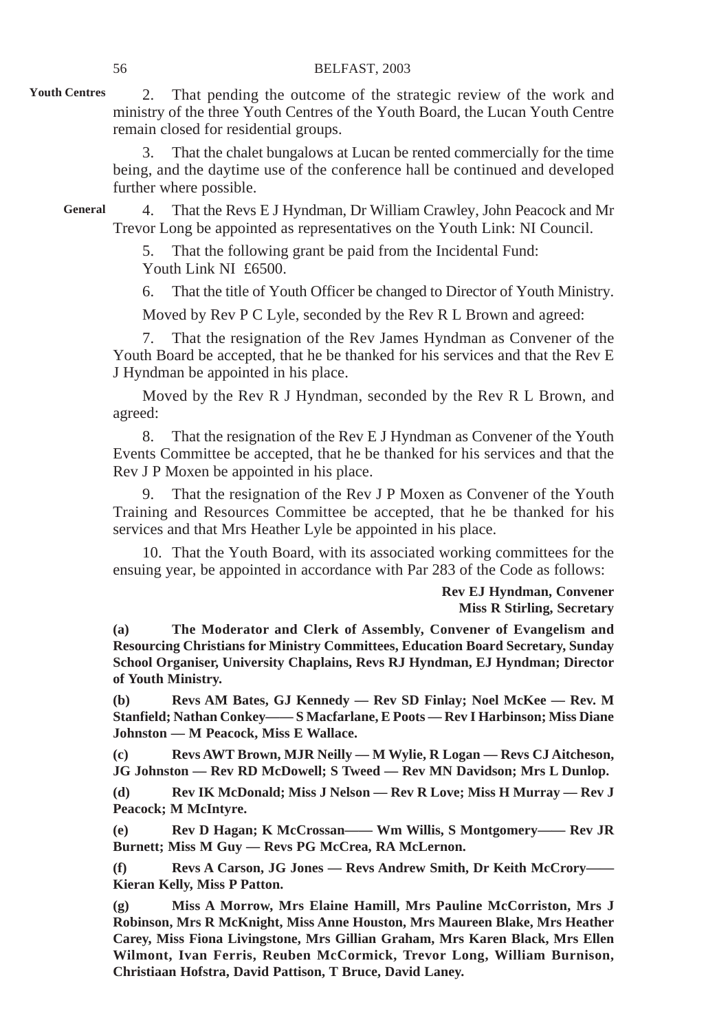**Youth Centres**

2. That pending the outcome of the strategic review of the work and ministry of the three Youth Centres of the Youth Board, the Lucan Youth Centre remain closed for residential groups.

3. That the chalet bungalows at Lucan be rented commercially for the time being, and the daytime use of the conference hall be continued and developed further where possible.

**General**

4. That the Revs E J Hyndman, Dr William Crawley, John Peacock and Mr Trevor Long be appointed as representatives on the Youth Link: NI Council.

5. That the following grant be paid from the Incidental Fund:
Youth Link NI £6500.

6. That the title of Youth Officer be changed to Director of Youth Ministry.

Moved by Rev P C Lyle, seconded by the Rev R L Brown and agreed:

7. That the resignation of the Rev James Hyndman as Convener of the Youth Board be accepted, that he be thanked for his services and that the Rev E J Hyndman be appointed in his place.

Moved by the Rev R J Hyndman, seconded by the Rev R L Brown, and agreed:

8. That the resignation of the Rev E J Hyndman as Convener of the Youth Events Committee be accepted, that he be thanked for his services and that the Rev J P Moxen be appointed in his place.

9. That the resignation of the Rev J P Moxen as Convener of the Youth Training and Resources Committee be accepted, that he be thanked for his services and that Mrs Heather Lyle be appointed in his place.

10. That the Youth Board, with its associated working committees for the ensuing year, be appointed in accordance with Par 283 of the Code as follows:

**Rev EJ Hyndman, Convener**
**Miss R Stirling, Secretary**

**(a) The Moderator and Clerk of Assembly, Convener of Evangelism and Resourcing Christians for Ministry Committees, Education Board Secretary, Sunday School Organiser, University Chaplains, Revs RJ Hyndman, EJ Hyndman; Director of Youth Ministry.**

**(b) Revs AM Bates, GJ Kennedy — Rev SD Finlay; Noel McKee — Rev. M Stanfield; Nathan Conkey—— S Macfarlane, E Poots — Rev I Harbinson; Miss Diane Johnston — M Peacock, Miss E Wallace.**

**(c) Revs AWT Brown, MJR Neilly — M Wylie, R Logan — Revs CJ Aitcheson, JG Johnston — Rev RD McDowell; S Tweed — Rev MN Davidson; Mrs L Dunlop.**

**(d) Rev IK McDonald; Miss J Nelson — Rev R Love; Miss H Murray — Rev J Peacock; M McIntyre.**

**(e) Rev D Hagan; K McCrossan—— Wm Willis, S Montgomery—— Rev JR Burnett; Miss M Guy — Revs PG McCrea, RA McLernon.**

**(f) Revs A Carson, JG Jones — Revs Andrew Smith, Dr Keith McCrory—— Kieran Kelly, Miss P Patton.**

**(g) Miss A Morrow, Mrs Elaine Hamill, Mrs Pauline McCorriston, Mrs J Robinson, Mrs R McKnight, Miss Anne Houston, Mrs Maureen Blake, Mrs Heather Carey, Miss Fiona Livingstone, Mrs Gillian Graham, Mrs Karen Black, Mrs Ellen Wilmont, Ivan Ferris, Reuben McCormick, Trevor Long, William Burnison, Christiaan Hofstra, David Pattison, T Bruce, David Laney.**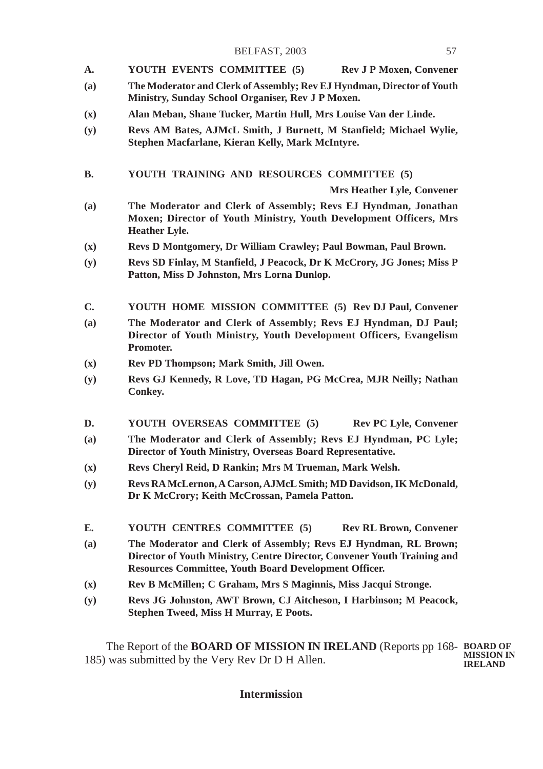**A. YOUTH EVENTS COMMITTEE (5) Rev J P Moxen, Convener**

**(a)** **The Moderator and Clerk of Assembly; Rev EJ Hyndman, Director of Youth Ministry, Sunday School Organiser, Rev J P Moxen.**

**(x)** **Alan Meban, Shane Tucker, Martin Hull, Mrs Louise Van der Linde.**

**(y)** **Revs AM Bates, AJMcL Smith, J Burnett, M Stanfield; Michael Wylie, Stephen Macfarlane, Kieran Kelly, Mark McIntyre.**

**B. YOUTH TRAINING AND RESOURCES COMMITTEE (5) Mrs Heather Lyle, Convener**

**(a)** **The Moderator and Clerk of Assembly; Revs EJ Hyndman, Jonathan Moxen; Director of Youth Ministry, Youth Development Officers, Mrs Heather Lyle.**

**(x)** **Revs D Montgomery, Dr William Crawley; Paul Bowman, Paul Brown.**

**(y)** **Revs SD Finlay, M Stanfield, J Peacock, Dr K McCrory, JG Jones; Miss P Patton, Miss D Johnston, Mrs Lorna Dunlop.**

**C. YOUTH HOME MISSION COMMITTEE (5) Rev DJ Paul, Convener**

**(a)** **The Moderator and Clerk of Assembly; Revs EJ Hyndman, DJ Paul; Director of Youth Ministry, Youth Development Officers, Evangelism Promoter.**

**(x)** **Rev PD Thompson; Mark Smith, Jill Owen.**

**(y)** **Revs GJ Kennedy, R Love, TD Hagan, PG McCrea, MJR Neilly; Nathan Conkey.**

**D. YOUTH OVERSEAS COMMITTEE (5) Rev PC Lyle, Convener**

**(a)** **The Moderator and Clerk of Assembly; Revs EJ Hyndman, PC Lyle; Director of Youth Ministry, Overseas Board Representative.**

**(x)** **Revs Cheryl Reid, D Rankin; Mrs M Trueman, Mark Welsh.**

**(y)** **Revs RA McLernon, A Carson, AJMcL Smith; MD Davidson, IK McDonald, Dr K McCrory; Keith McCrossan, Pamela Patton.**

**E. YOUTH CENTRES COMMITTEE (5) Rev RL Brown, Convener**

**(a)** **The Moderator and Clerk of Assembly; Revs EJ Hyndman, RL Brown; Director of Youth Ministry, Centre Director, Convener Youth Training and Resources Committee, Youth Board Development Officer.**

**(x)** **Rev B McMillen; C Graham, Mrs S Maginnis, Miss Jacqui Stronge.**

**(y)** **Revs JG Johnston, AWT Brown, CJ Aitcheson, I Harbinson; M Peacock, Stephen Tweed, Miss H Murray, E Poots.**

**BOARD OF MISSION IN IRELAND**

The Report of the **BOARD OF MISSION IN IRELAND** (Reports pp 168-185) was submitted by the Very Rev Dr D H Allen.

**Intermission**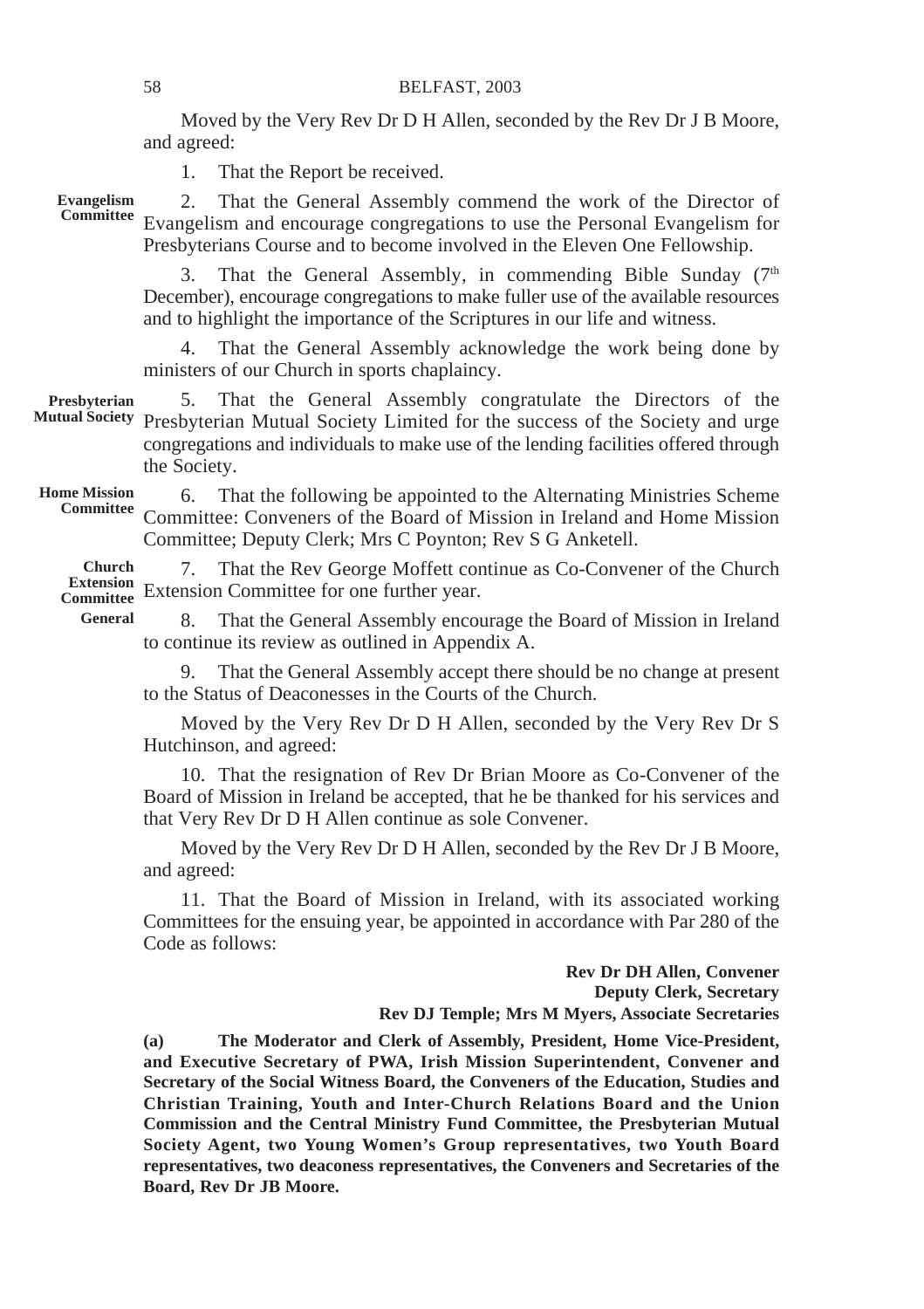Moved by the Very Rev Dr D H Allen, seconded by the Rev Dr J B Moore, and agreed:

1. That the Report be received.

**Evangelism Committee**

2. That the General Assembly commend the work of the Director of Evangelism and encourage congregations to use the Personal Evangelism for Presbyterians Course and to become involved in the Eleven One Fellowship.

3. That the General Assembly, in commending Bible Sunday (7th December), encourage congregations to make fuller use of the available resources and to highlight the importance of the Scriptures in our life and witness.

4. That the General Assembly acknowledge the work being done by ministers of our Church in sports chaplaincy.

**Presbyterian Mutual Society**

5. That the General Assembly congratulate the Directors of the Presbyterian Mutual Society Limited for the success of the Society and urge congregations and individuals to make use of the lending facilities offered through the Society.

**Home Mission Committee**

6. That the following be appointed to the Alternating Ministries Scheme Committee: Conveners of the Board of Mission in Ireland and Home Mission Committee; Deputy Clerk; Mrs C Poynton; Rev S G Anketell.

**Church Extension Committee**

7. That the Rev George Moffett continue as Co-Convener of the Church Extension Committee for one further year.

**General**

8. That the General Assembly encourage the Board of Mission in Ireland to continue its review as outlined in Appendix A.

9. That the General Assembly accept there should be no change at present to the Status of Deaconesses in the Courts of the Church.

Moved by the Very Rev Dr D H Allen, seconded by the Very Rev Dr S Hutchinson, and agreed:

10. That the resignation of Rev Dr Brian Moore as Co-Convener of the Board of Mission in Ireland be accepted, that he be thanked for his services and that Very Rev Dr D H Allen continue as sole Convener.

Moved by the Very Rev Dr D H Allen, seconded by the Rev Dr J B Moore, and agreed:

11. That the Board of Mission in Ireland, with its associated working Committees for the ensuing year, be appointed in accordance with Par 280 of the Code as follows:

**Rev Dr DH Allen, Convener**
**Deputy Clerk, Secretary**
**Rev DJ Temple; Mrs M Myers, Associate Secretaries**

**(a) The Moderator and Clerk of Assembly, President, Home Vice-President, and Executive Secretary of PWA, Irish Mission Superintendent, Convener and Secretary of the Social Witness Board, the Conveners of the Education, Studies and Christian Training, Youth and Inter-Church Relations Board and the Union Commission and the Central Ministry Fund Committee, the Presbyterian Mutual Society Agent, two Young Women's Group representatives, two Youth Board representatives, two deaconess representatives, the Conveners and Secretaries of the Board, Rev Dr JB Moore.**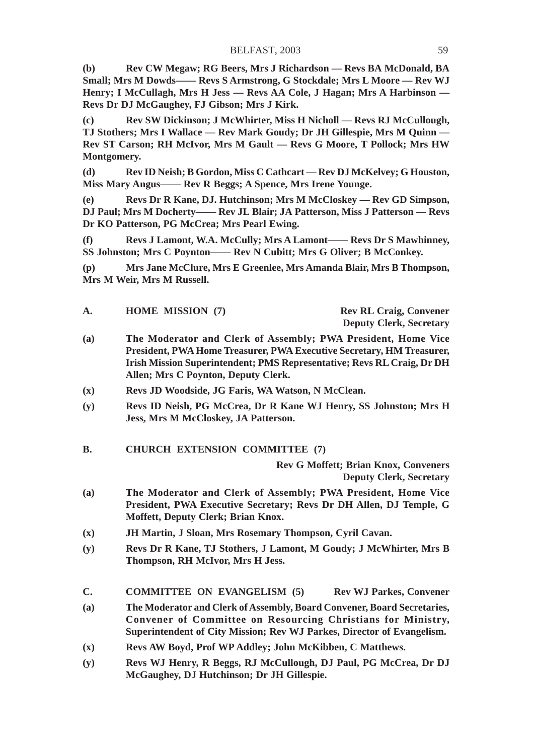**(b)** **Rev CW Megaw; RG Beers, Mrs J Richardson — Revs BA McDonald, BA Small; Mrs M Dowds—— Revs S Armstrong, G Stockdale; Mrs L Moore — Rev WJ Henry; I McCullagh, Mrs H Jess — Revs AA Cole, J Hagan; Mrs A Harbinson — Revs Dr DJ McGaughey, FJ Gibson; Mrs J Kirk.**

**(c)** **Rev SW Dickinson; J McWhirter, Miss H Nicholl — Revs RJ McCullough, TJ Stothers; Mrs I Wallace — Rev Mark Goudy; Dr JH Gillespie, Mrs M Quinn — Rev ST Carson; RH McIvor, Mrs M Gault — Revs G Moore, T Pollock; Mrs HW Montgomery.**

**(d)** **Rev ID Neish; B Gordon, Miss C Cathcart — Rev DJ McKelvey; G Houston, Miss Mary Angus—— Rev R Beggs; A Spence, Mrs Irene Younge.**

**(e)** **Revs Dr R Kane, DJ. Hutchinson; Mrs M McCloskey — Rev GD Simpson, DJ Paul; Mrs M Docherty—— Rev JL Blair; JA Patterson, Miss J Patterson — Revs Dr KO Patterson, PG McCrea; Mrs Pearl Ewing.**

**(f)** **Revs J Lamont, W.A. McCully; Mrs A Lamont—— Revs Dr S Mawhinney, SS Johnston; Mrs C Poynton—— Rev N Cubitt; Mrs G Oliver; B McConkey.**

**(p)** **Mrs Jane McClure, Mrs E Greenlee, Mrs Amanda Blair, Mrs B Thompson, Mrs M Weir, Mrs M Russell.**

## A. HOME MISSION (7)

**Rev RL Craig, Convener**
**Deputy Clerk, Secretary**

**(a)** **The Moderator and Clerk of Assembly; PWA President, Home Vice President, PWA Home Treasurer, PWA Executive Secretary, HM Treasurer, Irish Mission Superintendent; PMS Representative; Revs RL Craig, Dr DH Allen; Mrs C Poynton, Deputy Clerk.**

**(x)** **Revs JD Woodside, JG Faris, WA Watson, N McClean.**

**(y)** **Revs ID Neish, PG McCrea, Dr R Kane WJ Henry, SS Johnston; Mrs H Jess, Mrs M McCloskey, JA Patterson.**

## B. CHURCH EXTENSION COMMITTEE (7)

**Rev G Moffett; Brian Knox, Conveners**
**Deputy Clerk, Secretary**

**(a)** **The Moderator and Clerk of Assembly; PWA President, Home Vice President, PWA Executive Secretary; Revs Dr DH Allen, DJ Temple, G Moffett, Deputy Clerk; Brian Knox.**

**(x)** **JH Martin, J Sloan, Mrs Rosemary Thompson, Cyril Cavan.**

**(y)** **Revs Dr R Kane, TJ Stothers, J Lamont, M Goudy; J McWhirter, Mrs B Thompson, RH McIvor, Mrs H Jess.**

## C. COMMITTEE ON EVANGELISM (5)

**Rev WJ Parkes, Convener**

**(a)** **The Moderator and Clerk of Assembly, Board Convener, Board Secretaries, Convener of Committee on Resourcing Christians for Ministry, Superintendent of City Mission; Rev WJ Parkes, Director of Evangelism.**

**(x)** **Revs AW Boyd, Prof WP Addley; John McKibben, C Matthews.**

**(y)** **Revs WJ Henry, R Beggs, RJ McCullough, DJ Paul, PG McCrea, Dr DJ McGaughey, DJ Hutchinson; Dr JH Gillespie.**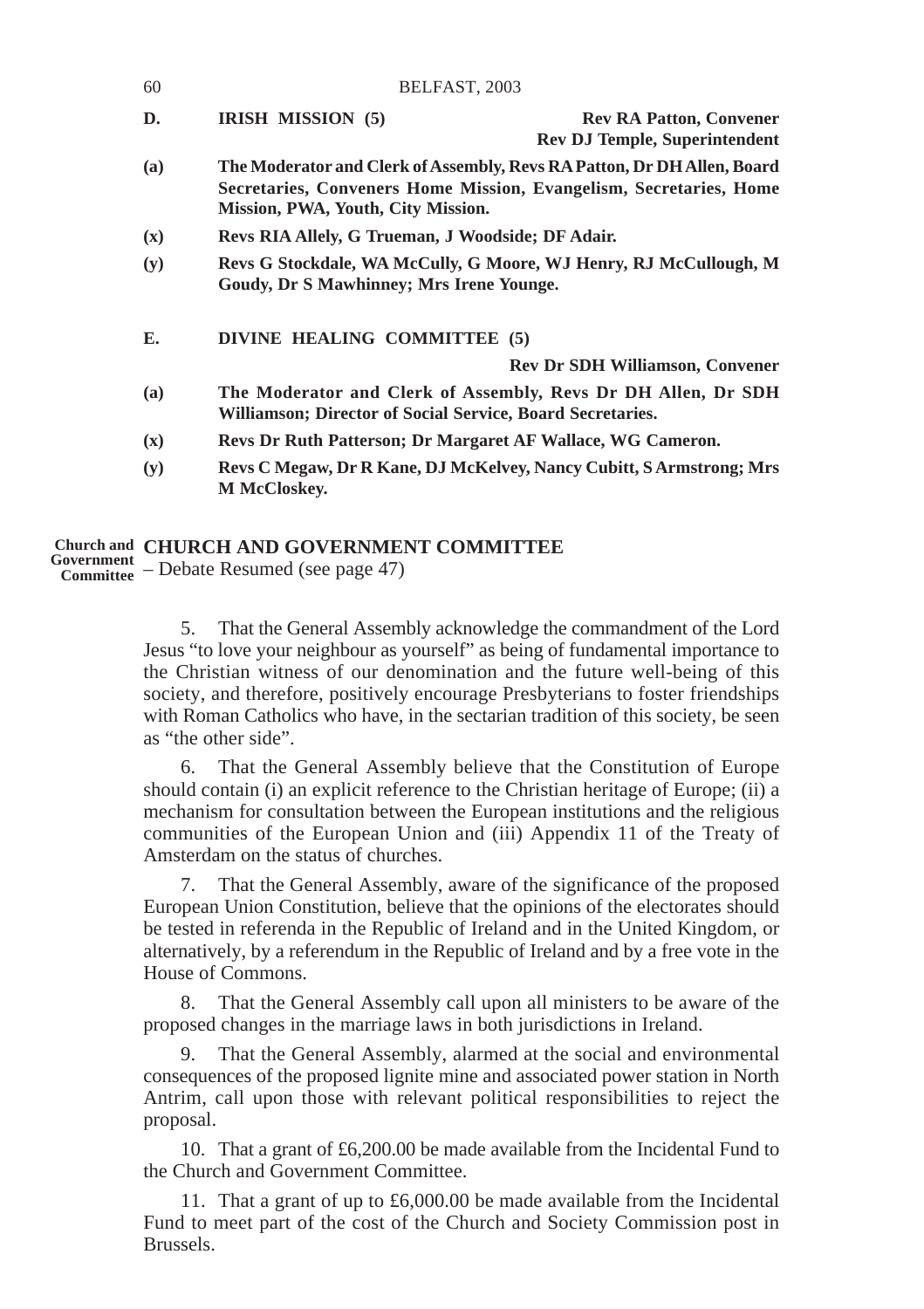**D. IRISH MISSION (5)** — **Rev RA Patton, Convener**
**Rev DJ Temple, Superintendent**

**(a)** **The Moderator and Clerk of Assembly, Revs RA Patton, Dr DH Allen, Board Secretaries, Conveners Home Mission, Evangelism, Secretaries, Home Mission, PWA, Youth, City Mission.**

**(x)** **Revs RIA Allely, G Trueman, J Woodside; DF Adair.**

**(y)** **Revs G Stockdale, WA McCully, G Moore, WJ Henry, RJ McCullough, M Goudy, Dr S Mawhinney; Mrs Irene Younge.**

**E. DIVINE HEALING COMMITTEE (5)**

**Rev Dr SDH Williamson, Convener**

**(a)** **The Moderator and Clerk of Assembly, Revs Dr DH Allen, Dr SDH Williamson; Director of Social Service, Board Secretaries.**

**(x)** **Revs Dr Ruth Patterson; Dr Margaret AF Wallace, WG Cameron.**

**(y)** **Revs C Megaw, Dr R Kane, DJ McKelvey, Nancy Cubitt, S Armstrong; Mrs M McCloskey.**

**Church and Government Committee**

## CHURCH AND GOVERNMENT COMMITTEE

– Debate Resumed (see page 47)

5. That the General Assembly acknowledge the commandment of the Lord Jesus "to love your neighbour as yourself" as being of fundamental importance to the Christian witness of our denomination and the future well-being of this society, and therefore, positively encourage Presbyterians to foster friendships with Roman Catholics who have, in the sectarian tradition of this society, be seen as "the other side".

6. That the General Assembly believe that the Constitution of Europe should contain (i) an explicit reference to the Christian heritage of Europe; (ii) a mechanism for consultation between the European institutions and the religious communities of the European Union and (iii) Appendix 11 of the Treaty of Amsterdam on the status of churches.

7. That the General Assembly, aware of the significance of the proposed European Union Constitution, believe that the opinions of the electorates should be tested in referenda in the Republic of Ireland and in the United Kingdom, or alternatively, by a referendum in the Republic of Ireland and by a free vote in the House of Commons.

8. That the General Assembly call upon all ministers to be aware of the proposed changes in the marriage laws in both jurisdictions in Ireland.

9. That the General Assembly, alarmed at the social and environmental consequences of the proposed lignite mine and associated power station in North Antrim, call upon those with relevant political responsibilities to reject the proposal.

10. That a grant of £6,200.00 be made available from the Incidental Fund to the Church and Government Committee.

11. That a grant of up to £6,000.00 be made available from the Incidental Fund to meet part of the cost of the Church and Society Commission post in Brussels.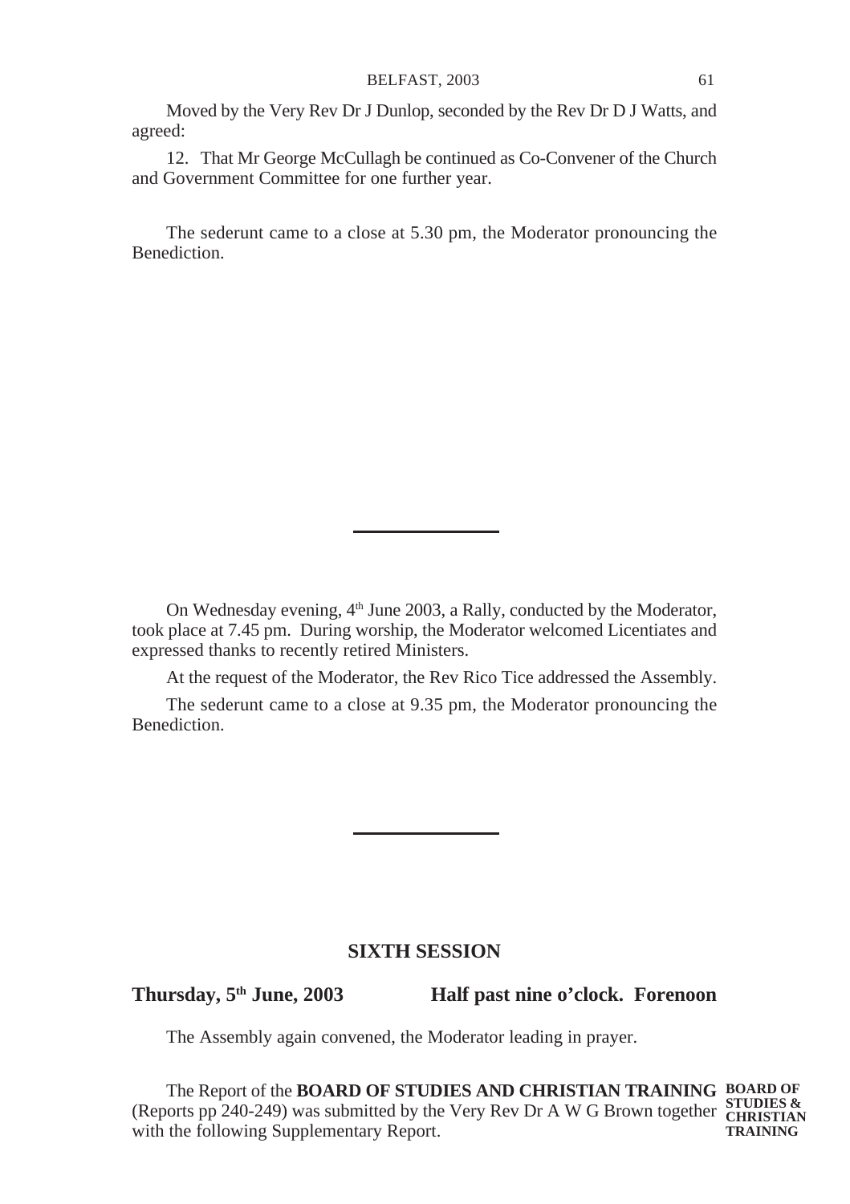Moved by the Very Rev Dr J Dunlop, seconded by the Rev Dr D J Watts, and agreed:

12. That Mr George McCullagh be continued as Co-Convener of the Church and Government Committee for one further year.

The sederunt came to a close at 5.30 pm, the Moderator pronouncing the Benediction.

---

On Wednesday evening, 4th June 2003, a Rally, conducted by the Moderator, took place at 7.45 pm. During worship, the Moderator welcomed Licentiates and expressed thanks to recently retired Ministers.

At the request of the Moderator, the Rev Rico Tice addressed the Assembly.

The sederunt came to a close at 9.35 pm, the Moderator pronouncing the Benediction.

---

## SIXTH SESSION

**Thursday, 5th June, 2003** **Half past nine o'clock. Forenoon**

The Assembly again convened, the Moderator leading in prayer.

**BOARD OF STUDIES & CHRISTIAN TRAINING**

The Report of the **BOARD OF STUDIES AND CHRISTIAN TRAINING** (Reports pp 240-249) was submitted by the Very Rev Dr A W G Brown together with the following Supplementary Report.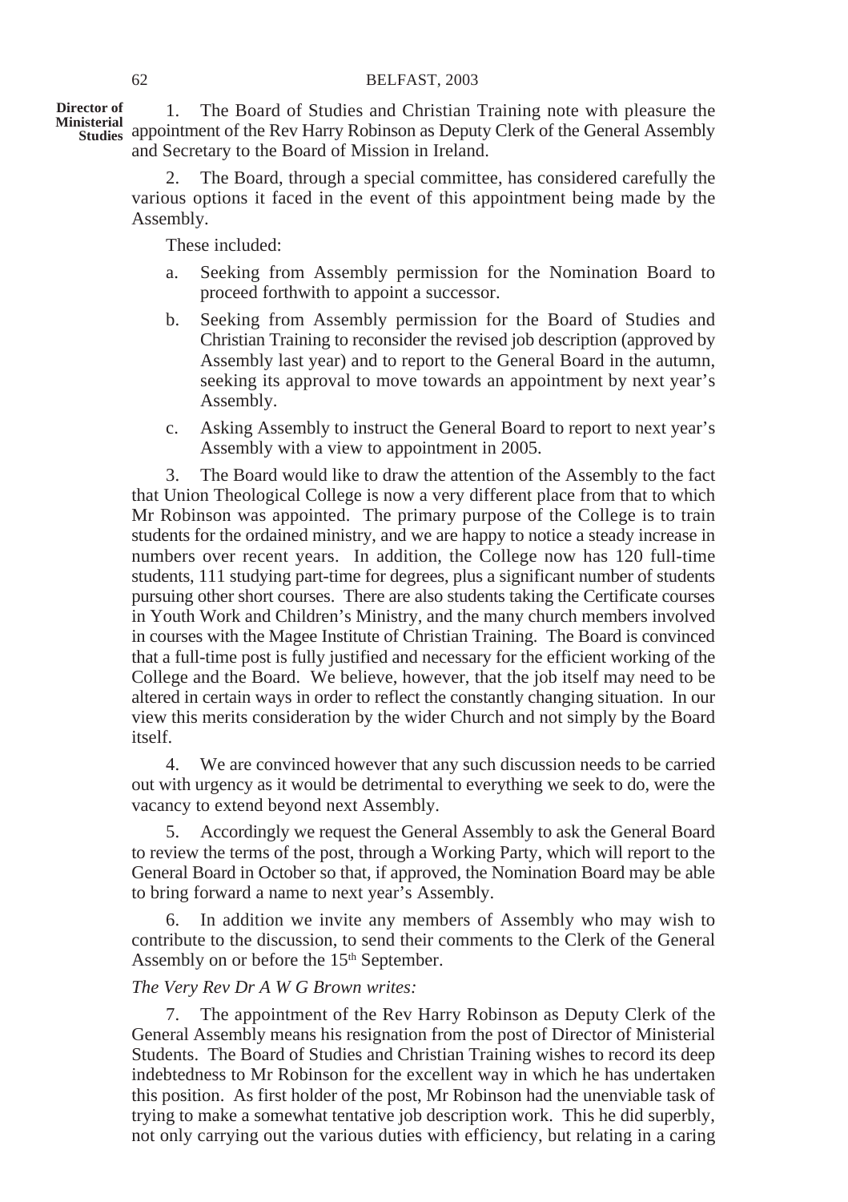**Director of Ministerial Studies**

1. The Board of Studies and Christian Training note with pleasure the appointment of the Rev Harry Robinson as Deputy Clerk of the General Assembly and Secretary to the Board of Mission in Ireland.

2. The Board, through a special committee, has considered carefully the various options it faced in the event of this appointment being made by the Assembly.

These included:

a. Seeking from Assembly permission for the Nomination Board to proceed forthwith to appoint a successor.

b. Seeking from Assembly permission for the Board of Studies and Christian Training to reconsider the revised job description (approved by Assembly last year) and to report to the General Board in the autumn, seeking its approval to move towards an appointment by next year's Assembly.

c. Asking Assembly to instruct the General Board to report to next year's Assembly with a view to appointment in 2005.

3. The Board would like to draw the attention of the Assembly to the fact that Union Theological College is now a very different place from that to which Mr Robinson was appointed. The primary purpose of the College is to train students for the ordained ministry, and we are happy to notice a steady increase in numbers over recent years. In addition, the College now has 120 full-time students, 111 studying part-time for degrees, plus a significant number of students pursuing other short courses. There are also students taking the Certificate courses in Youth Work and Children's Ministry, and the many church members involved in courses with the Magee Institute of Christian Training. The Board is convinced that a full-time post is fully justified and necessary for the efficient working of the College and the Board. We believe, however, that the job itself may need to be altered in certain ways in order to reflect the constantly changing situation. In our view this merits consideration by the wider Church and not simply by the Board itself.

4. We are convinced however that any such discussion needs to be carried out with urgency as it would be detrimental to everything we seek to do, were the vacancy to extend beyond next Assembly.

5. Accordingly we request the General Assembly to ask the General Board to review the terms of the post, through a Working Party, which will report to the General Board in October so that, if approved, the Nomination Board may be able to bring forward a name to next year's Assembly.

6. In addition we invite any members of Assembly who may wish to contribute to the discussion, to send their comments to the Clerk of the General Assembly on or before the 15th September.

*The Very Rev Dr A W G Brown writes:*

7. The appointment of the Rev Harry Robinson as Deputy Clerk of the General Assembly means his resignation from the post of Director of Ministerial Students. The Board of Studies and Christian Training wishes to record its deep indebtedness to Mr Robinson for the excellent way in which he has undertaken this position. As first holder of the post, Mr Robinson had the unenviable task of trying to make a somewhat tentative job description work. This he did superbly, not only carrying out the various duties with efficiency, but relating in a caring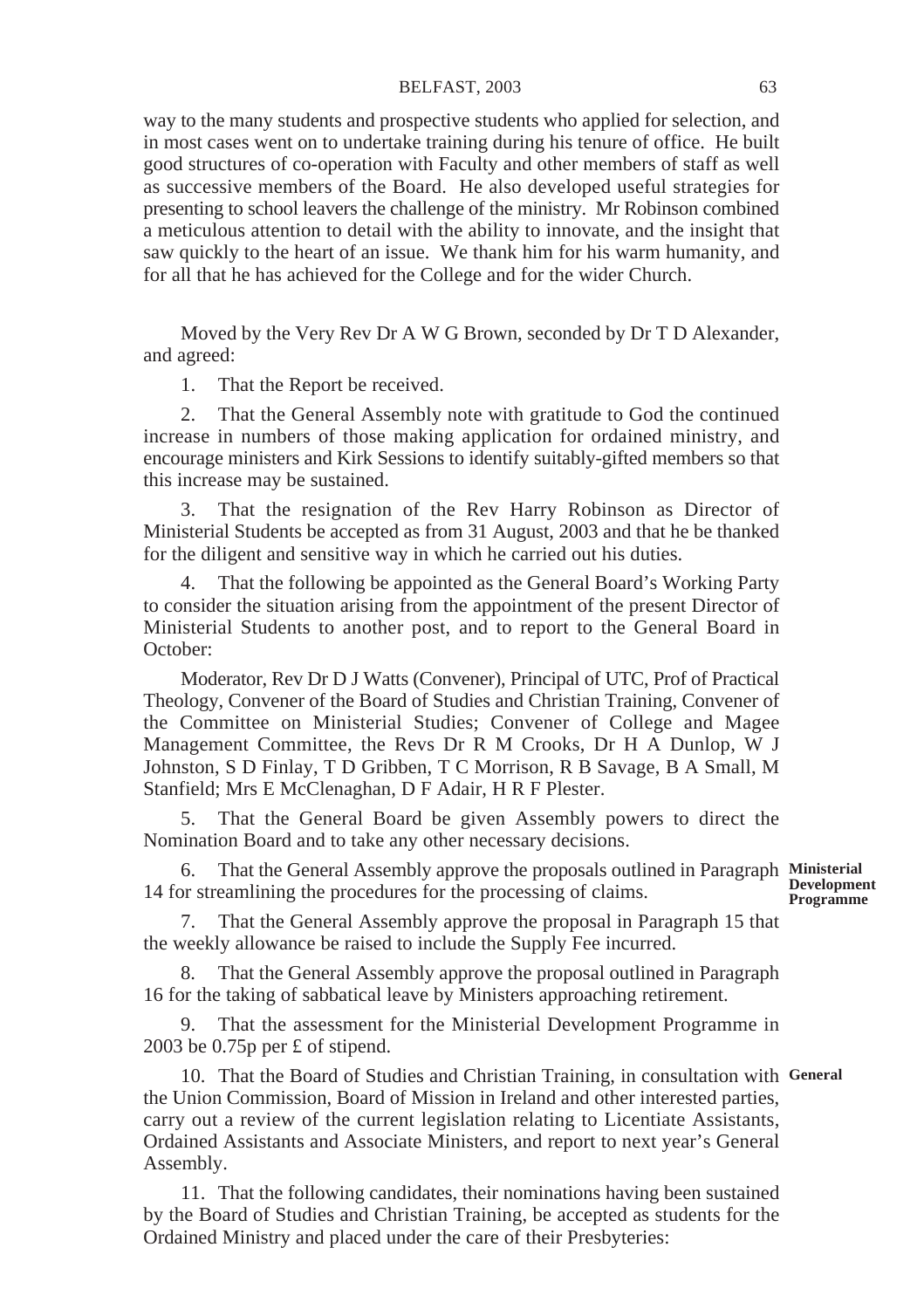way to the many students and prospective students who applied for selection, and in most cases went on to undertake training during his tenure of office. He built good structures of co-operation with Faculty and other members of staff as well as successive members of the Board. He also developed useful strategies for presenting to school leavers the challenge of the ministry. Mr Robinson combined a meticulous attention to detail with the ability to innovate, and the insight that saw quickly to the heart of an issue. We thank him for his warm humanity, and for all that he has achieved for the College and for the wider Church.

Moved by the Very Rev Dr A W G Brown, seconded by Dr T D Alexander, and agreed:

1. That the Report be received.

2. That the General Assembly note with gratitude to God the continued increase in numbers of those making application for ordained ministry, and encourage ministers and Kirk Sessions to identify suitably-gifted members so that this increase may be sustained.

3. That the resignation of the Rev Harry Robinson as Director of Ministerial Students be accepted as from 31 August, 2003 and that he be thanked for the diligent and sensitive way in which he carried out his duties.

4. That the following be appointed as the General Board's Working Party to consider the situation arising from the appointment of the present Director of Ministerial Students to another post, and to report to the General Board in October:

Moderator, Rev Dr D J Watts (Convener), Principal of UTC, Prof of Practical Theology, Convener of the Board of Studies and Christian Training, Convener of the Committee on Ministerial Studies; Convener of College and Magee Management Committee, the Revs Dr R M Crooks, Dr H A Dunlop, W J Johnston, S D Finlay, T D Gribben, T C Morrison, R B Savage, B A Small, M Stanfield; Mrs E McClenaghan, D F Adair, H R F Plester.

5. That the General Board be given Assembly powers to direct the Nomination Board and to take any other necessary decisions.

**Ministerial Development Programme**

6. That the General Assembly approve the proposals outlined in Paragraph 14 for streamlining the procedures for the processing of claims.

7. That the General Assembly approve the proposal in Paragraph 15 that the weekly allowance be raised to include the Supply Fee incurred.

8. That the General Assembly approve the proposal outlined in Paragraph 16 for the taking of sabbatical leave by Ministers approaching retirement.

9. That the assessment for the Ministerial Development Programme in 2003 be 0.75p per £ of stipend.

**General**

10. That the Board of Studies and Christian Training, in consultation with the Union Commission, Board of Mission in Ireland and other interested parties, carry out a review of the current legislation relating to Licentiate Assistants, Ordained Assistants and Associate Ministers, and report to next year's General Assembly.

11. That the following candidates, their nominations having been sustained by the Board of Studies and Christian Training, be accepted as students for the Ordained Ministry and placed under the care of their Presbyteries: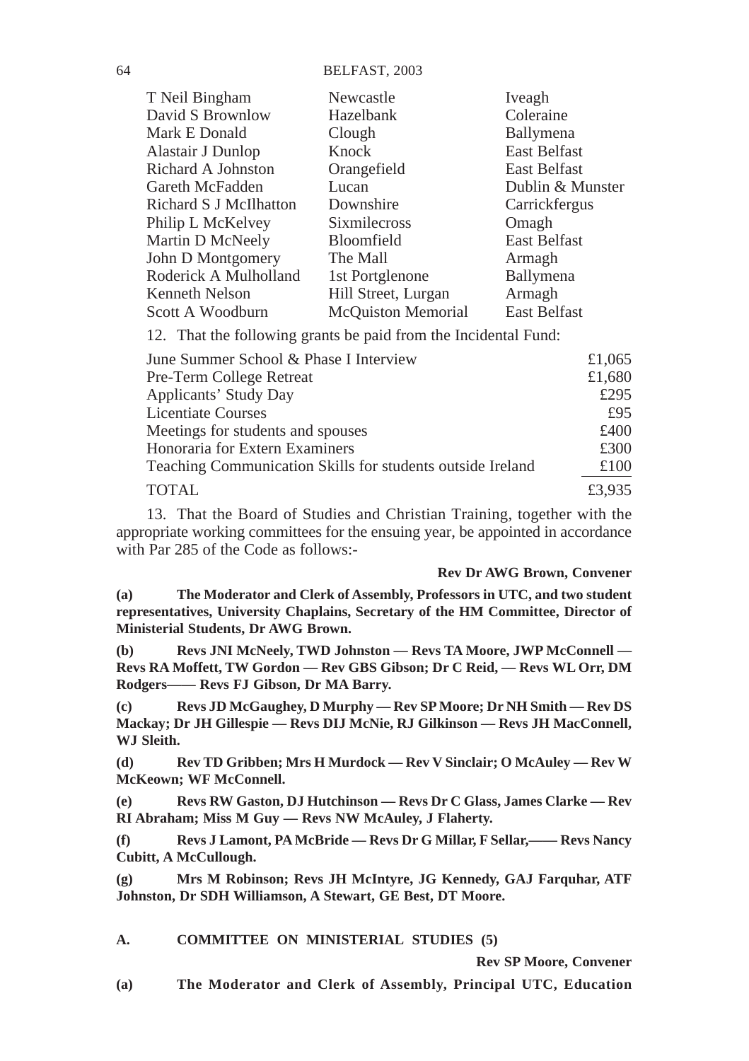| | | |
|---|---|---|
| T Neil Bingham | Newcastle | Iveagh |
| David S Brownlow | Hazelbank | Coleraine |
| Mark E Donald | Clough | Ballymena |
| Alastair J Dunlop | Knock | East Belfast |
| Richard A Johnston | Orangefield | East Belfast |
| Gareth McFadden | Lucan | Dublin & Munster |
| Richard S J McIlhatton | Downshire | Carrickfergus |
| Philip L McKelvey | Sixmilecross | Omagh |
| Martin D McNeely | Bloomfield | East Belfast |
| John D Montgomery | The Mall | Armagh |
| Roderick A Mulholland | 1st Portglenone | Ballymena |
| Kenneth Nelson | Hill Street, Lurgan | Armagh |
| Scott A Woodburn | McQuiston Memorial | East Belfast |

12. That the following grants be paid from the Incidental Fund:

| | |
|---|---|
| June Summer School & Phase I Interview | £1,065 |
| Pre-Term College Retreat | £1,680 |
| Applicants' Study Day | £295 |
| Licentiate Courses | £95 |
| Meetings for students and spouses | £400 |
| Honoraria for Extern Examiners | £300 |
| Teaching Communication Skills for students outside Ireland | £100 |
| TOTAL | £3,935 |

13. That the Board of Studies and Christian Training, together with the appropriate working committees for the ensuing year, be appointed in accordance with Par 285 of the Code as follows:-

**Rev Dr AWG Brown, Convener**

**(a) The Moderator and Clerk of Assembly, Professors in UTC, and two student representatives, University Chaplains, Secretary of the HM Committee, Director of Ministerial Students, Dr AWG Brown.**

**(b) Revs JNI McNeely, TWD Johnston — Revs TA Moore, JWP McConnell — Revs RA Moffett, TW Gordon — Rev GBS Gibson; Dr C Reid, — Revs WL Orr, DM Rodgers—— Revs FJ Gibson, Dr MA Barry.**

**(c) Revs JD McGaughey, D Murphy — Rev SP Moore; Dr NH Smith — Rev DS Mackay; Dr JH Gillespie — Revs DIJ McNie, RJ Gilkinson — Revs JH MacConnell, WJ Sleith.**

**(d) Rev TD Gribben; Mrs H Murdock — Rev V Sinclair; O McAuley — Rev W McKeown; WF McConnell.**

**(e) Revs RW Gaston, DJ Hutchinson — Revs Dr C Glass, James Clarke — Rev RI Abraham; Miss M Guy — Revs NW McAuley, J Flaherty.**

**(f) Revs J Lamont, PA McBride — Revs Dr G Millar, F Sellar,—— Revs Nancy Cubitt, A McCullough.**

**(g) Mrs M Robinson; Revs JH McIntyre, JG Kennedy, GAJ Farquhar, ATF Johnston, Dr SDH Williamson, A Stewart, GE Best, DT Moore.**

## A. COMMITTEE ON MINISTERIAL STUDIES (5)

**Rev SP Moore, Convener**

**(a) The Moderator and Clerk of Assembly, Principal UTC, Education**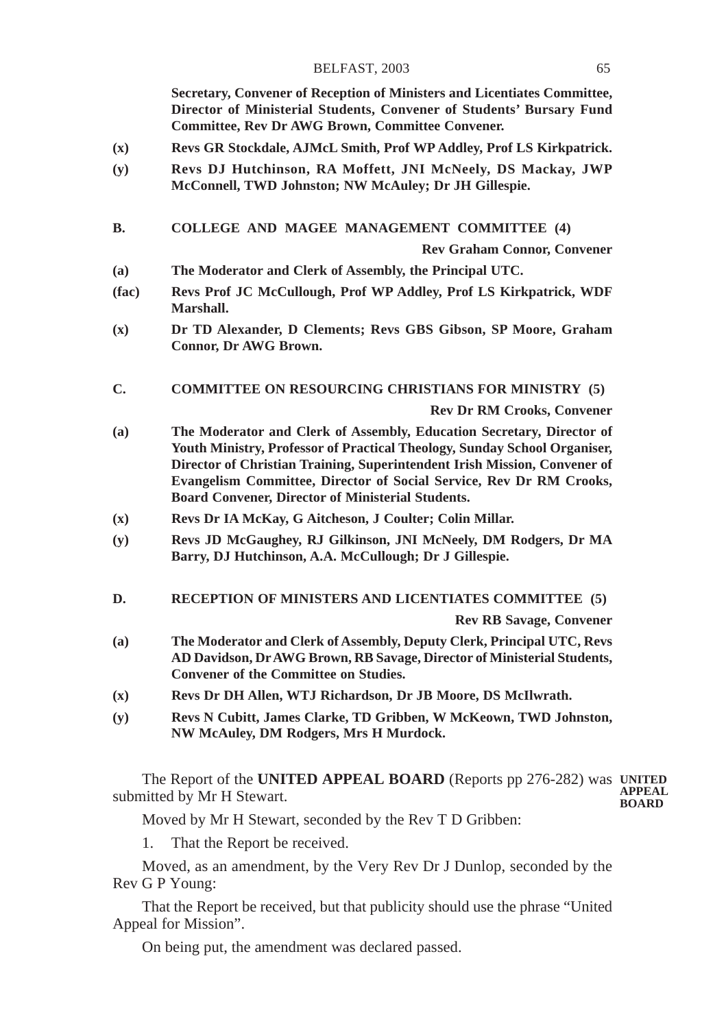**Secretary, Convener of Reception of Ministers and Licentiates Committee, Director of Ministerial Students, Convener of Students' Bursary Fund Committee, Rev Dr AWG Brown, Committee Convener.**

**(x)** **Revs GR Stockdale, AJMcL Smith, Prof WP Addley, Prof LS Kirkpatrick.**

**(y)** **Revs DJ Hutchinson, RA Moffett, JNI McNeely, DS Mackay, JWP McConnell, TWD Johnston; NW McAuley; Dr JH Gillespie.**

**B. COLLEGE AND MAGEE MANAGEMENT COMMITTEE (4)**

**Rev Graham Connor, Convener**

**(a)** **The Moderator and Clerk of Assembly, the Principal UTC.**

**(fac)** **Revs Prof JC McCullough, Prof WP Addley, Prof LS Kirkpatrick, WDF Marshall.**

**(x)** **Dr TD Alexander, D Clements; Revs GBS Gibson, SP Moore, Graham Connor, Dr AWG Brown.**

**C. COMMITTEE ON RESOURCING CHRISTIANS FOR MINISTRY (5)**

**Rev Dr RM Crooks, Convener**

**(a)** **The Moderator and Clerk of Assembly, Education Secretary, Director of Youth Ministry, Professor of Practical Theology, Sunday School Organiser, Director of Christian Training, Superintendent Irish Mission, Convener of Evangelism Committee, Director of Social Service, Rev Dr RM Crooks, Board Convener, Director of Ministerial Students.**

**(x)** **Revs Dr IA McKay, G Aitcheson, J Coulter; Colin Millar.**

**(y)** **Revs JD McGaughey, RJ Gilkinson, JNI McNeely, DM Rodgers, Dr MA Barry, DJ Hutchinson, A.A. McCullough; Dr J Gillespie.**

**D. RECEPTION OF MINISTERS AND LICENTIATES COMMITTEE (5)**

**Rev RB Savage, Convener**

**(a)** **The Moderator and Clerk of Assembly, Deputy Clerk, Principal UTC, Revs AD Davidson, Dr AWG Brown, RB Savage, Director of Ministerial Students, Convener of the Committee on Studies.**

**(x)** **Revs Dr DH Allen, WTJ Richardson, Dr JB Moore, DS McIlwrath.**

**(y)** **Revs N Cubitt, James Clarke, TD Gribben, W McKeown, TWD Johnston, NW McAuley, DM Rodgers, Mrs H Murdock.**

**UNITED APPEAL BOARD**

The Report of the **UNITED APPEAL BOARD** (Reports pp 276-282) was submitted by Mr H Stewart.

Moved by Mr H Stewart, seconded by the Rev T D Gribben:

1. That the Report be received.

Moved, as an amendment, by the Very Rev Dr J Dunlop, seconded by the Rev G P Young:

That the Report be received, but that publicity should use the phrase "United Appeal for Mission".

On being put, the amendment was declared passed.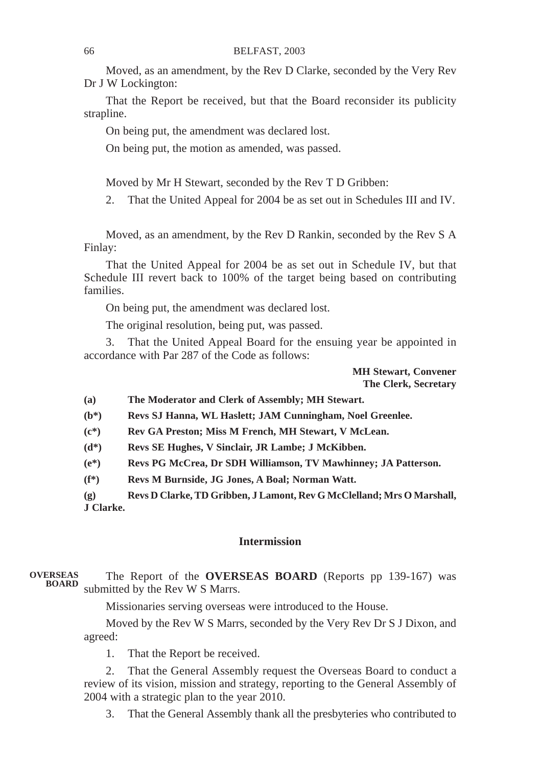Moved, as an amendment, by the Rev D Clarke, seconded by the Very Rev Dr J W Lockington:

That the Report be received, but that the Board reconsider its publicity strapline.

On being put, the amendment was declared lost.

On being put, the motion as amended, was passed.

Moved by Mr H Stewart, seconded by the Rev T D Gribben:

2. That the United Appeal for 2004 be as set out in Schedules III and IV.

Moved, as an amendment, by the Rev D Rankin, seconded by the Rev S A Finlay:

That the United Appeal for 2004 be as set out in Schedule IV, but that Schedule III revert back to 100% of the target being based on contributing families.

On being put, the amendment was declared lost.

The original resolution, being put, was passed.

3. That the United Appeal Board for the ensuing year be appointed in accordance with Par 287 of the Code as follows:

**MH Stewart, Convener**
**The Clerk, Secretary**

**(a) The Moderator and Clerk of Assembly; MH Stewart.**

**(b*) Revs SJ Hanna, WL Haslett; JAM Cunningham, Noel Greenlee.**

**(c*) Rev GA Preston; Miss M French, MH Stewart, V McLean.**

**(d*) Revs SE Hughes, V Sinclair, JR Lambe; J McKibben.**

**(e*) Revs PG McCrea, Dr SDH Williamson, TV Mawhinney; JA Patterson.**

**(f*) Revs M Burnside, JG Jones, A Boal; Norman Watt.**

**(g) Revs D Clarke, TD Gribben, J Lamont, Rev G McClelland; Mrs O Marshall, J Clarke.**

## Intermission

**OVERSEAS BOARD**

The Report of the **OVERSEAS BOARD** (Reports pp 139-167) was submitted by the Rev W S Marrs.

Missionaries serving overseas were introduced to the House.

Moved by the Rev W S Marrs, seconded by the Very Rev Dr S J Dixon, and agreed:

1. That the Report be received.

2. That the General Assembly request the Overseas Board to conduct a review of its vision, mission and strategy, reporting to the General Assembly of 2004 with a strategic plan to the year 2010.

3. That the General Assembly thank all the presbyteries who contributed to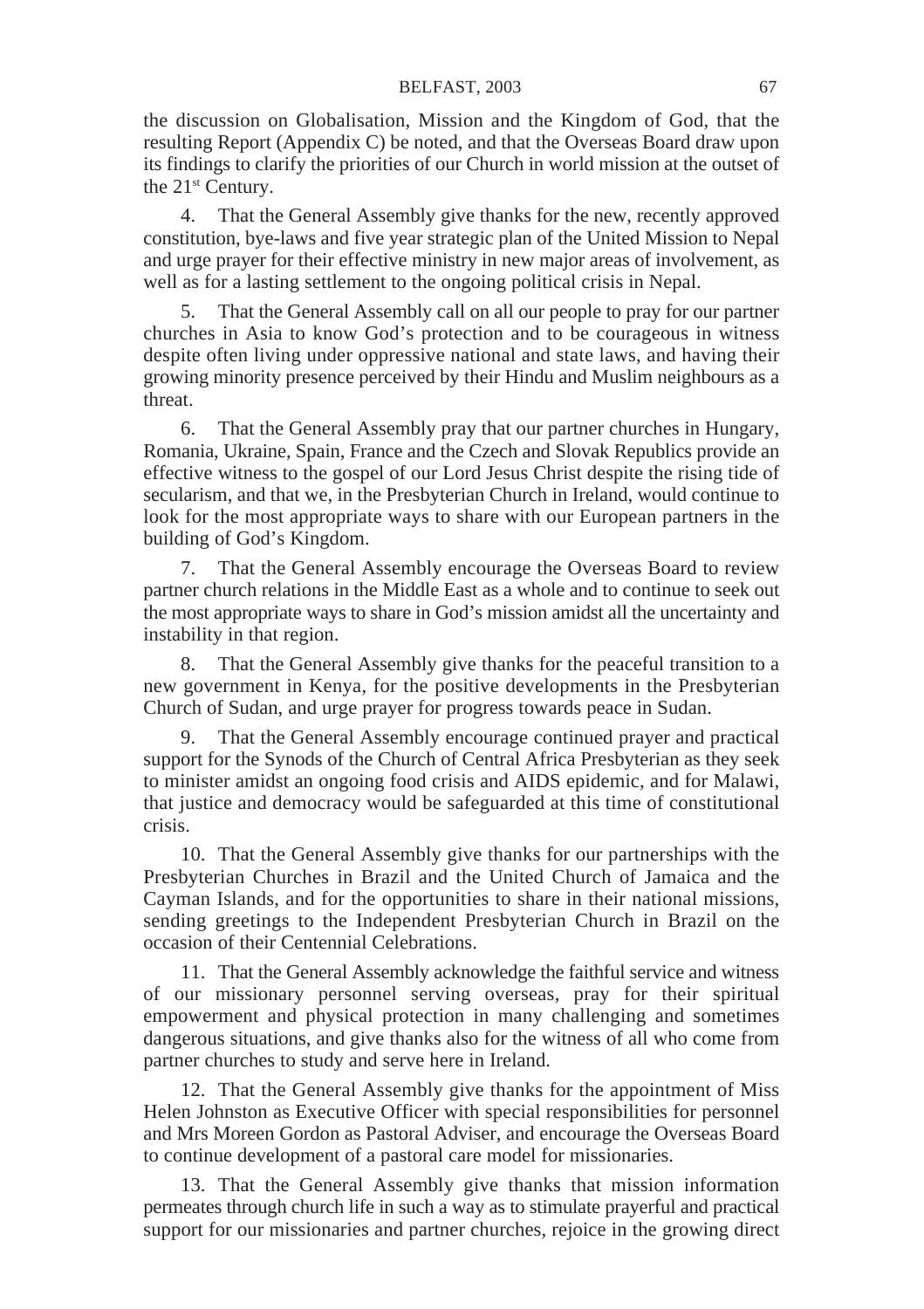the discussion on Globalisation, Mission and the Kingdom of God, that the resulting Report (Appendix C) be noted, and that the Overseas Board draw upon its findings to clarify the priorities of our Church in world mission at the outset of the 21st Century.

4. That the General Assembly give thanks for the new, recently approved constitution, bye-laws and five year strategic plan of the United Mission to Nepal and urge prayer for their effective ministry in new major areas of involvement, as well as for a lasting settlement to the ongoing political crisis in Nepal.

5. That the General Assembly call on all our people to pray for our partner churches in Asia to know God's protection and to be courageous in witness despite often living under oppressive national and state laws, and having their growing minority presence perceived by their Hindu and Muslim neighbours as a threat.

6. That the General Assembly pray that our partner churches in Hungary, Romania, Ukraine, Spain, France and the Czech and Slovak Republics provide an effective witness to the gospel of our Lord Jesus Christ despite the rising tide of secularism, and that we, in the Presbyterian Church in Ireland, would continue to look for the most appropriate ways to share with our European partners in the building of God's Kingdom.

7. That the General Assembly encourage the Overseas Board to review partner church relations in the Middle East as a whole and to continue to seek out the most appropriate ways to share in God's mission amidst all the uncertainty and instability in that region.

8. That the General Assembly give thanks for the peaceful transition to a new government in Kenya, for the positive developments in the Presbyterian Church of Sudan, and urge prayer for progress towards peace in Sudan.

9. That the General Assembly encourage continued prayer and practical support for the Synods of the Church of Central Africa Presbyterian as they seek to minister amidst an ongoing food crisis and AIDS epidemic, and for Malawi, that justice and democracy would be safeguarded at this time of constitutional crisis.

10. That the General Assembly give thanks for our partnerships with the Presbyterian Churches in Brazil and the United Church of Jamaica and the Cayman Islands, and for the opportunities to share in their national missions, sending greetings to the Independent Presbyterian Church in Brazil on the occasion of their Centennial Celebrations.

11. That the General Assembly acknowledge the faithful service and witness of our missionary personnel serving overseas, pray for their spiritual empowerment and physical protection in many challenging and sometimes dangerous situations, and give thanks also for the witness of all who come from partner churches to study and serve here in Ireland.

12. That the General Assembly give thanks for the appointment of Miss Helen Johnston as Executive Officer with special responsibilities for personnel and Mrs Moreen Gordon as Pastoral Adviser, and encourage the Overseas Board to continue development of a pastoral care model for missionaries.

13. That the General Assembly give thanks that mission information permeates through church life in such a way as to stimulate prayerful and practical support for our missionaries and partner churches, rejoice in the growing direct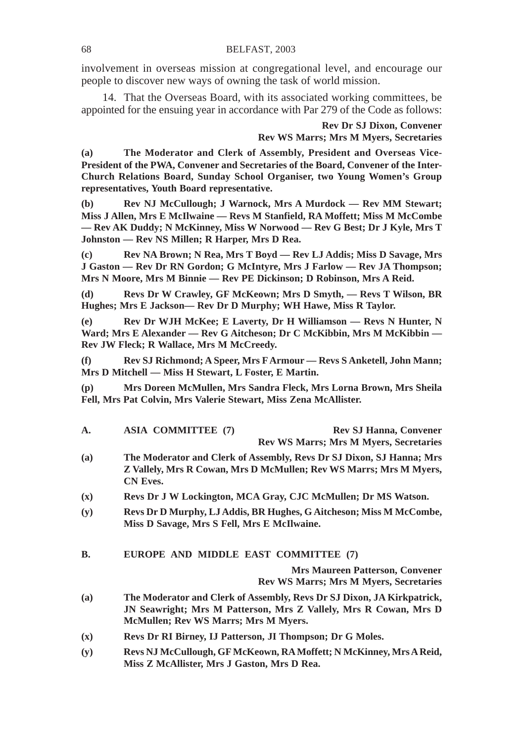involvement in overseas mission at congregational level, and encourage our people to discover new ways of owning the task of world mission.

14. That the Overseas Board, with its associated working committees, be appointed for the ensuing year in accordance with Par 279 of the Code as follows:

**Rev Dr SJ Dixon, Convener**
**Rev WS Marrs; Mrs M Myers, Secretaries**

**(a) The Moderator and Clerk of Assembly, President and Overseas Vice-President of the PWA, Convener and Secretaries of the Board, Convener of the Inter-Church Relations Board, Sunday School Organiser, two Young Women's Group representatives, Youth Board representative.**

**(b) Rev NJ McCullough; J Warnock, Mrs A Murdock — Rev MM Stewart; Miss J Allen, Mrs E McIlwaine — Revs M Stanfield, RA Moffett; Miss M McCombe — Rev AK Duddy; N McKinney, Miss W Norwood — Rev G Best; Dr J Kyle, Mrs T Johnston — Rev NS Millen; R Harper, Mrs D Rea.**

**(c) Rev NA Brown; N Rea, Mrs T Boyd — Rev LJ Addis; Miss D Savage, Mrs J Gaston — Rev Dr RN Gordon; G McIntyre, Mrs J Farlow — Rev JA Thompson; Mrs N Moore, Mrs M Binnie — Rev PE Dickinson; D Robinson, Mrs A Reid.**

**(d) Revs Dr W Crawley, GF McKeown; Mrs D Smyth, — Revs T Wilson, BR Hughes; Mrs E Jackson— Rev Dr D Murphy; WH Hawe, Miss R Taylor.**

**(e) Rev Dr WJH McKee; E Laverty, Dr H Williamson — Revs N Hunter, N Ward; Mrs E Alexander — Rev G Aitcheson; Dr C McKibbin, Mrs M McKibbin — Rev JW Fleck; R Wallace, Mrs M McCreedy.**

**(f) Rev SJ Richmond; A Speer, Mrs F Armour — Revs S Anketell, John Mann; Mrs D Mitchell — Miss H Stewart, L Foster, E Martin.**

**(p) Mrs Doreen McMullen, Mrs Sandra Fleck, Mrs Lorna Brown, Mrs Sheila Fell, Mrs Pat Colvin, Mrs Valerie Stewart, Miss Zena McAllister.**

**A. ASIA COMMITTEE (7)**

**Rev SJ Hanna, Convener**
**Rev WS Marrs; Mrs M Myers, Secretaries**

**(a) The Moderator and Clerk of Assembly, Revs Dr SJ Dixon, SJ Hanna; Mrs Z Vallely, Mrs R Cowan, Mrs D McMullen; Rev WS Marrs; Mrs M Myers, CN Eves.**

**(x) Revs Dr J W Lockington, MCA Gray, CJC McMullen; Dr MS Watson.**

**(y) Revs Dr D Murphy, LJ Addis, BR Hughes, G Aitcheson; Miss M McCombe, Miss D Savage, Mrs S Fell, Mrs E McIlwaine.**

**B. EUROPE AND MIDDLE EAST COMMITTEE (7)**

**Mrs Maureen Patterson, Convener**
**Rev WS Marrs; Mrs M Myers, Secretaries**

**(a) The Moderator and Clerk of Assembly, Revs Dr SJ Dixon, JA Kirkpatrick, JN Seawright; Mrs M Patterson, Mrs Z Vallely, Mrs R Cowan, Mrs D McMullen; Rev WS Marrs; Mrs M Myers.**

**(x) Revs Dr RI Birney, IJ Patterson, JI Thompson; Dr G Moles.**

**(y) Revs NJ McCullough, GF McKeown, RA Moffett; N McKinney, Mrs A Reid, Miss Z McAllister, Mrs J Gaston, Mrs D Rea.**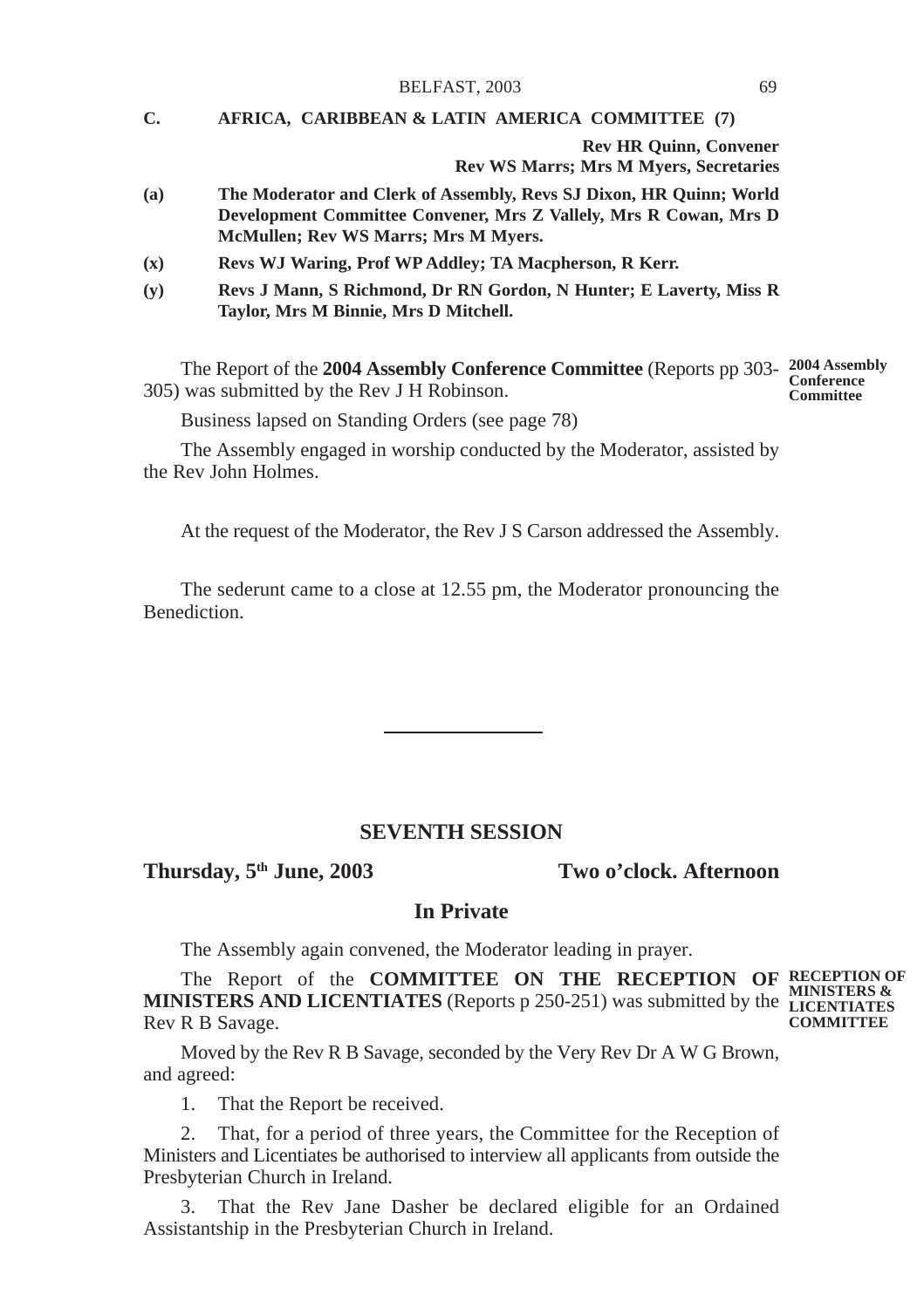**C. AFRICA, CARIBBEAN & LATIN AMERICA COMMITTEE (7)**

**Rev HR Quinn, Convener**
**Rev WS Marrs; Mrs M Myers, Secretaries**

**(a)** **The Moderator and Clerk of Assembly, Revs SJ Dixon, HR Quinn; World Development Committee Convener, Mrs Z Vallely, Mrs R Cowan, Mrs D McMullen; Rev WS Marrs; Mrs M Myers.**

**(x)** **Revs WJ Waring, Prof WP Addley; TA Macpherson, R Kerr.**

**(y)** **Revs J Mann, S Richmond, Dr RN Gordon, N Hunter; E Laverty, Miss R Taylor, Mrs M Binnie, Mrs D Mitchell.**

**2004 Assembly Conference Committee**

The Report of the **2004 Assembly Conference Committee** (Reports pp 303-305) was submitted by the Rev J H Robinson.

Business lapsed on Standing Orders (see page 78)

The Assembly engaged in worship conducted by the Moderator, assisted by the Rev John Holmes.

At the request of the Moderator, the Rev J S Carson addressed the Assembly.

The sederunt came to a close at 12.55 pm, the Moderator pronouncing the Benediction.

---

## SEVENTH SESSION

**Thursday, 5th June, 2003** **Two o'clock. Afternoon**

### In Private

The Assembly again convened, the Moderator leading in prayer.

**RECEPTION OF MINISTERS & LICENTIATES COMMITTEE**

The Report of the **COMMITTEE ON THE RECEPTION OF MINISTERS AND LICENTIATES** (Reports p 250-251) was submitted by the Rev R B Savage.

Moved by the Rev R B Savage, seconded by the Very Rev Dr A W G Brown, and agreed:

1. That the Report be received.

2. That, for a period of three years, the Committee for the Reception of Ministers and Licentiates be authorised to interview all applicants from outside the Presbyterian Church in Ireland.

3. That the Rev Jane Dasher be declared eligible for an Ordained Assistantship in the Presbyterian Church in Ireland.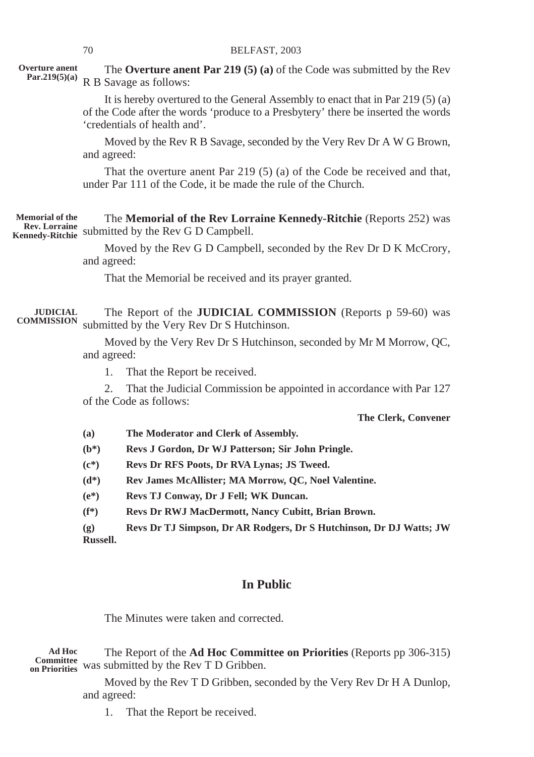**Overture anent Par.219(5)(a)**

The **Overture anent Par 219 (5) (a)** of the Code was submitted by the Rev R B Savage as follows:

It is hereby overtured to the General Assembly to enact that in Par 219 (5) (a) of the Code after the words 'produce to a Presbytery' there be inserted the words 'credentials of health and'.

Moved by the Rev R B Savage, seconded by the Very Rev Dr A W G Brown, and agreed:

That the overture anent Par 219 (5) (a) of the Code be received and that, under Par 111 of the Code, it be made the rule of the Church.

**Memorial of the Rev. Lorraine Kennedy-Ritchie**

The **Memorial of the Rev Lorraine Kennedy-Ritchie** (Reports 252) was submitted by the Rev G D Campbell.

Moved by the Rev G D Campbell, seconded by the Rev Dr D K McCrory, and agreed:

That the Memorial be received and its prayer granted.

**JUDICIAL COMMISSION**

The Report of the **JUDICIAL COMMISSION** (Reports p 59-60) was submitted by the Very Rev Dr S Hutchinson.

Moved by the Very Rev Dr S Hutchinson, seconded by Mr M Morrow, QC, and agreed:

1. That the Report be received.

2. That the Judicial Commission be appointed in accordance with Par 127 of the Code as follows:

**The Clerk, Convener**

**(a)** **The Moderator and Clerk of Assembly.**

**(b*)** **Revs J Gordon, Dr WJ Patterson; Sir John Pringle.**

**(c*)** **Revs Dr RFS Poots, Dr RVA Lynas; JS Tweed.**

**(d*)** **Rev James McAllister; MA Morrow, QC, Noel Valentine.**

**(e*)** **Revs TJ Conway, Dr J Fell; WK Duncan.**

**(f*)** **Revs Dr RWJ MacDermott, Nancy Cubitt, Brian Brown.**

**(g)** **Revs Dr TJ Simpson, Dr AR Rodgers, Dr S Hutchinson, Dr DJ Watts; JW Russell.**

## In Public

The Minutes were taken and corrected.

**Ad Hoc Committee on Priorities**

The Report of the **Ad Hoc Committee on Priorities** (Reports pp 306-315) was submitted by the Rev T D Gribben.

Moved by the Rev T D Gribben, seconded by the Very Rev Dr H A Dunlop, and agreed:

1. That the Report be received.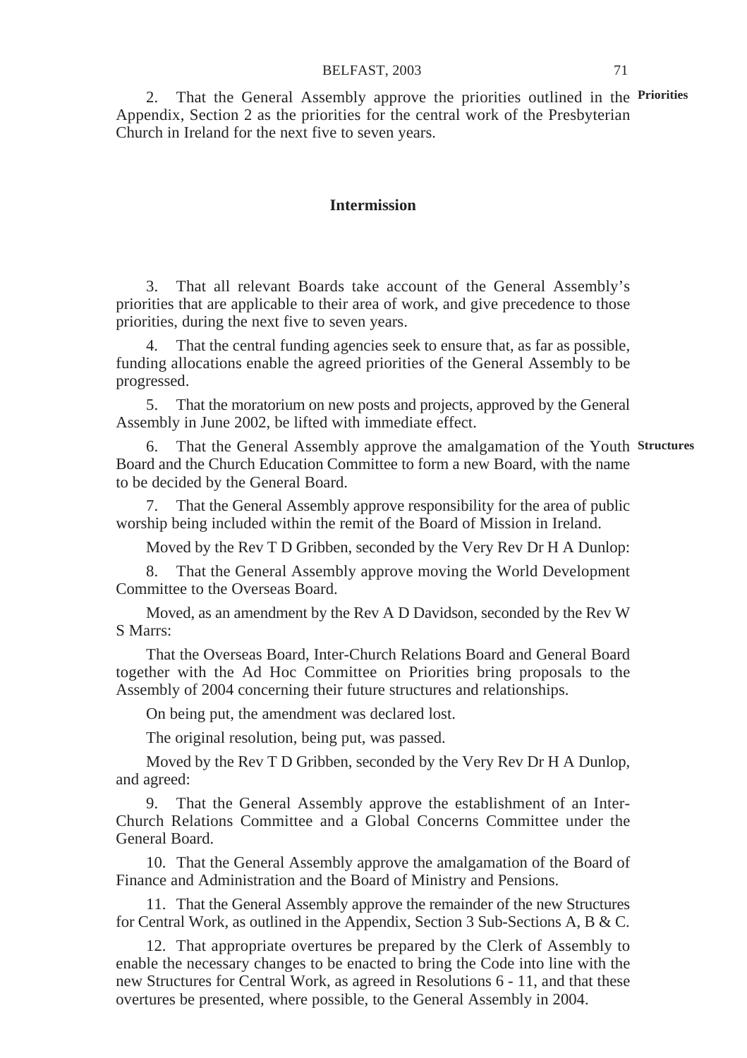2. That the General Assembly approve the priorities outlined in the Appendix, Section 2 as the priorities for the central work of the Presbyterian Church in Ireland for the next five to seven years. **Priorities**

**Intermission**

3. That all relevant Boards take account of the General Assembly's priorities that are applicable to their area of work, and give precedence to those priorities, during the next five to seven years.

4. That the central funding agencies seek to ensure that, as far as possible, funding allocations enable the agreed priorities of the General Assembly to be progressed.

5. That the moratorium on new posts and projects, approved by the General Assembly in June 2002, be lifted with immediate effect.

6. That the General Assembly approve the amalgamation of the Youth Board and the Church Education Committee to form a new Board, with the name to be decided by the General Board. **Structures**

7. That the General Assembly approve responsibility for the area of public worship being included within the remit of the Board of Mission in Ireland.

Moved by the Rev T D Gribben, seconded by the Very Rev Dr H A Dunlop:

8. That the General Assembly approve moving the World Development Committee to the Overseas Board.

Moved, as an amendment by the Rev A D Davidson, seconded by the Rev W S Marrs:

That the Overseas Board, Inter-Church Relations Board and General Board together with the Ad Hoc Committee on Priorities bring proposals to the Assembly of 2004 concerning their future structures and relationships.

On being put, the amendment was declared lost.

The original resolution, being put, was passed.

Moved by the Rev T D Gribben, seconded by the Very Rev Dr H A Dunlop, and agreed:

9. That the General Assembly approve the establishment of an Inter-Church Relations Committee and a Global Concerns Committee under the General Board.

10. That the General Assembly approve the amalgamation of the Board of Finance and Administration and the Board of Ministry and Pensions.

11. That the General Assembly approve the remainder of the new Structures for Central Work, as outlined in the Appendix, Section 3 Sub-Sections A, B & C.

12. That appropriate overtures be prepared by the Clerk of Assembly to enable the necessary changes to be enacted to bring the Code into line with the new Structures for Central Work, as agreed in Resolutions 6 - 11, and that these overtures be presented, where possible, to the General Assembly in 2004.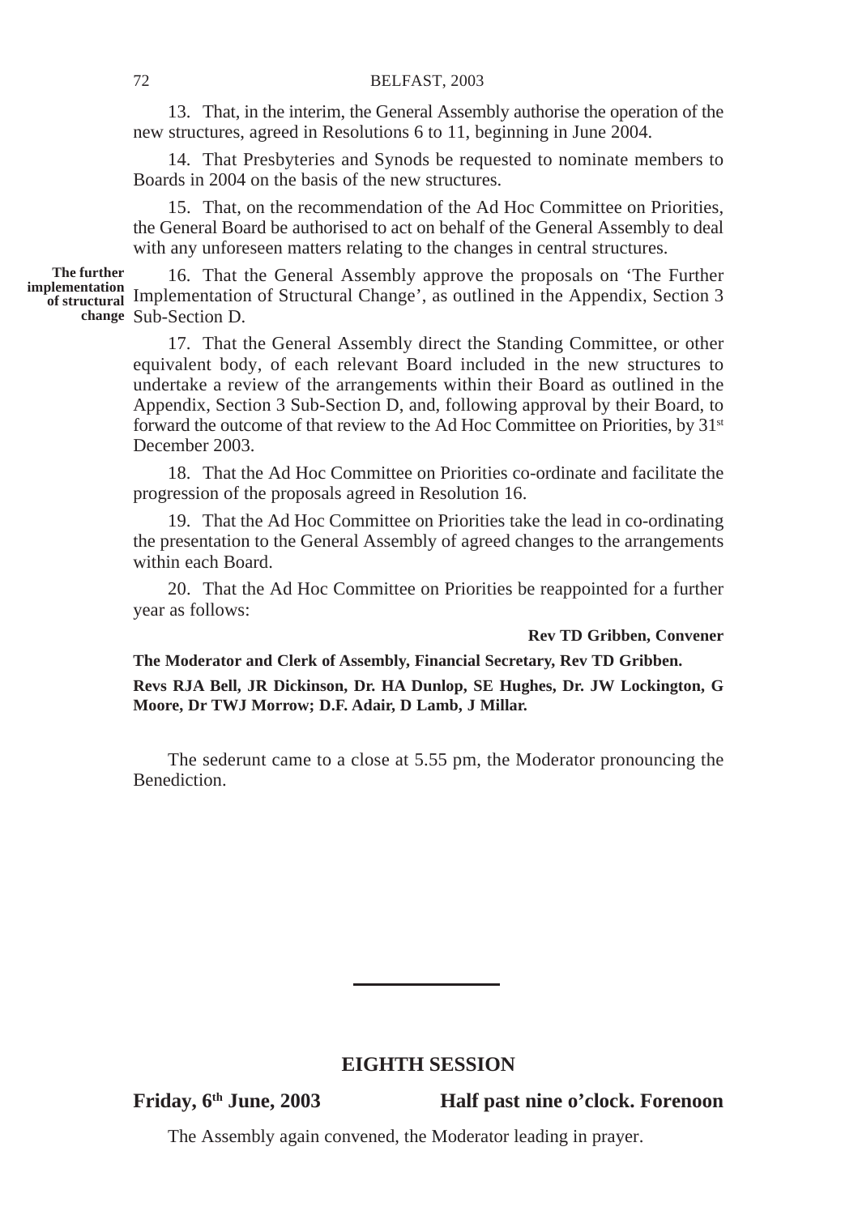13. That, in the interim, the General Assembly authorise the operation of the new structures, agreed in Resolutions 6 to 11, beginning in June 2004.

14. That Presbyteries and Synods be requested to nominate members to Boards in 2004 on the basis of the new structures.

15. That, on the recommendation of the Ad Hoc Committee on Priorities, the General Board be authorised to act on behalf of the General Assembly to deal with any unforeseen matters relating to the changes in central structures.

**The further implementation of structural change**

16. That the General Assembly approve the proposals on 'The Further Implementation of Structural Change', as outlined in the Appendix, Section 3 Sub-Section D.

17. That the General Assembly direct the Standing Committee, or other equivalent body, of each relevant Board included in the new structures to undertake a review of the arrangements within their Board as outlined in the Appendix, Section 3 Sub-Section D, and, following approval by their Board, to forward the outcome of that review to the Ad Hoc Committee on Priorities, by 31st December 2003.

18. That the Ad Hoc Committee on Priorities co-ordinate and facilitate the progression of the proposals agreed in Resolution 16.

19. That the Ad Hoc Committee on Priorities take the lead in co-ordinating the presentation to the General Assembly of agreed changes to the arrangements within each Board.

20. That the Ad Hoc Committee on Priorities be reappointed for a further year as follows:

**Rev TD Gribben, Convener**

**The Moderator and Clerk of Assembly, Financial Secretary, Rev TD Gribben.**

**Revs RJA Bell, JR Dickinson, Dr. HA Dunlop, SE Hughes, Dr. JW Lockington, G Moore, Dr TWJ Morrow; D.F. Adair, D Lamb, J Millar.**

The sederunt came to a close at 5.55 pm, the Moderator pronouncing the Benediction.

---

## EIGHTH SESSION

**Friday, 6th June, 2003 — Half past nine o'clock. Forenoon**

The Assembly again convened, the Moderator leading in prayer.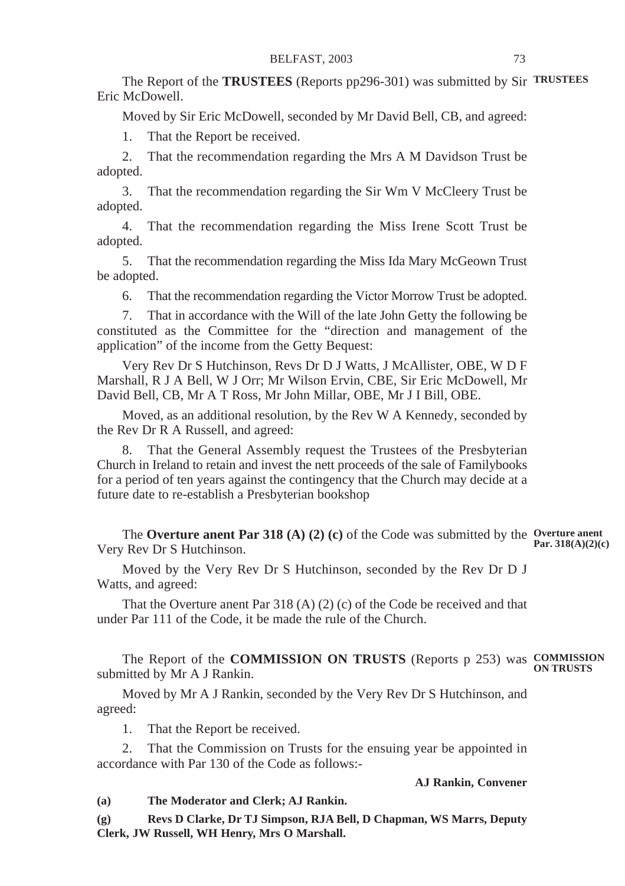**TRUSTEES**

The Report of the **TRUSTEES** (Reports pp296-301) was submitted by Sir Eric McDowell.

Moved by Sir Eric McDowell, seconded by Mr David Bell, CB, and agreed:

1. That the Report be received.

2. That the recommendation regarding the Mrs A M Davidson Trust be adopted.

3. That the recommendation regarding the Sir Wm V McCleery Trust be adopted.

4. That the recommendation regarding the Miss Irene Scott Trust be adopted.

5. That the recommendation regarding the Miss Ida Mary McGeown Trust be adopted.

6. That the recommendation regarding the Victor Morrow Trust be adopted.

7. That in accordance with the Will of the late John Getty the following be constituted as the Committee for the "direction and management of the application" of the income from the Getty Bequest:

Very Rev Dr S Hutchinson, Revs Dr D J Watts, J McAllister, OBE, W D F Marshall, R J A Bell, W J Orr; Mr Wilson Ervin, CBE, Sir Eric McDowell, Mr David Bell, CB, Mr A T Ross, Mr John Millar, OBE, Mr J I Bill, OBE.

Moved, as an additional resolution, by the Rev W A Kennedy, seconded by the Rev Dr R A Russell, and agreed:

8. That the General Assembly request the Trustees of the Presbyterian Church in Ireland to retain and invest the nett proceeds of the sale of Familybooks for a period of ten years against the contingency that the Church may decide at a future date to re-establish a Presbyterian bookshop

**Overture anent Par. 318(A)(2)(c)**

The **Overture anent Par 318 (A) (2) (c)** of the Code was submitted by the Very Rev Dr S Hutchinson.

Moved by the Very Rev Dr S Hutchinson, seconded by the Rev Dr D J Watts, and agreed:

That the Overture anent Par 318 (A) (2) (c) of the Code be received and that under Par 111 of the Code, it be made the rule of the Church.

**COMMISSION ON TRUSTS**

The Report of the **COMMISSION ON TRUSTS** (Reports p 253) was submitted by Mr A J Rankin.

Moved by Mr A J Rankin, seconded by the Very Rev Dr S Hutchinson, and agreed:

1. That the Report be received.

2. That the Commission on Trusts for the ensuing year be appointed in accordance with Par 130 of the Code as follows:-

**AJ Rankin, Convener**

**(a) The Moderator and Clerk; AJ Rankin.**

**(g) Revs D Clarke, Dr TJ Simpson, RJA Bell, D Chapman, WS Marrs, Deputy Clerk, JW Russell, WH Henry, Mrs O Marshall.**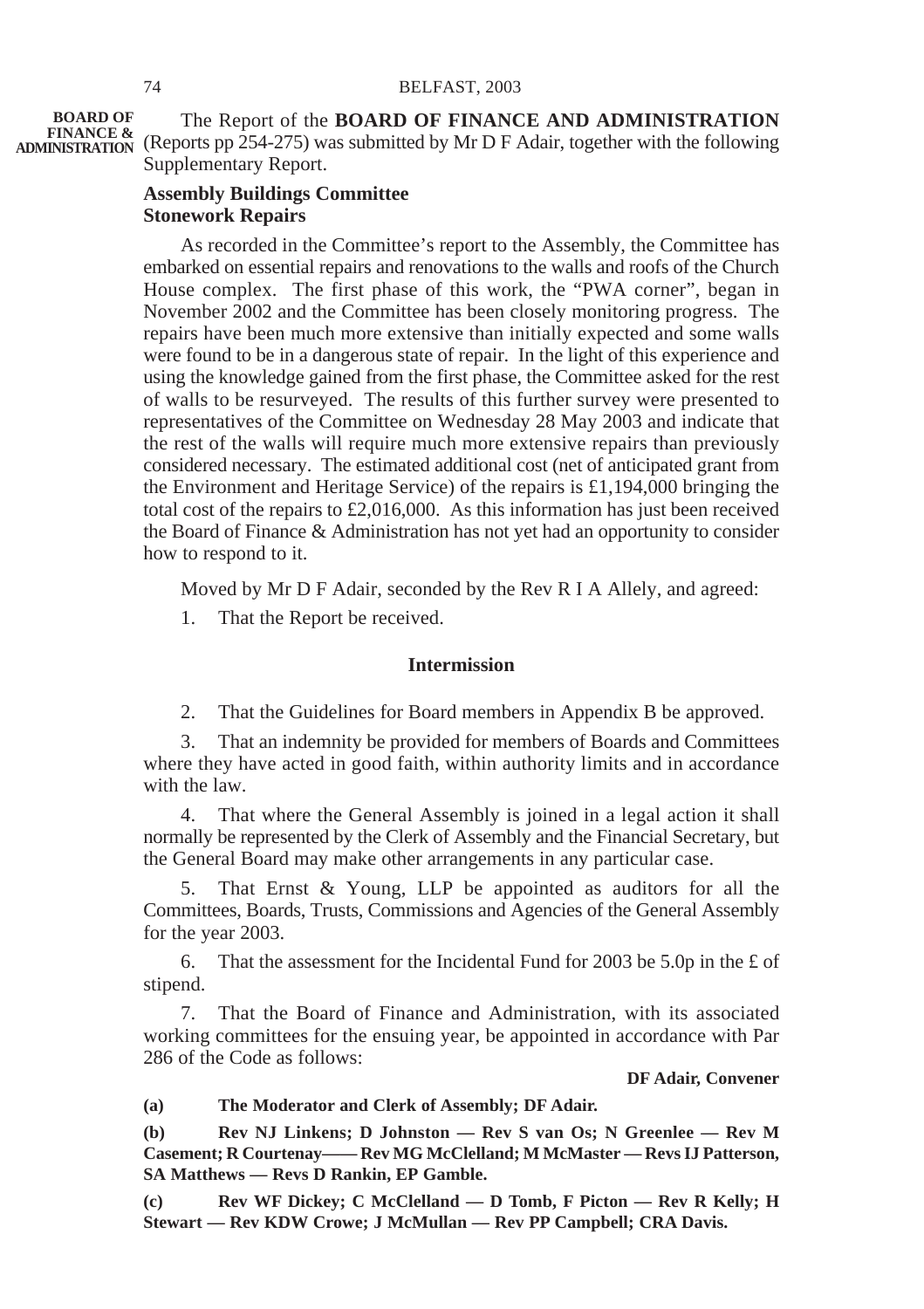**BOARD OF FINANCE & ADMINISTRATION**

The Report of the **BOARD OF FINANCE AND ADMINISTRATION** (Reports pp 254-275) was submitted by Mr D F Adair, together with the following Supplementary Report.

**Assembly Buildings Committee**
**Stonework Repairs**

As recorded in the Committee's report to the Assembly, the Committee has embarked on essential repairs and renovations to the walls and roofs of the Church House complex. The first phase of this work, the "PWA corner", began in November 2002 and the Committee has been closely monitoring progress. The repairs have been much more extensive than initially expected and some walls were found to be in a dangerous state of repair. In the light of this experience and using the knowledge gained from the first phase, the Committee asked for the rest of walls to be resurveyed. The results of this further survey were presented to representatives of the Committee on Wednesday 28 May 2003 and indicate that the rest of the walls will require much more extensive repairs than previously considered necessary. The estimated additional cost (net of anticipated grant from the Environment and Heritage Service) of the repairs is £1,194,000 bringing the total cost of the repairs to £2,016,000. As this information has just been received the Board of Finance & Administration has not yet had an opportunity to consider how to respond to it.

Moved by Mr D F Adair, seconded by the Rev R I A Allely, and agreed:

1. That the Report be received.

**Intermission**

2. That the Guidelines for Board members in Appendix B be approved.

3. That an indemnity be provided for members of Boards and Committees where they have acted in good faith, within authority limits and in accordance with the law.

4. That where the General Assembly is joined in a legal action it shall normally be represented by the Clerk of Assembly and the Financial Secretary, but the General Board may make other arrangements in any particular case.

5. That Ernst & Young, LLP be appointed as auditors for all the Committees, Boards, Trusts, Commissions and Agencies of the General Assembly for the year 2003.

6. That the assessment for the Incidental Fund for 2003 be 5.0p in the £ of stipend.

7. That the Board of Finance and Administration, with its associated working committees for the ensuing year, be appointed in accordance with Par 286 of the Code as follows:

**DF Adair, Convener**

**(a) The Moderator and Clerk of Assembly; DF Adair.**

**(b) Rev NJ Linkens; D Johnston — Rev S van Os; N Greenlee — Rev M Casement; R Courtenay—— Rev MG McClelland; M McMaster — Revs IJ Patterson, SA Matthews — Revs D Rankin, EP Gamble.**

**(c) Rev WF Dickey; C McClelland — D Tomb, F Picton — Rev R Kelly; H Stewart — Rev KDW Crowe; J McMullan — Rev PP Campbell; CRA Davis.**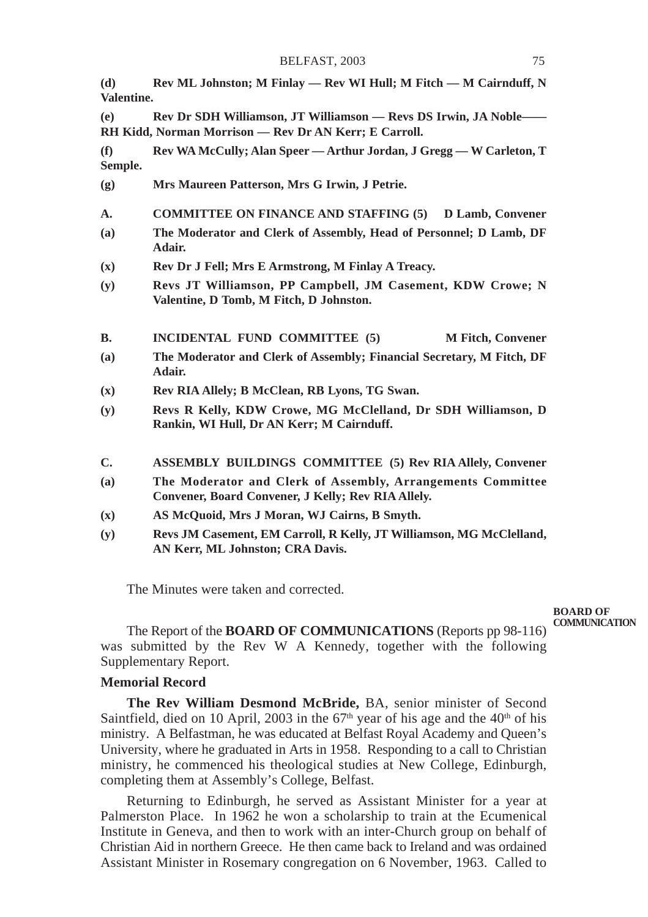**(d) Rev ML Johnston; M Finlay — Rev WI Hull; M Fitch — M Cairnduff, N Valentine.**

**(e) Rev Dr SDH Williamson, JT Williamson — Revs DS Irwin, JA Noble—— RH Kidd, Norman Morrison — Rev Dr AN Kerr; E Carroll.**

**(f) Rev WA McCully; Alan Speer — Arthur Jordan, J Gregg — W Carleton, T Semple.**

**(g) Mrs Maureen Patterson, Mrs G Irwin, J Petrie.**

**A. COMMITTEE ON FINANCE AND STAFFING (5) D Lamb, Convener**

**(a) The Moderator and Clerk of Assembly, Head of Personnel; D Lamb, DF Adair.**

**(x) Rev Dr J Fell; Mrs E Armstrong, M Finlay A Treacy.**

**(y) Revs JT Williamson, PP Campbell, JM Casement, KDW Crowe; N Valentine, D Tomb, M Fitch, D Johnston.**

**B. INCIDENTAL FUND COMMITTEE (5) M Fitch, Convener**

**(a) The Moderator and Clerk of Assembly; Financial Secretary, M Fitch, DF Adair.**

**(x) Rev RIA Allely; B McClean, RB Lyons, TG Swan.**

**(y) Revs R Kelly, KDW Crowe, MG McClelland, Dr SDH Williamson, D Rankin, WI Hull, Dr AN Kerr; M Cairnduff.**

**C. ASSEMBLY BUILDINGS COMMITTEE (5) Rev RIA Allely, Convener**

**(a) The Moderator and Clerk of Assembly, Arrangements Committee Convener, Board Convener, J Kelly; Rev RIA Allely.**

**(x) AS McQuoid, Mrs J Moran, WJ Cairns, B Smyth.**

**(y) Revs JM Casement, EM Carroll, R Kelly, JT Williamson, MG McClelland, AN Kerr, ML Johnston; CRA Davis.**

The Minutes were taken and corrected.

**BOARD OF COMMUNICATION**

The Report of the **BOARD OF COMMUNICATIONS** (Reports pp 98-116) was submitted by the Rev W A Kennedy, together with the following Supplementary Report.

**Memorial Record**

**The Rev William Desmond McBride,** BA, senior minister of Second Saintfield, died on 10 April, 2003 in the 67th year of his age and the 40th of his ministry. A Belfastman, he was educated at Belfast Royal Academy and Queen's University, where he graduated in Arts in 1958. Responding to a call to Christian ministry, he commenced his theological studies at New College, Edinburgh, completing them at Assembly's College, Belfast.

Returning to Edinburgh, he served as Assistant Minister for a year at Palmerston Place. In 1962 he won a scholarship to train at the Ecumenical Institute in Geneva, and then to work with an inter-Church group on behalf of Christian Aid in northern Greece. He then came back to Ireland and was ordained Assistant Minister in Rosemary congregation on 6 November, 1963. Called to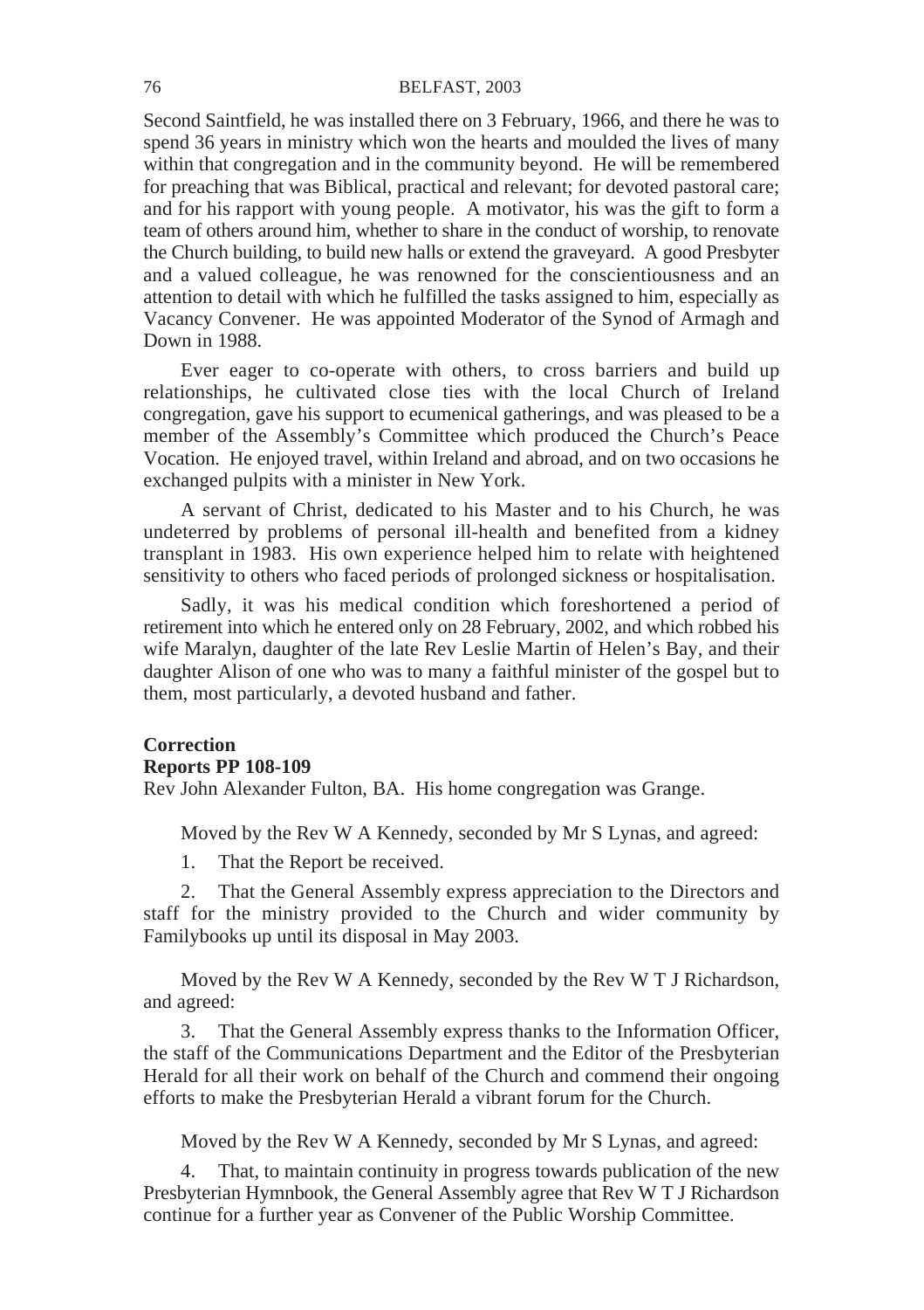Second Saintfield, he was installed there on 3 February, 1966, and there he was to spend 36 years in ministry which won the hearts and moulded the lives of many within that congregation and in the community beyond. He will be remembered for preaching that was Biblical, practical and relevant; for devoted pastoral care; and for his rapport with young people. A motivator, his was the gift to form a team of others around him, whether to share in the conduct of worship, to renovate the Church building, to build new halls or extend the graveyard. A good Presbyter and a valued colleague, he was renowned for the conscientiousness and an attention to detail with which he fulfilled the tasks assigned to him, especially as Vacancy Convener. He was appointed Moderator of the Synod of Armagh and Down in 1988.

Ever eager to co-operate with others, to cross barriers and build up relationships, he cultivated close ties with the local Church of Ireland congregation, gave his support to ecumenical gatherings, and was pleased to be a member of the Assembly's Committee which produced the Church's Peace Vocation. He enjoyed travel, within Ireland and abroad, and on two occasions he exchanged pulpits with a minister in New York.

A servant of Christ, dedicated to his Master and to his Church, he was undeterred by problems of personal ill-health and benefited from a kidney transplant in 1983. His own experience helped him to relate with heightened sensitivity to others who faced periods of prolonged sickness or hospitalisation.

Sadly, it was his medical condition which foreshortened a period of retirement into which he entered only on 28 February, 2002, and which robbed his wife Maralyn, daughter of the late Rev Leslie Martin of Helen's Bay, and their daughter Alison of one who was to many a faithful minister of the gospel but to them, most particularly, a devoted husband and father.

**Correction**
**Reports PP 108-109**
Rev John Alexander Fulton, BA. His home congregation was Grange.

Moved by the Rev W A Kennedy, seconded by Mr S Lynas, and agreed:

1. That the Report be received.

2. That the General Assembly express appreciation to the Directors and staff for the ministry provided to the Church and wider community by Familybooks up until its disposal in May 2003.

Moved by the Rev W A Kennedy, seconded by the Rev W T J Richardson, and agreed:

3. That the General Assembly express thanks to the Information Officer, the staff of the Communications Department and the Editor of the Presbyterian Herald for all their work on behalf of the Church and commend their ongoing efforts to make the Presbyterian Herald a vibrant forum for the Church.

Moved by the Rev W A Kennedy, seconded by Mr S Lynas, and agreed:

4. That, to maintain continuity in progress towards publication of the new Presbyterian Hymnbook, the General Assembly agree that Rev W T J Richardson continue for a further year as Convener of the Public Worship Committee.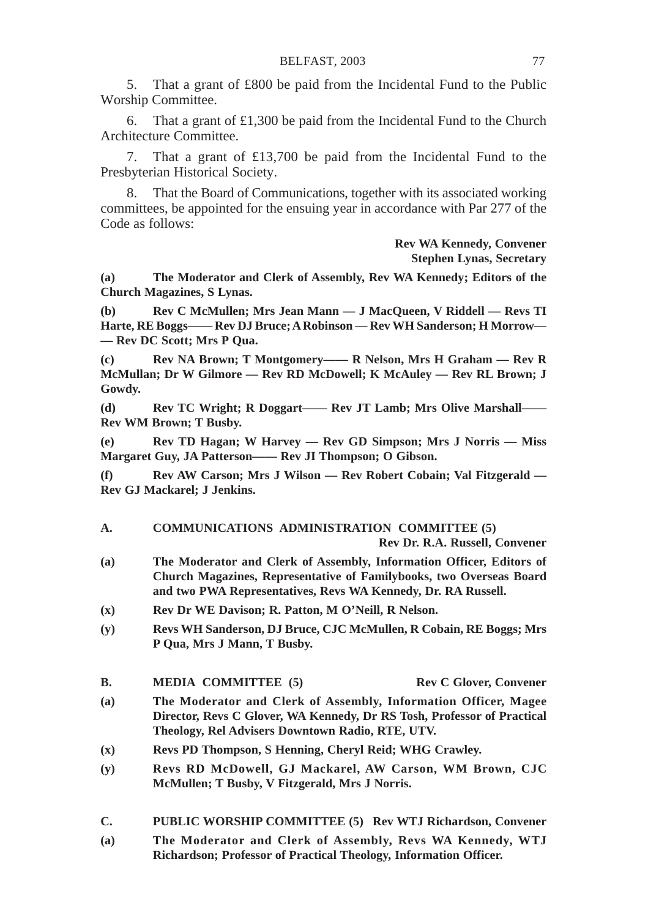5. That a grant of £800 be paid from the Incidental Fund to the Public Worship Committee.

6. That a grant of £1,300 be paid from the Incidental Fund to the Church Architecture Committee.

7. That a grant of £13,700 be paid from the Incidental Fund to the Presbyterian Historical Society.

8. That the Board of Communications, together with its associated working committees, be appointed for the ensuing year in accordance with Par 277 of the Code as follows:

**Rev WA Kennedy, Convener**
**Stephen Lynas, Secretary**

**(a) The Moderator and Clerk of Assembly, Rev WA Kennedy; Editors of the Church Magazines, S Lynas.**

**(b) Rev C McMullen; Mrs Jean Mann — J MacQueen, V Riddell — Revs TI Harte, RE Boggs—— Rev DJ Bruce; A Robinson — Rev WH Sanderson; H Morrow—— Rev DC Scott; Mrs P Qua.**

**(c) Rev NA Brown; T Montgomery—— R Nelson, Mrs H Graham — Rev R McMullan; Dr W Gilmore — Rev RD McDowell; K McAuley — Rev RL Brown; J Gowdy.**

**(d) Rev TC Wright; R Doggart—— Rev JT Lamb; Mrs Olive Marshall—— Rev WM Brown; T Busby.**

**(e) Rev TD Hagan; W Harvey — Rev GD Simpson; Mrs J Norris — Miss Margaret Guy, JA Patterson—— Rev JI Thompson; O Gibson.**

**(f) Rev AW Carson; Mrs J Wilson — Rev Robert Cobain; Val Fitzgerald — Rev GJ Mackarel; J Jenkins.**

**A. COMMUNICATIONS ADMINISTRATION COMMITTEE (5)**
**Rev Dr. R.A. Russell, Convener**

**(a) The Moderator and Clerk of Assembly, Information Officer, Editors of Church Magazines, Representative of Familybooks, two Overseas Board and two PWA Representatives, Revs WA Kennedy, Dr. RA Russell.**

**(x) Rev Dr WE Davison; R. Patton, M O'Neill, R Nelson.**

**(y) Revs WH Sanderson, DJ Bruce, CJC McMullen, R Cobain, RE Boggs; Mrs P Qua, Mrs J Mann, T Busby.**

**B. MEDIA COMMITTEE (5) Rev C Glover, Convener**

**(a) The Moderator and Clerk of Assembly, Information Officer, Magee Director, Revs C Glover, WA Kennedy, Dr RS Tosh, Professor of Practical Theology, Rel Advisers Downtown Radio, RTE, UTV.**

**(x) Revs PD Thompson, S Henning, Cheryl Reid; WHG Crawley.**

**(y) Revs RD McDowell, GJ Mackarel, AW Carson, WM Brown, CJC McMullen; T Busby, V Fitzgerald, Mrs J Norris.**

**C. PUBLIC WORSHIP COMMITTEE (5) Rev WTJ Richardson, Convener**

**(a) The Moderator and Clerk of Assembly, Revs WA Kennedy, WTJ Richardson; Professor of Practical Theology, Information Officer.**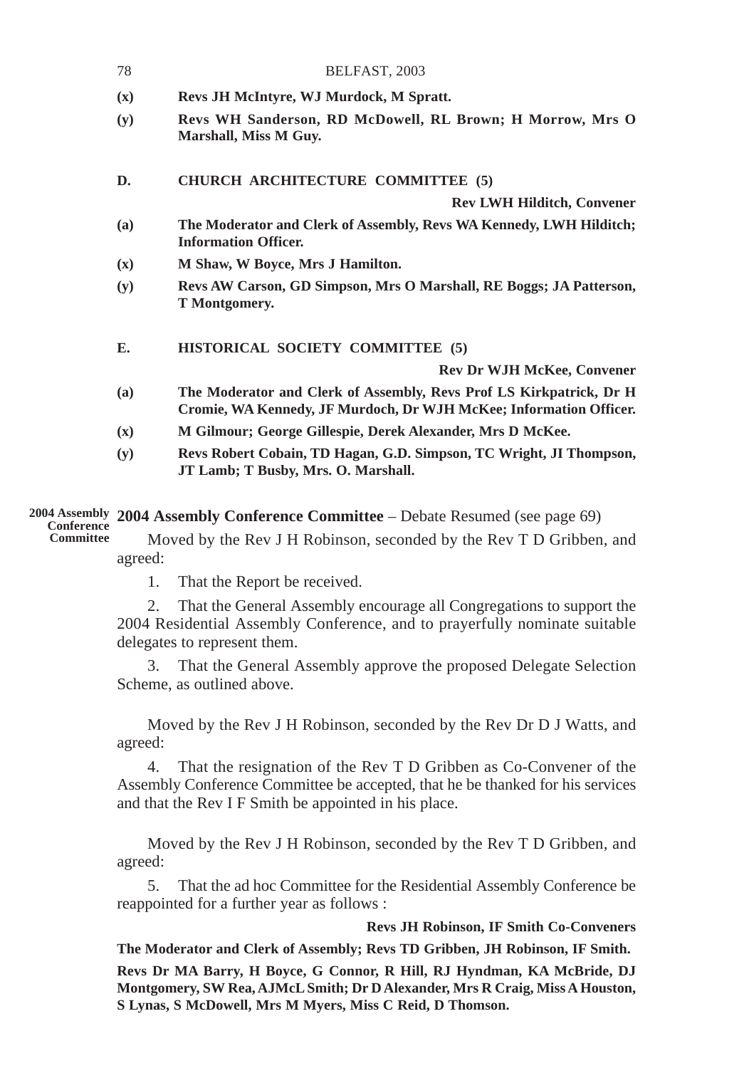**(x)** **Revs JH McIntyre, WJ Murdock, M Spratt.**

**(y)** **Revs WH Sanderson, RD McDowell, RL Brown; H Morrow, Mrs O Marshall, Miss M Guy.**

**D. CHURCH ARCHITECTURE COMMITTEE (5)**

**Rev LWH Hilditch, Convener**

**(a)** **The Moderator and Clerk of Assembly, Revs WA Kennedy, LWH Hilditch; Information Officer.**

**(x)** **M Shaw, W Boyce, Mrs J Hamilton.**

**(y)** **Revs AW Carson, GD Simpson, Mrs O Marshall, RE Boggs; JA Patterson, T Montgomery.**

**E. HISTORICAL SOCIETY COMMITTEE (5)**

**Rev Dr WJH McKee, Convener**

**(a)** **The Moderator and Clerk of Assembly, Revs Prof LS Kirkpatrick, Dr H Cromie, WA Kennedy, JF Murdoch, Dr WJH McKee; Information Officer.**

**(x)** **M Gilmour; George Gillespie, Derek Alexander, Mrs D McKee.**

**(y)** **Revs Robert Cobain, TD Hagan, G.D. Simpson, TC Wright, JI Thompson, JT Lamb; T Busby, Mrs. O. Marshall.**

**2004 Assembly Conference Committee**

**2004 Assembly Conference Committee** – Debate Resumed (see page 69)

Moved by the Rev J H Robinson, seconded by the Rev T D Gribben, and agreed:

1. That the Report be received.

2. That the General Assembly encourage all Congregations to support the 2004 Residential Assembly Conference, and to prayerfully nominate suitable delegates to represent them.

3. That the General Assembly approve the proposed Delegate Selection Scheme, as outlined above.

Moved by the Rev J H Robinson, seconded by the Rev Dr D J Watts, and agreed:

4. That the resignation of the Rev T D Gribben as Co-Convener of the Assembly Conference Committee be accepted, that he be thanked for his services and that the Rev I F Smith be appointed in his place.

Moved by the Rev J H Robinson, seconded by the Rev T D Gribben, and agreed:

5. That the ad hoc Committee for the Residential Assembly Conference be reappointed for a further year as follows :

**Revs JH Robinson, IF Smith Co-Conveners**

**The Moderator and Clerk of Assembly; Revs TD Gribben, JH Robinson, IF Smith.**

**Revs Dr MA Barry, H Boyce, G Connor, R Hill, RJ Hyndman, KA McBride, DJ Montgomery, SW Rea, AJMcL Smith; Dr D Alexander, Mrs R Craig, Miss A Houston, S Lynas, S McDowell, Mrs M Myers, Miss C Reid, D Thomson.**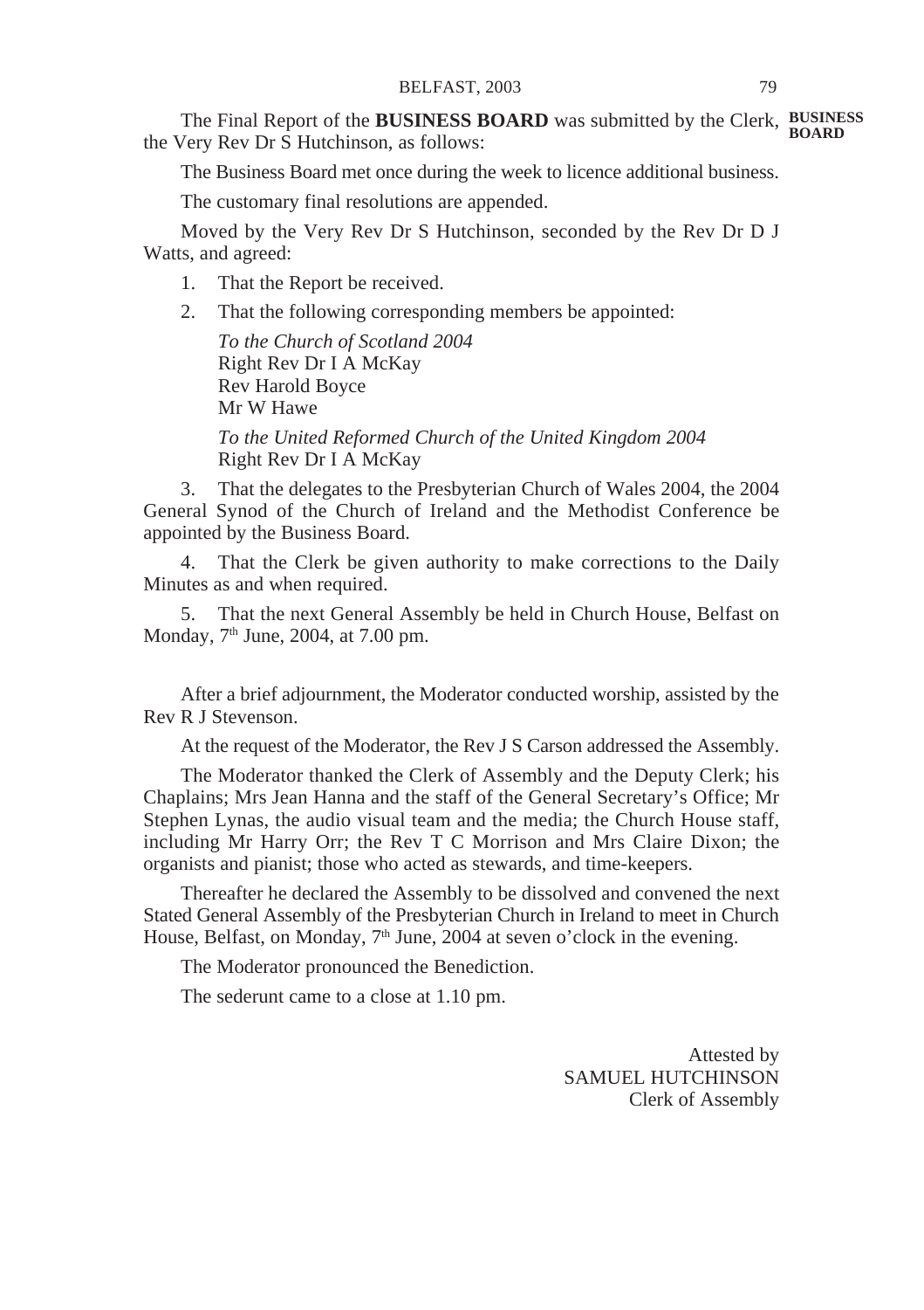The Final Report of the **BUSINESS BOARD** was submitted by the Clerk, the Very Rev Dr S Hutchinson, as follows:

**BUSINESS BOARD**

The Business Board met once during the week to licence additional business.

The customary final resolutions are appended.

Moved by the Very Rev Dr S Hutchinson, seconded by the Rev Dr D J Watts, and agreed:

1. That the Report be received.

2. That the following corresponding members be appointed:

   *To the Church of Scotland 2004*
   Right Rev Dr I A McKay
   Rev Harold Boyce
   Mr W Hawe

   *To the United Reformed Church of the United Kingdom 2004*
   Right Rev Dr I A McKay

3. That the delegates to the Presbyterian Church of Wales 2004, the 2004 General Synod of the Church of Ireland and the Methodist Conference be appointed by the Business Board.

4. That the Clerk be given authority to make corrections to the Daily Minutes as and when required.

5. That the next General Assembly be held in Church House, Belfast on Monday, 7th June, 2004, at 7.00 pm.

After a brief adjournment, the Moderator conducted worship, assisted by the Rev R J Stevenson.

At the request of the Moderator, the Rev J S Carson addressed the Assembly.

The Moderator thanked the Clerk of Assembly and the Deputy Clerk; his Chaplains; Mrs Jean Hanna and the staff of the General Secretary's Office; Mr Stephen Lynas, the audio visual team and the media; the Church House staff, including Mr Harry Orr; the Rev T C Morrison and Mrs Claire Dixon; the organists and pianist; those who acted as stewards, and time-keepers.

Thereafter he declared the Assembly to be dissolved and convened the next Stated General Assembly of the Presbyterian Church in Ireland to meet in Church House, Belfast, on Monday, 7th June, 2004 at seven o'clock in the evening.

The Moderator pronounced the Benediction.

The sederunt came to a close at 1.10 pm.

Attested by
SAMUEL HUTCHINSON
Clerk of Assembly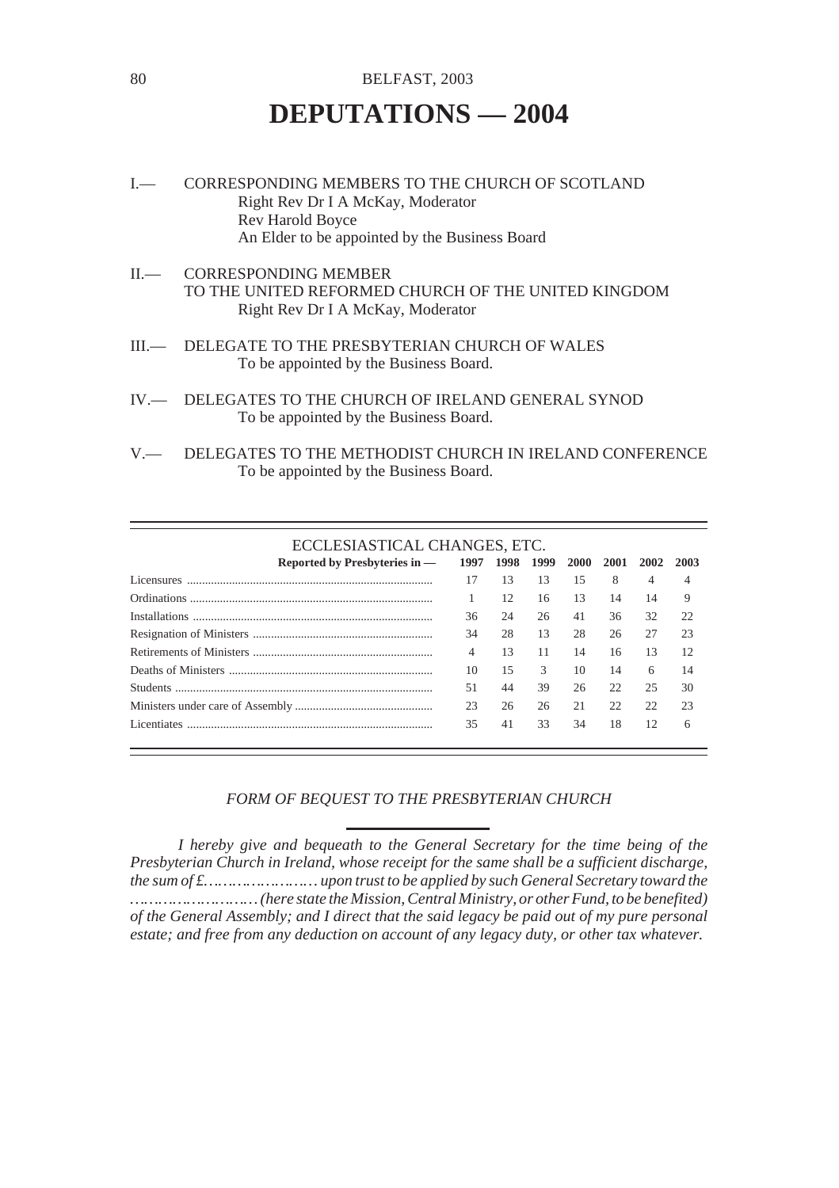# DEPUTATIONS — 2004

I.— CORRESPONDING MEMBERS TO THE CHURCH OF SCOTLAND
Right Rev Dr I A McKay, Moderator
Rev Harold Boyce
An Elder to be appointed by the Business Board

II.— CORRESPONDING MEMBER
TO THE UNITED REFORMED CHURCH OF THE UNITED KINGDOM
Right Rev Dr I A McKay, Moderator

III.— DELEGATE TO THE PRESBYTERIAN CHURCH OF WALES
To be appointed by the Business Board.

IV.— DELEGATES TO THE CHURCH OF IRELAND GENERAL SYNOD
To be appointed by the Business Board.

V.— DELEGATES TO THE METHODIST CHURCH IN IRELAND CONFERENCE
To be appointed by the Business Board.

## ECCLESIASTICAL CHANGES, ETC.

| Reported by Presbyteries in — | 1997 | 1998 | 1999 | 2000 | 2001 | 2002 | 2003 |
|---|---|---|---|---|---|---|---|
| Licensures | 17 | 13 | 13 | 15 | 8 | 4 | 4 |
| Ordinations | 1 | 12 | 16 | 13 | 14 | 14 | 9 |
| Installations | 36 | 24 | 26 | 41 | 36 | 32 | 22 |
| Resignation of Ministers | 34 | 28 | 13 | 28 | 26 | 27 | 23 |
| Retirements of Ministers | 4 | 13 | 11 | 14 | 16 | 13 | 12 |
| Deaths of Ministers | 10 | 15 | 3 | 10 | 14 | 6 | 14 |
| Students | 51 | 44 | 39 | 26 | 22 | 25 | 30 |
| Ministers under care of Assembly | 23 | 26 | 26 | 21 | 22 | 22 | 23 |
| Licentiates | 35 | 41 | 33 | 34 | 18 | 12 | 6 |

*FORM OF BEQUEST TO THE PRESBYTERIAN CHURCH*

*I hereby give and bequeath to the General Secretary for the time being of the Presbyterian Church in Ireland, whose receipt for the same shall be a sufficient discharge, the sum of £………………… upon trust to be applied by such General Secretary toward the ……………………(here state the Mission, Central Ministry, or other Fund, to be benefited) of the General Assembly; and I direct that the said legacy be paid out of my pure personal estate; and free from any deduction on account of any legacy duty, or other tax whatever.*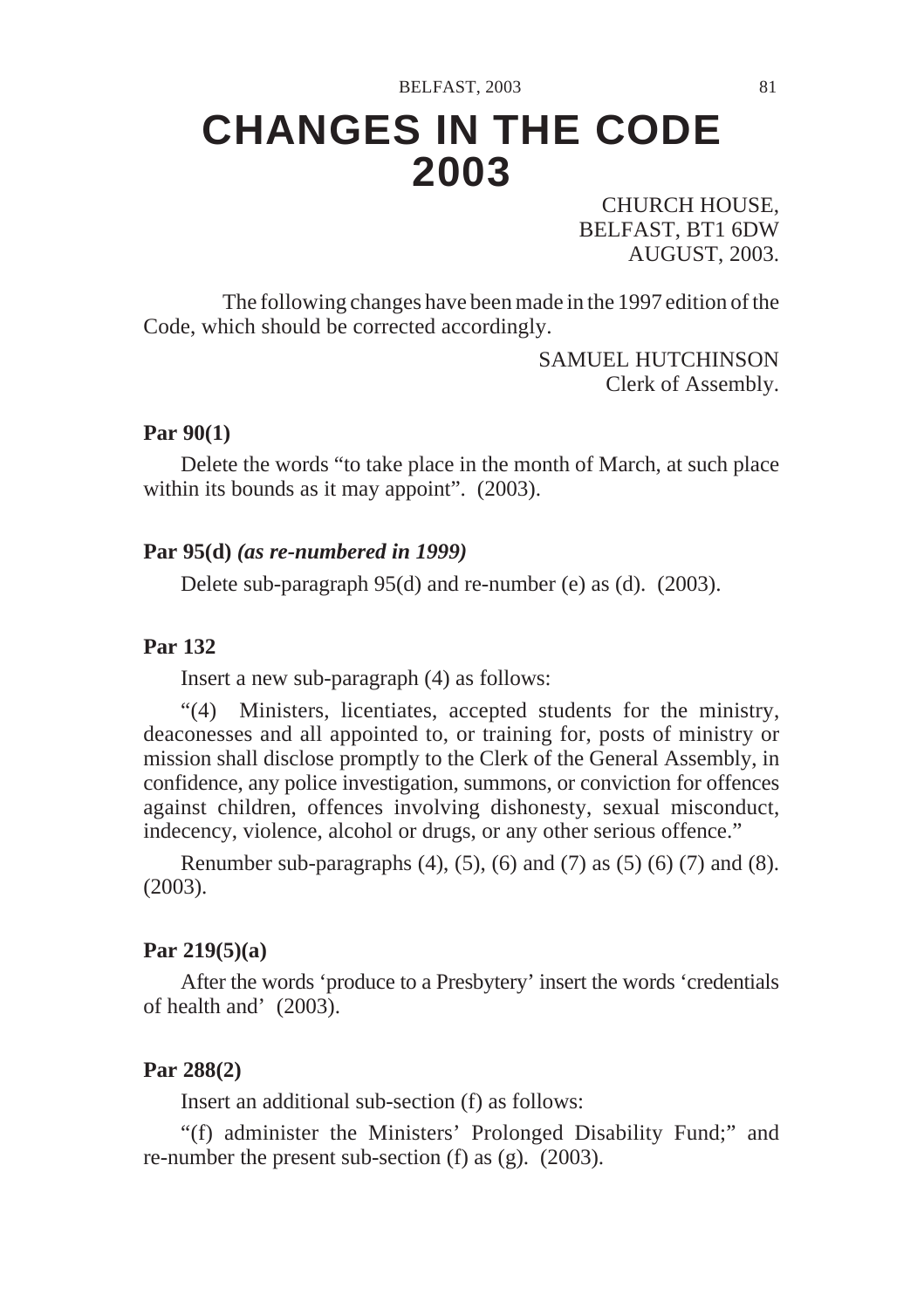# CHANGES IN THE CODE 2003

CHURCH HOUSE,
BELFAST, BT1 6DW
AUGUST, 2003.

The following changes have been made in the 1997 edition of the Code, which should be corrected accordingly.

SAMUEL HUTCHINSON
Clerk of Assembly.

**Par 90(1)**

Delete the words "to take place in the month of March, at such place within its bounds as it may appoint". (2003).

**Par 95(d)** ***(as re-numbered in 1999)***

Delete sub-paragraph 95(d) and re-number (e) as (d). (2003).

**Par 132**

Insert a new sub-paragraph (4) as follows:

"(4) Ministers, licentiates, accepted students for the ministry, deaconesses and all appointed to, or training for, posts of ministry or mission shall disclose promptly to the Clerk of the General Assembly, in confidence, any police investigation, summons, or conviction for offences against children, offences involving dishonesty, sexual misconduct, indecency, violence, alcohol or drugs, or any other serious offence."

Renumber sub-paragraphs (4), (5), (6) and (7) as (5) (6) (7) and (8). (2003).

**Par 219(5)(a)**

After the words 'produce to a Presbytery' insert the words 'credentials of health and' (2003).

**Par 288(2)**

Insert an additional sub-section (f) as follows:

"(f) administer the Ministers' Prolonged Disability Fund;" and re-number the present sub-section (f) as (g). (2003).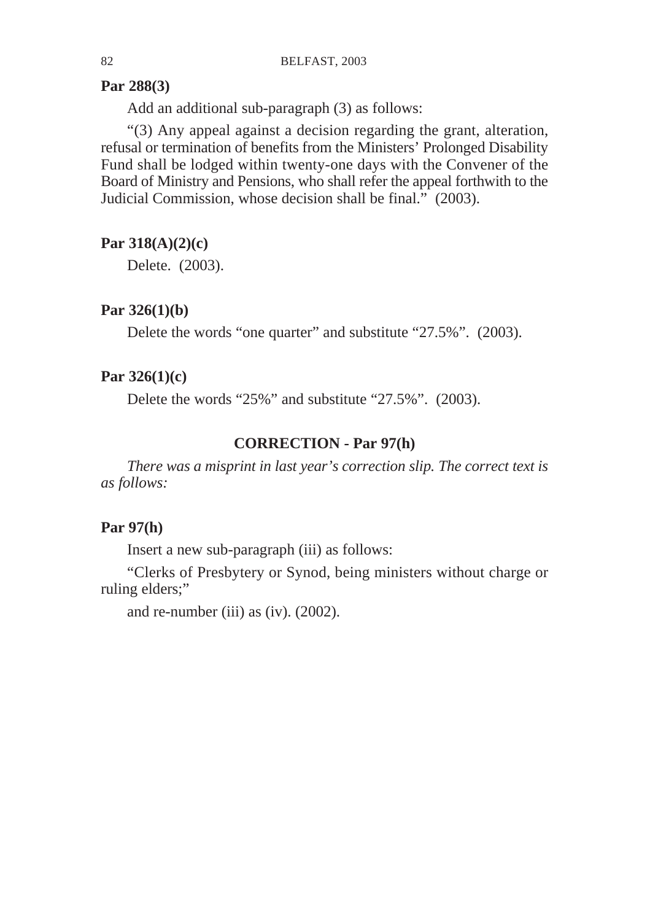**Par 288(3)**

Add an additional sub-paragraph (3) as follows:

"(3) Any appeal against a decision regarding the grant, alteration, refusal or termination of benefits from the Ministers' Prolonged Disability Fund shall be lodged within twenty-one days with the Convener of the Board of Ministry and Pensions, who shall refer the appeal forthwith to the Judicial Commission, whose decision shall be final." (2003).

**Par 318(A)(2)(c)**

Delete. (2003).

**Par 326(1)(b)**

Delete the words "one quarter" and substitute "27.5%". (2003).

**Par 326(1)(c)**

Delete the words "25%" and substitute "27.5%". (2003).

**CORRECTION - Par 97(h)**

*There was a misprint in last year's correction slip. The correct text is as follows:*

**Par 97(h)**

Insert a new sub-paragraph (iii) as follows:

"Clerks of Presbytery or Synod, being ministers without charge or ruling elders;"

and re-number (iii) as (iv). (2002).